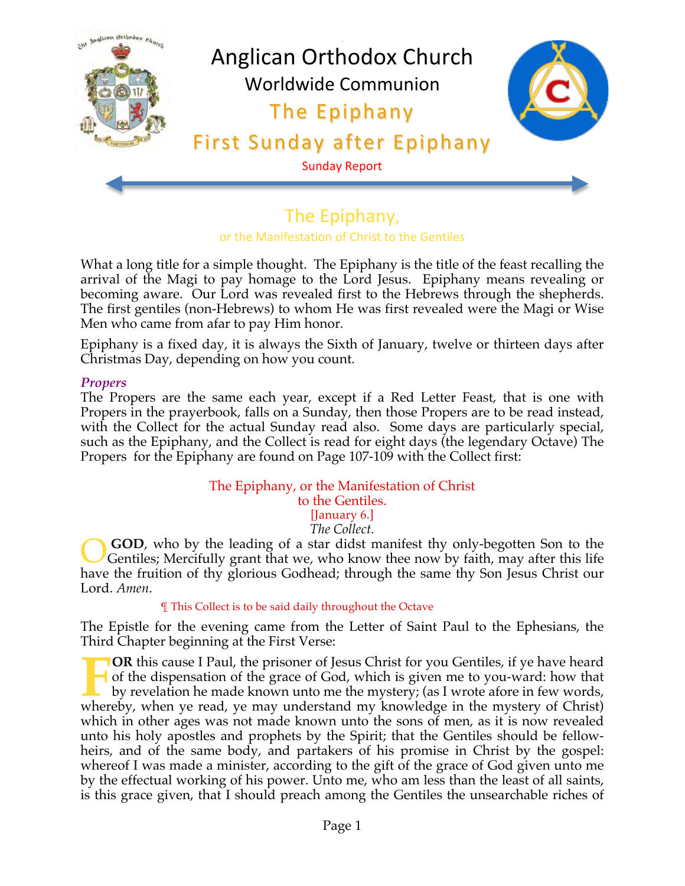# Anglican Orthodox Church

Worldwide Communion

## The Epiphany

## First Sunday after Epiphany

Sunday Report

## The Epiphany,

### or the Manifestation of Christ to the Gentiles

What a long title for a simple thought. The Epiphany is the title of the feast recalling the arrival of the Magi to pay homage to the Lord Jesus. Epiphany means revealing or becoming aware. Our Lord was revealed first to the Hebrews through the shepherds. The first gentiles (non-Hebrews) to whom He was first revealed were the Magi or Wise Men who came from afar to pay Him honor.

Epiphany is a fixed day, it is always the Sixth of January, twelve or thirteen days after Christmas Day, depending on how you count.

***Propers***

The Propers are the same each year, except if a Red Letter Feast, that is one with Propers in the prayerbook, falls on a Sunday, then those Propers are to be read instead, with the Collect for the actual Sunday read also. Some days are particularly special, such as the Epiphany, and the Collect is read for eight days (the legendary Octave) The Propers for the Epiphany are found on Page 107-109 with the Collect first:

The Epiphany, or the Manifestation of Christ to the Gentiles.

[January 6.]

*The Collect.*

O **GOD**, who by the leading of a star didst manifest thy only-begotten Son to the Gentiles; Mercifully grant that we, who know thee now by faith, may after this life have the fruition of thy glorious Godhead; through the same thy Son Jesus Christ our Lord. *Amen*.

¶ This Collect is to be said daily throughout the Octave

The Epistle for the evening came from the Letter of Saint Paul to the Ephesians, the Third Chapter beginning at the First Verse:

F**OR** this cause I Paul, the prisoner of Jesus Christ for you Gentiles, if ye have heard of the dispensation of the grace of God, which is given me to you-ward: how that by revelation he made known unto me the mystery; (as I wrote afore in few words, whereby, when ye read, ye may understand my knowledge in the mystery of Christ) which in other ages was not made known unto the sons of men, as it is now revealed unto his holy apostles and prophets by the Spirit; that the Gentiles should be fellow-heirs, and of the same body, and partakers of his promise in Christ by the gospel: whereof I was made a minister, according to the gift of the grace of God given unto me by the effectual working of his power. Unto me, who am less than the least of all saints, is this grace given, that I should preach among the Gentiles the unsearchable riches of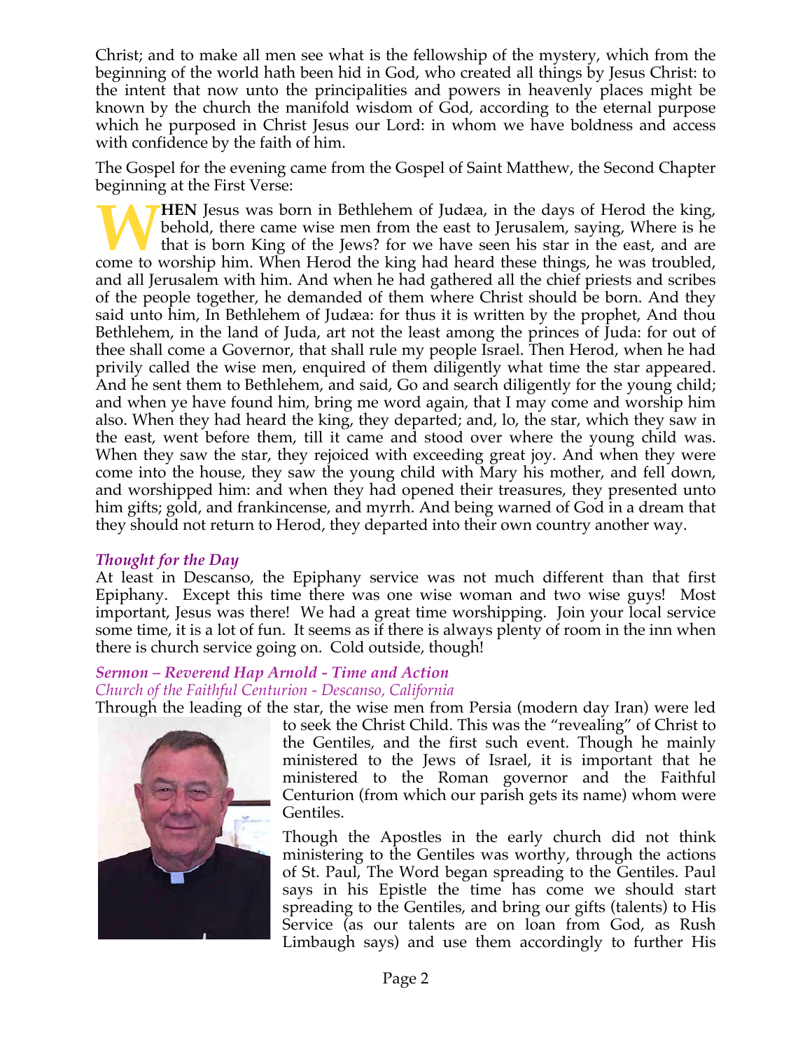Christ; and to make all men see what is the fellowship of the mystery, which from the beginning of the world hath been hid in God, who created all things by Jesus Christ: to the intent that now unto the principalities and powers in heavenly places might be known by the church the manifold wisdom of God, according to the eternal purpose which he purposed in Christ Jesus our Lord: in whom we have boldness and access with confidence by the faith of him.

The Gospel for the evening came from the Gospel of Saint Matthew, the Second Chapter beginning at the First Verse:

**WHEN** Jesus was born in Bethlehem of Judæa, in the days of Herod the king, behold, there came wise men from the east to Jerusalem, saying, Where is he that is born King of the Jews? for we have seen his star in the east, and are come to worship him. When Herod the king had heard these things, he was troubled, and all Jerusalem with him. And when he had gathered all the chief priests and scribes of the people together, he demanded of them where Christ should be born. And they said unto him, In Bethlehem of Judæa: for thus it is written by the prophet, And thou Bethlehem, in the land of Juda, art not the least among the princes of Juda: for out of thee shall come a Governor, that shall rule my people Israel. Then Herod, when he had privily called the wise men, enquired of them diligently what time the star appeared. And he sent them to Bethlehem, and said, Go and search diligently for the young child; and when ye have found him, bring me word again, that I may come and worship him also. When they had heard the king, they departed; and, lo, the star, which they saw in the east, went before them, till it came and stood over where the young child was. When they saw the star, they rejoiced with exceeding great joy. And when they were come into the house, they saw the young child with Mary his mother, and fell down, and worshipped him: and when they had opened their treasures, they presented unto him gifts; gold, and frankincense, and myrrh. And being warned of God in a dream that they should not return to Herod, they departed into their own country another way.

### *Thought for the Day*

At least in Descanso, the Epiphany service was not much different than that first Epiphany. Except this time there was one wise woman and two wise guys! Most important, Jesus was there! We had a great time worshipping. Join your local service some time, it is a lot of fun. It seems as if there is always plenty of room in the inn when there is church service going on. Cold outside, though!

### *Sermon – Reverend Hap Arnold - Time and Action*

*Church of the Faithful Centurion - Descanso, California*

Through the leading of the star, the wise men from Persia (modern day Iran) were led to seek the Christ Child. This was the "revealing" of Christ to the Gentiles, and the first such event. Though he mainly ministered to the Jews of Israel, it is important that he ministered to the Roman governor and the Faithful Centurion (from which our parish gets its name) whom were Gentiles.

Though the Apostles in the early church did not think ministering to the Gentiles was worthy, through the actions of St. Paul, The Word began spreading to the Gentiles. Paul says in his Epistle the time has come we should start spreading to the Gentiles, and bring our gifts (talents) to His Service (as our talents are on loan from God, as Rush Limbaugh says) and use them accordingly to further His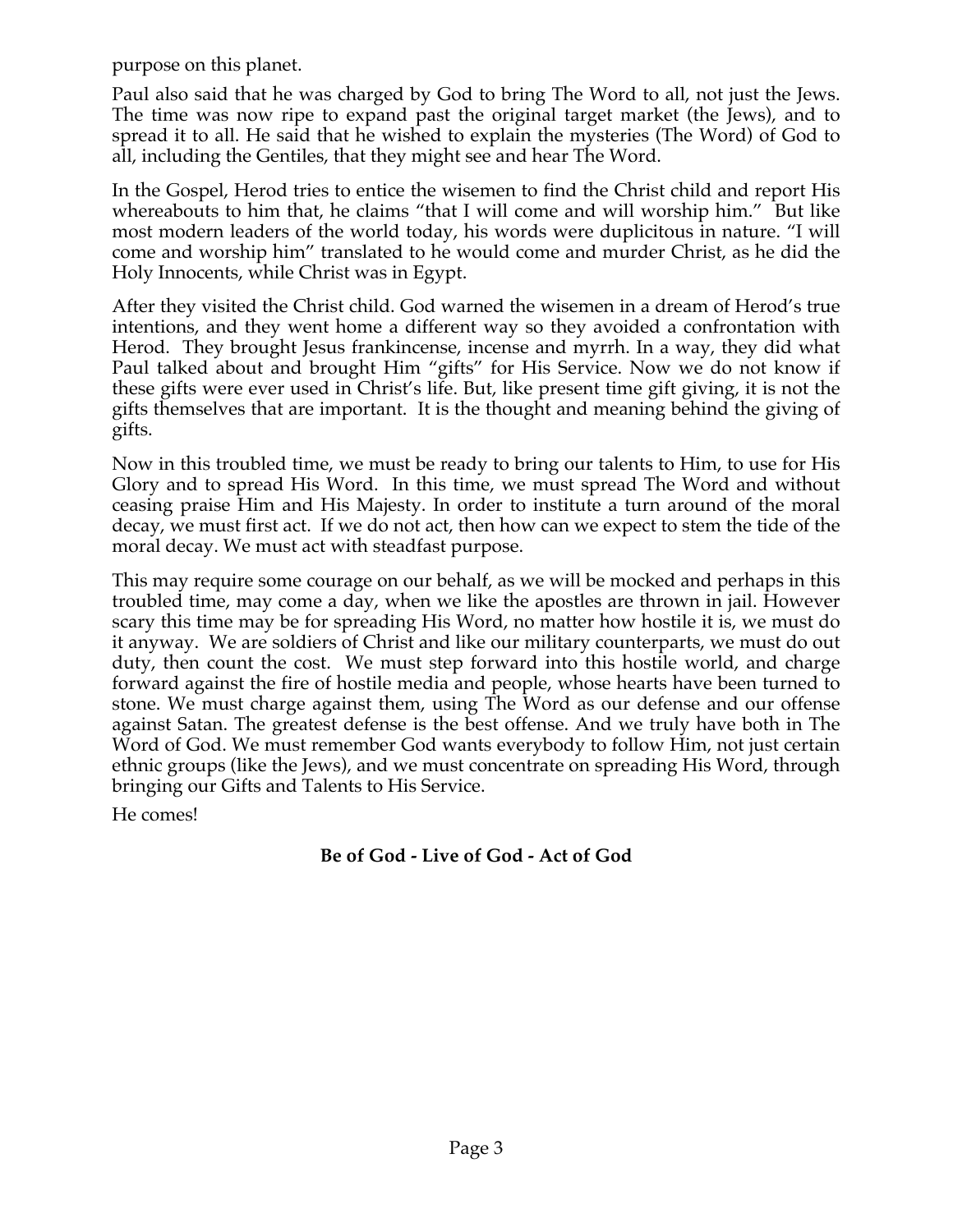purpose on this planet.

Paul also said that he was charged by God to bring The Word to all, not just the Jews. The time was now ripe to expand past the original target market (the Jews), and to spread it to all. He said that he wished to explain the mysteries (The Word) of God to all, including the Gentiles, that they might see and hear The Word.

In the Gospel, Herod tries to entice the wisemen to find the Christ child and report His whereabouts to him that, he claims "that I will come and will worship him." But like most modern leaders of the world today, his words were duplicitous in nature. "I will come and worship him" translated to he would come and murder Christ, as he did the Holy Innocents, while Christ was in Egypt.

After they visited the Christ child. God warned the wisemen in a dream of Herod's true intentions, and they went home a different way so they avoided a confrontation with Herod. They brought Jesus frankincense, incense and myrrh. In a way, they did what Paul talked about and brought Him "gifts" for His Service. Now we do not know if these gifts were ever used in Christ's life. But, like present time gift giving, it is not the gifts themselves that are important. It is the thought and meaning behind the giving of gifts.

Now in this troubled time, we must be ready to bring our talents to Him, to use for His Glory and to spread His Word. In this time, we must spread The Word and without ceasing praise Him and His Majesty. In order to institute a turn around of the moral decay, we must first act. If we do not act, then how can we expect to stem the tide of the moral decay. We must act with steadfast purpose.

This may require some courage on our behalf, as we will be mocked and perhaps in this troubled time, may come a day, when we like the apostles are thrown in jail. However scary this time may be for spreading His Word, no matter how hostile it is, we must do it anyway. We are soldiers of Christ and like our military counterparts, we must do out duty, then count the cost. We must step forward into this hostile world, and charge forward against the fire of hostile media and people, whose hearts have been turned to stone. We must charge against them, using The Word as our defense and our offense against Satan. The greatest defense is the best offense. And we truly have both in The Word of God. We must remember God wants everybody to follow Him, not just certain ethnic groups (like the Jews), and we must concentrate on spreading His Word, through bringing our Gifts and Talents to His Service.

He comes!

**Be of God - Live of God - Act of God**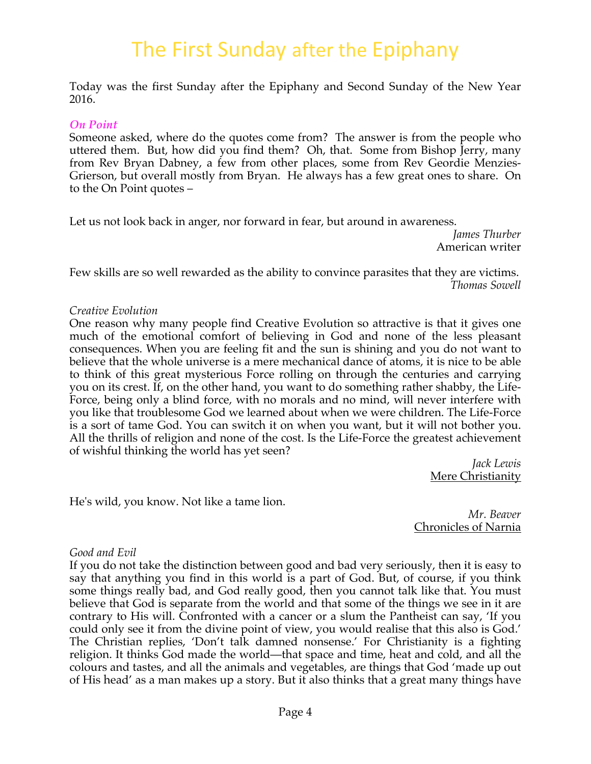# The First Sunday after the Epiphany

Today was the first Sunday after the Epiphany and Second Sunday of the New Year 2016.

***On Point***

Someone asked, where do the quotes come from? The answer is from the people who uttered them. But, how did you find them? Oh, that. Some from Bishop Jerry, many from Rev Bryan Dabney, a few from other places, some from Rev Geordie Menzies-Grierson, but overall mostly from Bryan. He always has a few great ones to share. On to the On Point quotes –

Let us not look back in anger, nor forward in fear, but around in awareness.

*James Thurber*
American writer

Few skills are so well rewarded as the ability to convince parasites that they are victims.

*Thomas Sowell*

*Creative Evolution*

One reason why many people find Creative Evolution so attractive is that it gives one much of the emotional comfort of believing in God and none of the less pleasant consequences. When you are feeling fit and the sun is shining and you do not want to believe that the whole universe is a mere mechanical dance of atoms, it is nice to be able to think of this great mysterious Force rolling on through the centuries and carrying you on its crest. If, on the other hand, you want to do something rather shabby, the Life-Force, being only a blind force, with no morals and no mind, will never interfere with you like that troublesome God we learned about when we were children. The Life-Force is a sort of tame God. You can switch it on when you want, but it will not bother you. All the thrills of religion and none of the cost. Is the Life-Force the greatest achievement of wishful thinking the world has yet seen?

*Jack Lewis*
Mere Christianity

He's wild, you know. Not like a tame lion.

*Mr. Beaver*
Chronicles of Narnia

*Good and Evil*

If you do not take the distinction between good and bad very seriously, then it is easy to say that anything you find in this world is a part of God. But, of course, if you think some things really bad, and God really good, then you cannot talk like that. You must believe that God is separate from the world and that some of the things we see in it are contrary to His will. Confronted with a cancer or a slum the Pantheist can say, 'If you could only see it from the divine point of view, you would realise that this also is God.' The Christian replies, 'Don't talk damned nonsense.' For Christianity is a fighting religion. It thinks God made the world—that space and time, heat and cold, and all the colours and tastes, and all the animals and vegetables, are things that God 'made up out of His head' as a man makes up a story. But it also thinks that a great many things have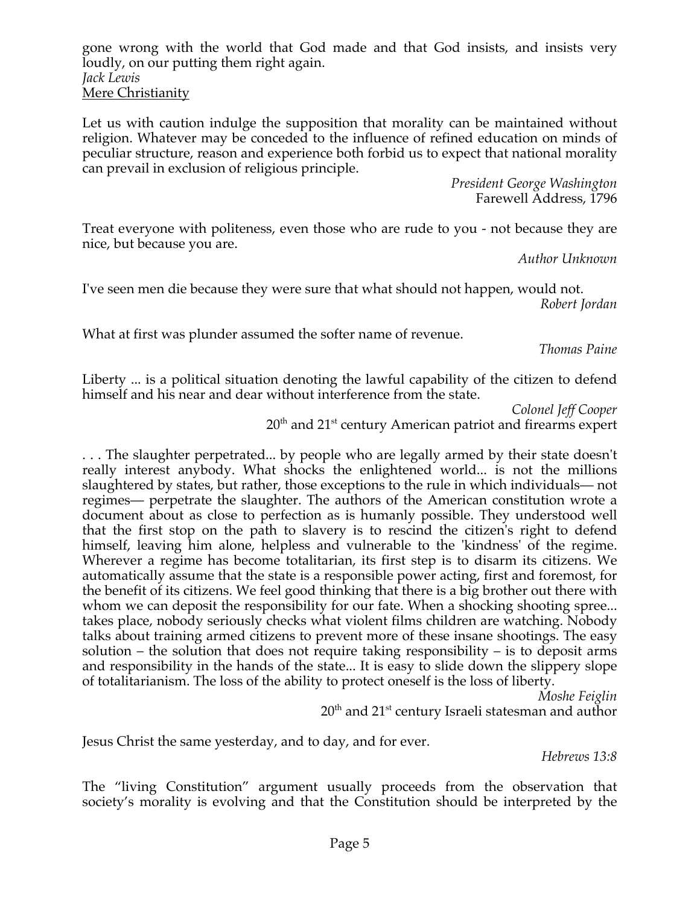gone wrong with the world that God made and that God insists, and insists very loudly, on our putting them right again.
*Jack Lewis*
Mere Christianity

Let us with caution indulge the supposition that morality can be maintained without religion. Whatever may be conceded to the influence of refined education on minds of peculiar structure, reason and experience both forbid us to expect that national morality can prevail in exclusion of religious principle.

*President George Washington*
Farewell Address, 1796

Treat everyone with politeness, even those who are rude to you - not because they are nice, but because you are.

*Author Unknown*

I've seen men die because they were sure that what should not happen, would not.

*Robert Jordan*

What at first was plunder assumed the softer name of revenue.

*Thomas Paine*

Liberty ... is a political situation denoting the lawful capability of the citizen to defend himself and his near and dear without interference from the state.

*Colonel Jeff Cooper*
20th and 21st century American patriot and firearms expert

. . . The slaughter perpetrated... by people who are legally armed by their state doesn't really interest anybody. What shocks the enlightened world... is not the millions slaughtered by states, but rather, those exceptions to the rule in which individuals— not regimes— perpetrate the slaughter. The authors of the American constitution wrote a document about as close to perfection as is humanly possible. They understood well that the first stop on the path to slavery is to rescind the citizen's right to defend himself, leaving him alone, helpless and vulnerable to the 'kindness' of the regime. Wherever a regime has become totalitarian, its first step is to disarm its citizens. We automatically assume that the state is a responsible power acting, first and foremost, for the benefit of its citizens. We feel good thinking that there is a big brother out there with whom we can deposit the responsibility for our fate. When a shocking shooting spree... takes place, nobody seriously checks what violent films children are watching. Nobody talks about training armed citizens to prevent more of these insane shootings. The easy solution – the solution that does not require taking responsibility – is to deposit arms and responsibility in the hands of the state... It is easy to slide down the slippery slope of totalitarianism. The loss of the ability to protect oneself is the loss of liberty.

*Moshe Feiglin*
20th and 21st century Israeli statesman and author

Jesus Christ the same yesterday, and to day, and for ever.

*Hebrews 13:8*

The "living Constitution" argument usually proceeds from the observation that society's morality is evolving and that the Constitution should be interpreted by the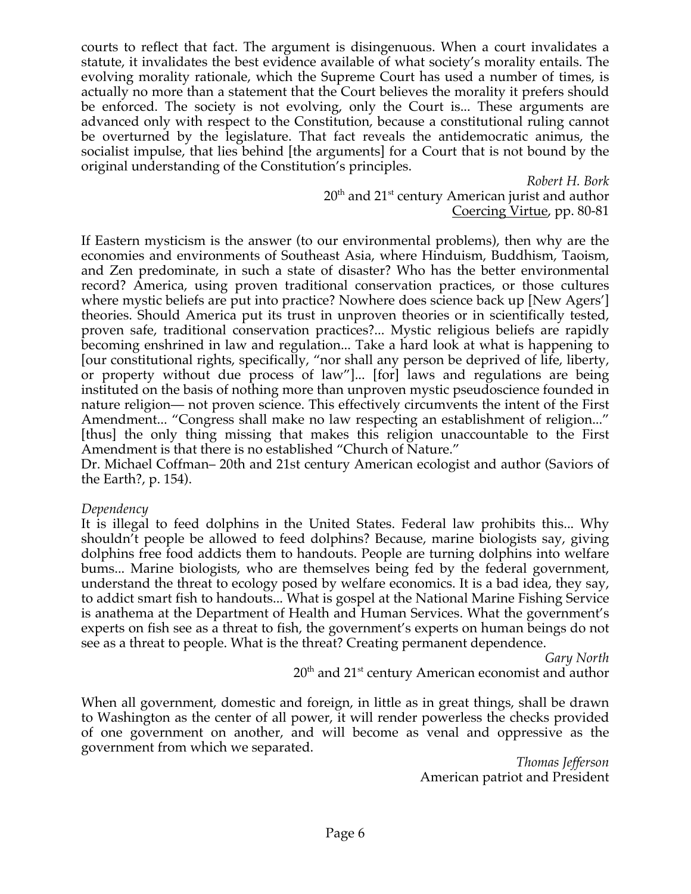courts to reflect that fact. The argument is disingenuous. When a court invalidates a statute, it invalidates the best evidence available of what society's morality entails. The evolving morality rationale, which the Supreme Court has used a number of times, is actually no more than a statement that the Court believes the morality it prefers should be enforced. The society is not evolving, only the Court is... These arguments are advanced only with respect to the Constitution, because a constitutional ruling cannot be overturned by the legislature. That fact reveals the antidemocratic animus, the socialist impulse, that lies behind [the arguments] for a Court that is not bound by the original understanding of the Constitution's principles.

*Robert H. Bork*
20th and 21st century American jurist and author
Coercing Virtue, pp. 80-81

If Eastern mysticism is the answer (to our environmental problems), then why are the economies and environments of Southeast Asia, where Hinduism, Buddhism, Taoism, and Zen predominate, in such a state of disaster? Who has the better environmental record? America, using proven traditional conservation practices, or those cultures where mystic beliefs are put into practice? Nowhere does science back up [New Agers'] theories. Should America put its trust in unproven theories or in scientifically tested, proven safe, traditional conservation practices?... Mystic religious beliefs are rapidly becoming enshrined in law and regulation... Take a hard look at what is happening to [our constitutional rights, specifically, "nor shall any person be deprived of life, liberty, or property without due process of law"]... [for] laws and regulations are being instituted on the basis of nothing more than unproven mystic pseudoscience founded in nature religion— not proven science. This effectively circumvents the intent of the First Amendment... "Congress shall make no law respecting an establishment of religion..." [thus] the only thing missing that makes this religion unaccountable to the First Amendment is that there is no established "Church of Nature."
Dr. Michael Coffman– 20th and 21st century American ecologist and author (Saviors of the Earth?, p. 154).

*Dependency*
It is illegal to feed dolphins in the United States. Federal law prohibits this... Why shouldn't people be allowed to feed dolphins? Because, marine biologists say, giving dolphins free food addicts them to handouts. People are turning dolphins into welfare bums... Marine biologists, who are themselves being fed by the federal government, understand the threat to ecology posed by welfare economics. It is a bad idea, they say, to addict smart fish to handouts... What is gospel at the National Marine Fishing Service is anathema at the Department of Health and Human Services. What the government's experts on fish see as a threat to fish, the government's experts on human beings do not see as a threat to people. What is the threat? Creating permanent dependence.

*Gary North*
20th and 21st century American economist and author

When all government, domestic and foreign, in little as in great things, shall be drawn to Washington as the center of all power, it will render powerless the checks provided of one government on another, and will become as venal and oppressive as the government from which we separated.

*Thomas Jefferson*
American patriot and President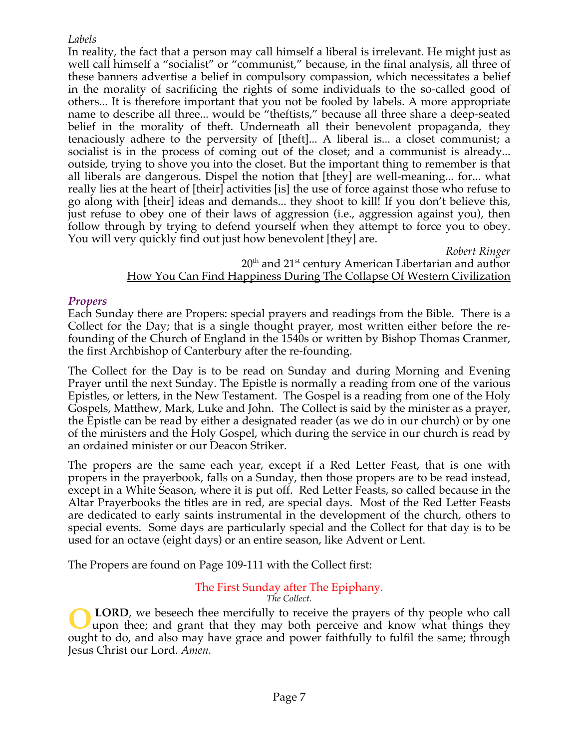*Labels*

In reality, the fact that a person may call himself a liberal is irrelevant. He might just as well call himself a "socialist" or "communist," because, in the final analysis, all three of these banners advertise a belief in compulsory compassion, which necessitates a belief in the morality of sacrificing the rights of some individuals to the so-called good of others... It is therefore important that you not be fooled by labels. A more appropriate name to describe all three... would be "theftists," because all three share a deep-seated belief in the morality of theft. Underneath all their benevolent propaganda, they tenaciously adhere to the perversity of [theft]... A liberal is... a closet communist; a socialist is in the process of coming out of the closet; and a communist is already... outside, trying to shove you into the closet. But the important thing to remember is that all liberals are dangerous. Dispel the notion that [they] are well-meaning... for... what really lies at the heart of [their] activities [is] the use of force against those who refuse to go along with [their] ideas and demands... they shoot to kill! If you don't believe this, just refuse to obey one of their laws of aggression (i.e., aggression against you), then follow through by trying to defend yourself when they attempt to force you to obey. You will very quickly find out just how benevolent [they] are.

*Robert Ringer*
20th and 21st century American Libertarian and author
How You Can Find Happiness During The Collapse Of Western Civilization

## *Propers*

Each Sunday there are Propers: special prayers and readings from the Bible. There is a Collect for the Day; that is a single thought prayer, most written either before the re-founding of the Church of England in the 1540s or written by Bishop Thomas Cranmer, the first Archbishop of Canterbury after the re-founding.

The Collect for the Day is to be read on Sunday and during Morning and Evening Prayer until the next Sunday. The Epistle is normally a reading from one of the various Epistles, or letters, in the New Testament. The Gospel is a reading from one of the Holy Gospels, Matthew, Mark, Luke and John. The Collect is said by the minister as a prayer, the Epistle can be read by either a designated reader (as we do in our church) or by one of the ministers and the Holy Gospel, which during the service in our church is read by an ordained minister or our Deacon Striker.

The propers are the same each year, except if a Red Letter Feast, that is one with propers in the prayerbook, falls on a Sunday, then those propers are to be read instead, except in a White Season, where it is put off. Red Letter Feasts, so called because in the Altar Prayerbooks the titles are in red, are special days. Most of the Red Letter Feasts are dedicated to early saints instrumental in the development of the church, others to special events. Some days are particularly special and the Collect for that day is to be used for an octave (eight days) or an entire season, like Advent or Lent.

The Propers are found on Page 109-111 with the Collect first:

### The First Sunday after The Epiphany.

*The Collect.*

**O LORD**, we beseech thee mercifully to receive the prayers of thy people who call upon thee; and grant that they may both perceive and know what things they ought to do, and also may have grace and power faithfully to fulfil the same; through Jesus Christ our Lord. *Amen.*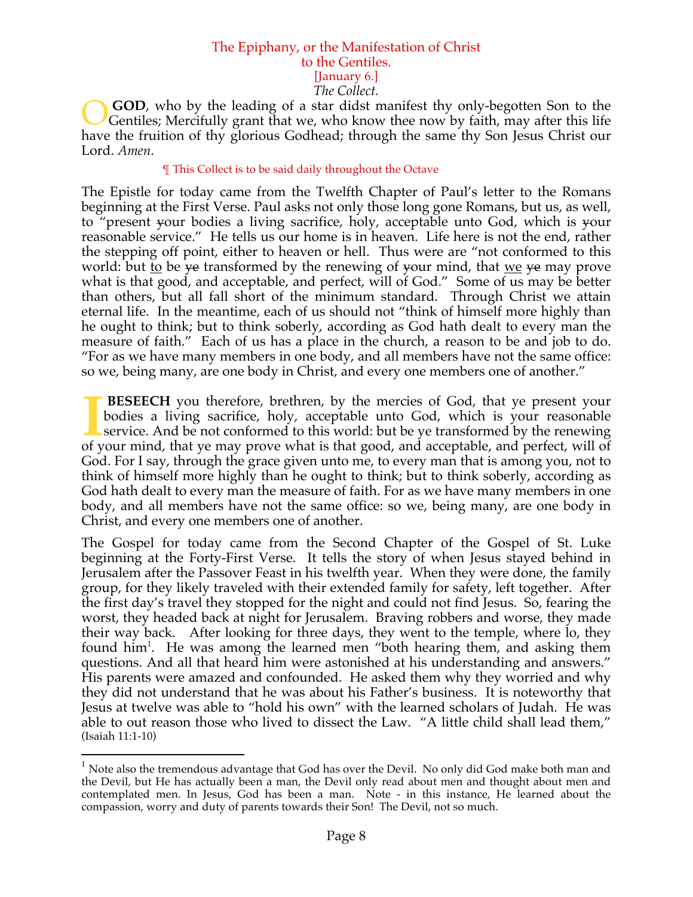# The Epiphany, or the Manifestation of Christ to the Gentiles.

[January 6.]

*The Collect.*

**O GOD**, who by the leading of a star didst manifest thy only-begotten Son to the Gentiles; Mercifully grant that we, who know thee now by faith, may after this life have the fruition of thy glorious Godhead; through the same thy Son Jesus Christ our Lord. *Amen*.

¶ This Collect is to be said daily throughout the Octave

The Epistle for today came from the Twelfth Chapter of Paul's letter to the Romans beginning at the First Verse. Paul asks not only those long gone Romans, but us, as well, to "present ~~y~~our bodies a living sacrifice, holy, acceptable unto God, which is ~~y~~our reasonable service." He tells us our home is in heaven. Life here is not the end, rather the stepping off point, either to heaven or hell. Thus were are "not conformed to this world: but to be ~~ye~~ transformed by the renewing of ~~y~~our mind, that we ~~ye~~ may prove what is that good, and acceptable, and perfect, will of God." Some of us may be better than others, but all fall short of the minimum standard. Through Christ we attain eternal life. In the meantime, each of us should not "think of himself more highly than he ought to think; but to think soberly, according as God hath dealt to every man the measure of faith." Each of us has a place in the church, a reason to be and job to do. "For as we have many members in one body, and all members have not the same office: so we, being many, are one body in Christ, and every one members one of another."

**I BESEECH** you therefore, brethren, by the mercies of God, that ye present your bodies a living sacrifice, holy, acceptable unto God, which is your reasonable service. And be not conformed to this world: but be ye transformed by the renewing of your mind, that ye may prove what is that good, and acceptable, and perfect, will of God. For I say, through the grace given unto me, to every man that is among you, not to think of himself more highly than he ought to think; but to think soberly, according as God hath dealt to every man the measure of faith. For as we have many members in one body, and all members have not the same office: so we, being many, are one body in Christ, and every one members one of another.

The Gospel for today came from the Second Chapter of the Gospel of St. Luke beginning at the Forty-First Verse. It tells the story of when Jesus stayed behind in Jerusalem after the Passover Feast in his twelfth year. When they were done, the family group, for they likely traveled with their extended family for safety, left together. After the first day's travel they stopped for the night and could not find Jesus. So, fearing the worst, they headed back at night for Jerusalem. Braving robbers and worse, they made their way back. After looking for three days, they went to the temple, where lo, they found him[1]. He was among the learned men "both hearing them, and asking them questions. And all that heard him were astonished at his understanding and answers." His parents were amazed and confounded. He asked them why they worried and why they did not understand that he was about his Father's business. It is noteworthy that Jesus at twelve was able to "hold his own" with the learned scholars of Judah. He was able to out reason those who lived to dissect the Law. "A little child shall lead them," (Isaiah 11:1-10)

[1] Note also the tremendous advantage that God has over the Devil. No only did God make both man and the Devil, but He has actually been a man, the Devil only read about men and thought about men and contemplated men. In Jesus, God has been a man. Note - in this instance, He learned about the compassion, worry and duty of parents towards their Son! The Devil, not so much.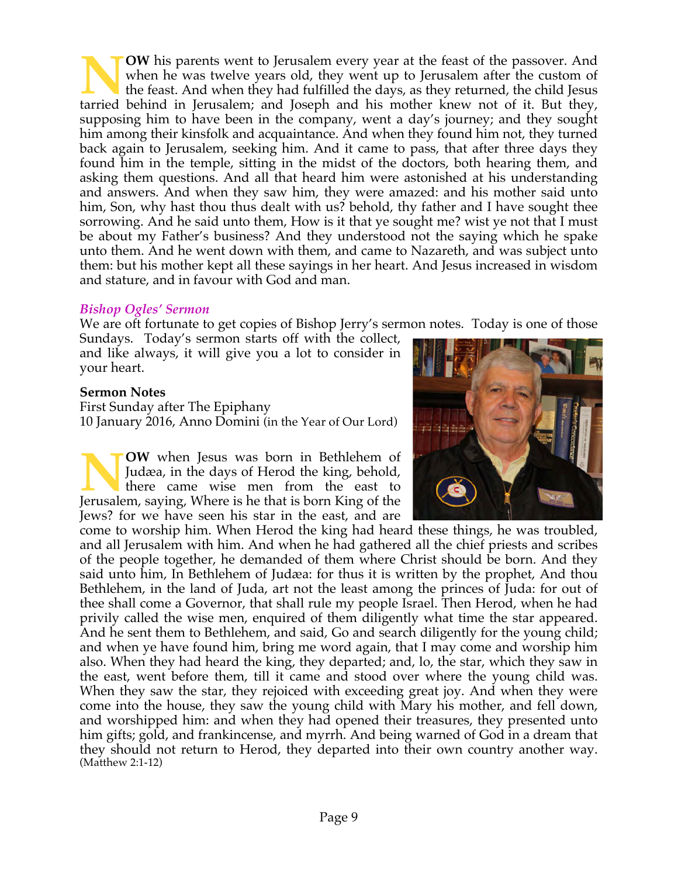**NOW** his parents went to Jerusalem every year at the feast of the passover. And when he was twelve years old, they went up to Jerusalem after the custom of the feast. And when they had fulfilled the days, as they returned, the child Jesus tarried behind in Jerusalem; and Joseph and his mother knew not of it. But they, supposing him to have been in the company, went a day's journey; and they sought him among their kinsfolk and acquaintance. And when they found him not, they turned back again to Jerusalem, seeking him. And it came to pass, that after three days they found him in the temple, sitting in the midst of the doctors, both hearing them, and asking them questions. And all that heard him were astonished at his understanding and answers. And when they saw him, they were amazed: and his mother said unto him, Son, why hast thou thus dealt with us? behold, thy father and I have sought thee sorrowing. And he said unto them, How is it that ye sought me? wist ye not that I must be about my Father's business? And they understood not the saying which he spake unto them. And he went down with them, and came to Nazareth, and was subject unto them: but his mother kept all these sayings in her heart. And Jesus increased in wisdom and stature, and in favour with God and man.

### *Bishop Ogles' Sermon*

We are oft fortunate to get copies of Bishop Jerry's sermon notes. Today is one of those Sundays. Today's sermon starts off with the collect, and like always, it will give you a lot to consider in your heart.

**Sermon Notes**
First Sunday after The Epiphany
10 January 2016, Anno Domini (in the Year of Our Lord)

**NOW** when Jesus was born in Bethlehem of Judæa, in the days of Herod the king, behold, there came wise men from the east to Jerusalem, saying, Where is he that is born King of the Jews? for we have seen his star in the east, and are come to worship him. When Herod the king had heard these things, he was troubled, and all Jerusalem with him. And when he had gathered all the chief priests and scribes of the people together, he demanded of them where Christ should be born. And they said unto him, In Bethlehem of Judæa: for thus it is written by the prophet, And thou Bethlehem, in the land of Juda, art not the least among the princes of Juda: for out of thee shall come a Governor, that shall rule my people Israel. Then Herod, when he had privily called the wise men, enquired of them diligently what time the star appeared. And he sent them to Bethlehem, and said, Go and search diligently for the young child; and when ye have found him, bring me word again, that I may come and worship him also. When they had heard the king, they departed; and, lo, the star, which they saw in the east, went before them, till it came and stood over where the young child was. When they saw the star, they rejoiced with exceeding great joy. And when they were come into the house, they saw the young child with Mary his mother, and fell down, and worshipped him: and when they had opened their treasures, they presented unto him gifts; gold, and frankincense, and myrrh. And being warned of God in a dream that they should not return to Herod, they departed into their own country another way. (Matthew 2:1-12)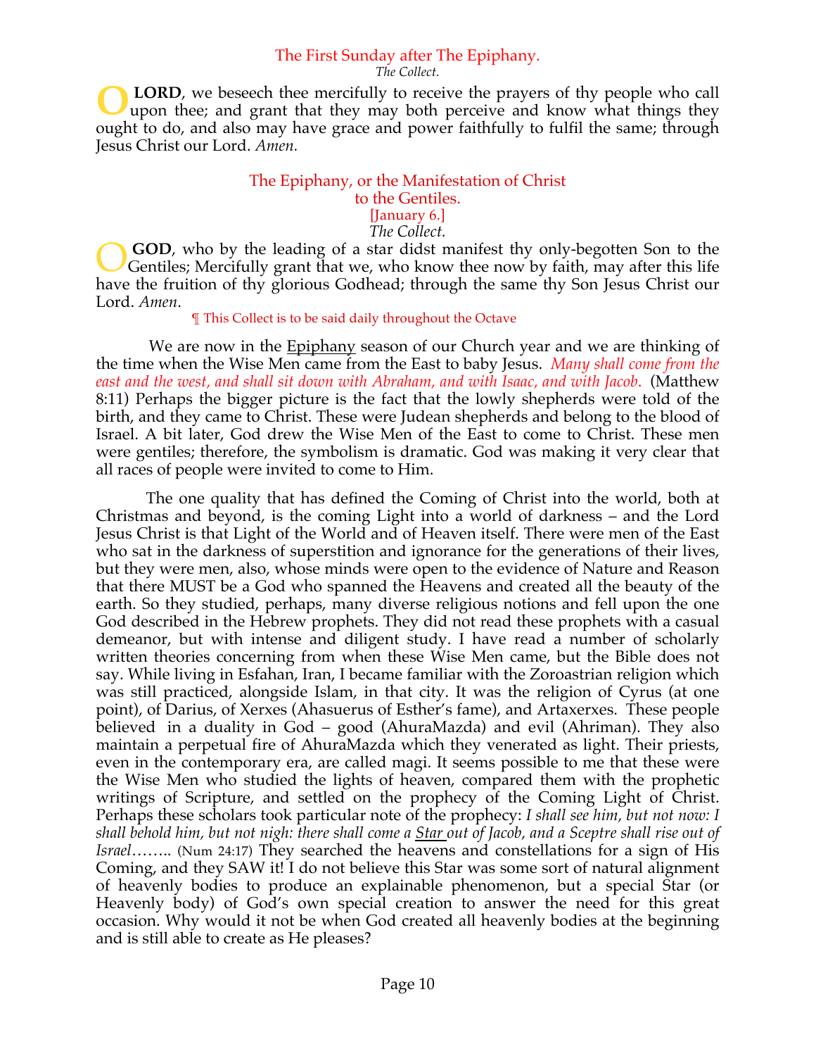## The First Sunday after The Epiphany.

*The Collect.*

O **LORD**, we beseech thee mercifully to receive the prayers of thy people who call upon thee; and grant that they may both perceive and know what things they ought to do, and also may have grace and power faithfully to fulfil the same; through Jesus Christ our Lord. *Amen.*

## The Epiphany, or the Manifestation of Christ to the Gentiles.

[January 6.]

*The Collect.*

O **GOD**, who by the leading of a star didst manifest thy only-begotten Son to the Gentiles; Mercifully grant that we, who know thee now by faith, may after this life have the fruition of thy glorious Godhead; through the same thy Son Jesus Christ our Lord. *Amen*.

¶ This Collect is to be said daily throughout the Octave

We are now in the Epiphany season of our Church year and we are thinking of the time when the Wise Men came from the East to baby Jesus. *Many shall come from the east and the west, and shall sit down with Abraham, and with Isaac, and with Jacob*. (Matthew 8:11) Perhaps the bigger picture is the fact that the lowly shepherds were told of the birth, and they came to Christ. These were Judean shepherds and belong to the blood of Israel. A bit later, God drew the Wise Men of the East to come to Christ. These men were gentiles; therefore, the symbolism is dramatic. God was making it very clear that all races of people were invited to come to Him.

The one quality that has defined the Coming of Christ into the world, both at Christmas and beyond, is the coming Light into a world of darkness – and the Lord Jesus Christ is that Light of the World and of Heaven itself. There were men of the East who sat in the darkness of superstition and ignorance for the generations of their lives, but they were men, also, whose minds were open to the evidence of Nature and Reason that there MUST be a God who spanned the Heavens and created all the beauty of the earth. So they studied, perhaps, many diverse religious notions and fell upon the one God described in the Hebrew prophets. They did not read these prophets with a casual demeanor, but with intense and diligent study. I have read a number of scholarly written theories concerning from when these Wise Men came, but the Bible does not say. While living in Esfahan, Iran, I became familiar with the Zoroastrian religion which was still practiced, alongside Islam, in that city. It was the religion of Cyrus (at one point), of Darius, of Xerxes (Ahasuerus of Esther's fame), and Artaxerxes. These people believed in a duality in God – good (AhuraMazda) and evil (Ahriman). They also maintain a perpetual fire of AhuraMazda which they venerated as light. Their priests, even in the contemporary era, are called magi. It seems possible to me that these were the Wise Men who studied the lights of heaven, compared them with the prophetic writings of Scripture, and settled on the prophecy of the Coming Light of Christ. Perhaps these scholars took particular note of the prophecy: *I shall see him, but not now: I shall behold him, but not nigh: there shall come a Star out of Jacob, and a Sceptre shall rise out of Israel……..* (Num 24:17) They searched the heavens and constellations for a sign of His Coming, and they SAW it! I do not believe this Star was some sort of natural alignment of heavenly bodies to produce an explainable phenomenon, but a special Star (or Heavenly body) of God's own special creation to answer the need for this great occasion. Why would it not be when God created all heavenly bodies at the beginning and is still able to create as He pleases?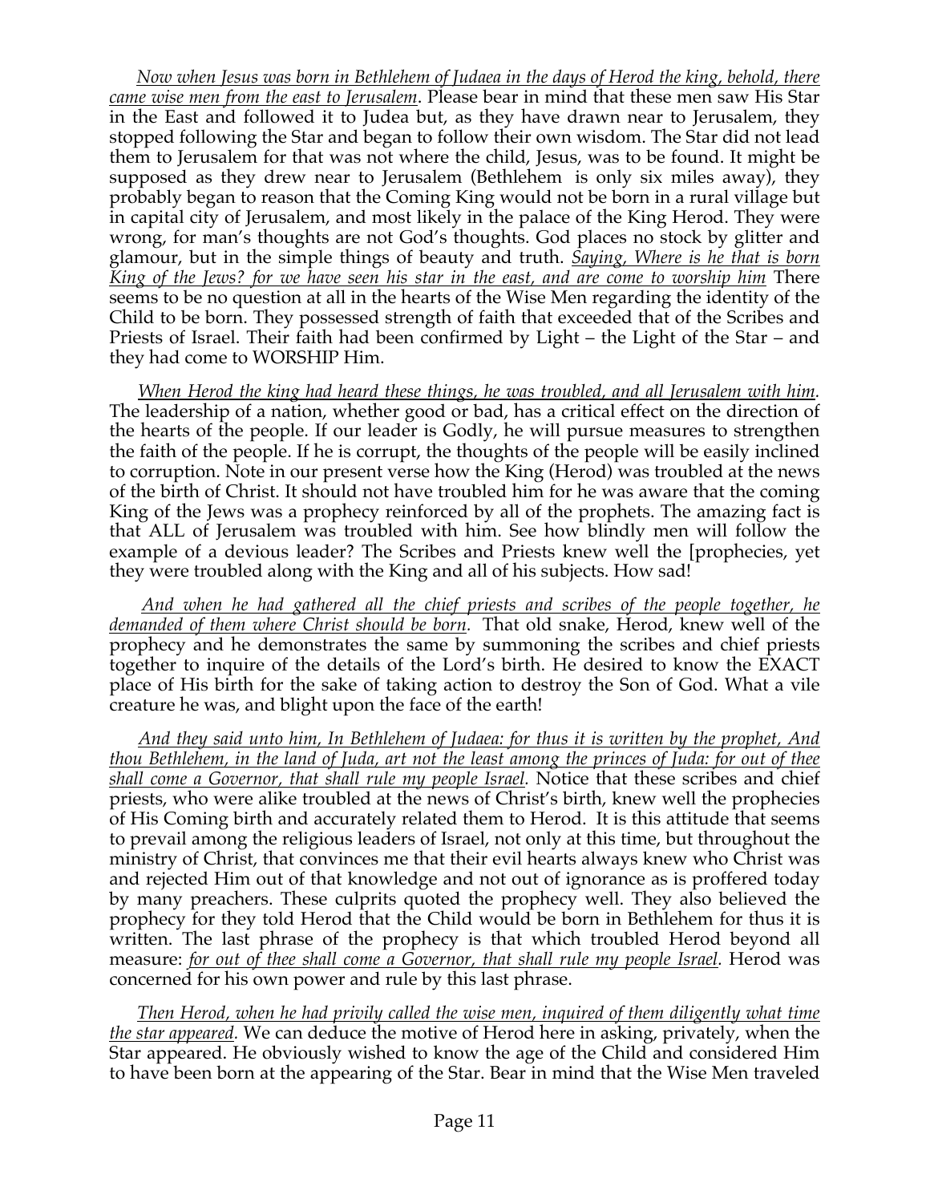*Now when Jesus was born in Bethlehem of Judaea in the days of Herod the king, behold, there came wise men from the east to Jerusalem*. Please bear in mind that these men saw His Star in the East and followed it to Judea but, as they have drawn near to Jerusalem, they stopped following the Star and began to follow their own wisdom. The Star did not lead them to Jerusalem for that was not where the child, Jesus, was to be found. It might be supposed as they drew near to Jerusalem (Bethlehem is only six miles away), they probably began to reason that the Coming King would not be born in a rural village but in capital city of Jerusalem, and most likely in the palace of the King Herod. They were wrong, for man's thoughts are not God's thoughts. God places no stock by glitter and glamour, but in the simple things of beauty and truth. *Saying, Where is he that is born King of the Jews? for we have seen his star in the east, and are come to worship him* There seems to be no question at all in the hearts of the Wise Men regarding the identity of the Child to be born. They possessed strength of faith that exceeded that of the Scribes and Priests of Israel. Their faith had been confirmed by Light – the Light of the Star – and they had come to WORSHIP Him.

*When Herod the king had heard these things, he was troubled, and all Jerusalem with him.* The leadership of a nation, whether good or bad, has a critical effect on the direction of the hearts of the people. If our leader is Godly, he will pursue measures to strengthen the faith of the people. If he is corrupt, the thoughts of the people will be easily inclined to corruption. Note in our present verse how the King (Herod) was troubled at the news of the birth of Christ. It should not have troubled him for he was aware that the coming King of the Jews was a prophecy reinforced by all of the prophets. The amazing fact is that ALL of Jerusalem was troubled with him. See how blindly men will follow the example of a devious leader? The Scribes and Priests knew well the [prophecies, yet they were troubled along with the King and all of his subjects. How sad!

*And when he had gathered all the chief priests and scribes of the people together, he demanded of them where Christ should be born.* That old snake, Herod, knew well of the prophecy and he demonstrates the same by summoning the scribes and chief priests together to inquire of the details of the Lord's birth. He desired to know the EXACT place of His birth for the sake of taking action to destroy the Son of God. What a vile creature he was, and blight upon the face of the earth!

*And they said unto him, In Bethlehem of Judaea: for thus it is written by the prophet, And thou Bethlehem, in the land of Juda, art not the least among the princes of Juda: for out of thee shall come a Governor, that shall rule my people Israel.* Notice that these scribes and chief priests, who were alike troubled at the news of Christ's birth, knew well the prophecies of His Coming birth and accurately related them to Herod. It is this attitude that seems to prevail among the religious leaders of Israel, not only at this time, but throughout the ministry of Christ, that convinces me that their evil hearts always knew who Christ was and rejected Him out of that knowledge and not out of ignorance as is proffered today by many preachers. These culprits quoted the prophecy well. They also believed the prophecy for they told Herod that the Child would be born in Bethlehem for thus it is written. The last phrase of the prophecy is that which troubled Herod beyond all measure: *for out of thee shall come a Governor, that shall rule my people Israel.* Herod was concerned for his own power and rule by this last phrase.

*Then Herod, when he had privily called the wise men, inquired of them diligently what time the star appeared.* We can deduce the motive of Herod here in asking, privately, when the Star appeared. He obviously wished to know the age of the Child and considered Him to have been born at the appearing of the Star. Bear in mind that the Wise Men traveled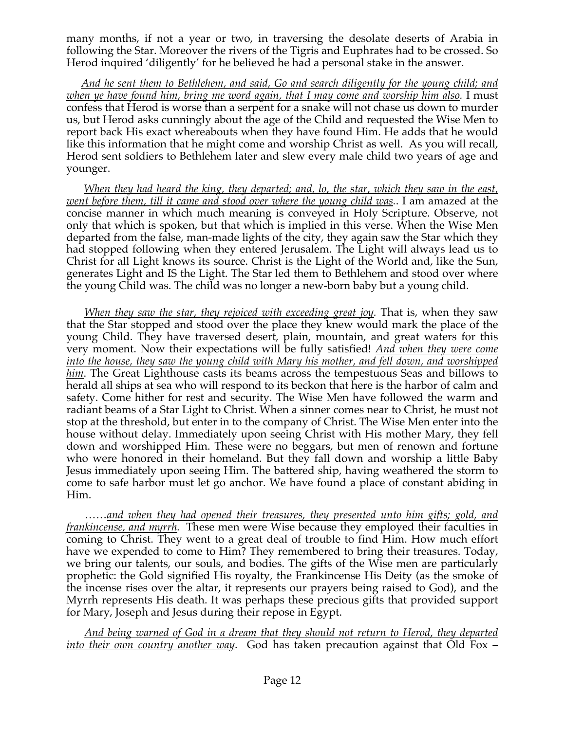many months, if not a year or two, in traversing the desolate deserts of Arabia in following the Star. Moreover the rivers of the Tigris and Euphrates had to be crossed. So Herod inquired 'diligently' for he believed he had a personal stake in the answer.

*And he sent them to Bethlehem, and said, Go and search diligently for the young child; and when ye have found him, bring me word again, that I may come and worship him also.* I must confess that Herod is worse than a serpent for a snake will not chase us down to murder us, but Herod asks cunningly about the age of the Child and requested the Wise Men to report back His exact whereabouts when they have found Him. He adds that he would like this information that he might come and worship Christ as well. As you will recall, Herod sent soldiers to Bethlehem later and slew every male child two years of age and younger.

*When they had heard the king, they departed; and, lo, the star, which they saw in the east, went before them, till it came and stood over where the young child was.*. I am amazed at the concise manner in which much meaning is conveyed in Holy Scripture. Observe, not only that which is spoken, but that which is implied in this verse. When the Wise Men departed from the false, man-made lights of the city, they again saw the Star which they had stopped following when they entered Jerusalem. The Light will always lead us to Christ for all Light knows its source. Christ is the Light of the World and, like the Sun, generates Light and IS the Light. The Star led them to Bethlehem and stood over where the young Child was. The child was no longer a new-born baby but a young child.

*When they saw the star, they rejoiced with exceeding great joy.* That is, when they saw that the Star stopped and stood over the place they knew would mark the place of the young Child. They have traversed desert, plain, mountain, and great waters for this very moment. Now their expectations will be fully satisfied! *And when they were come into the house, they saw the young child with Mary his mother, and fell down, and worshipped him*. The Great Lighthouse casts its beams across the tempestuous Seas and billows to herald all ships at sea who will respond to its beckon that here is the harbor of calm and safety. Come hither for rest and security. The Wise Men have followed the warm and radiant beams of a Star Light to Christ. When a sinner comes near to Christ, he must not stop at the threshold, but enter in to the company of Christ. The Wise Men enter into the house without delay. Immediately upon seeing Christ with His mother Mary, they fell down and worshipped Him. These were no beggars, but men of renown and fortune who were honored in their homeland. But they fall down and worship a little Baby Jesus immediately upon seeing Him. The battered ship, having weathered the storm to come to safe harbor must let go anchor. We have found a place of constant abiding in Him.

……*and when they had opened their treasures, they presented unto him gifts; gold, and frankincense, and myrrh.* These men were Wise because they employed their faculties in coming to Christ. They went to a great deal of trouble to find Him. How much effort have we expended to come to Him? They remembered to bring their treasures. Today, we bring our talents, our souls, and bodies. The gifts of the Wise men are particularly prophetic: the Gold signified His royalty, the Frankincense His Deity (as the smoke of the incense rises over the altar, it represents our prayers being raised to God), and the Myrrh represents His death. It was perhaps these precious gifts that provided support for Mary, Joseph and Jesus during their repose in Egypt.

*And being warned of God in a dream that they should not return to Herod, they departed into their own country another way*. God has taken precaution against that Old Fox –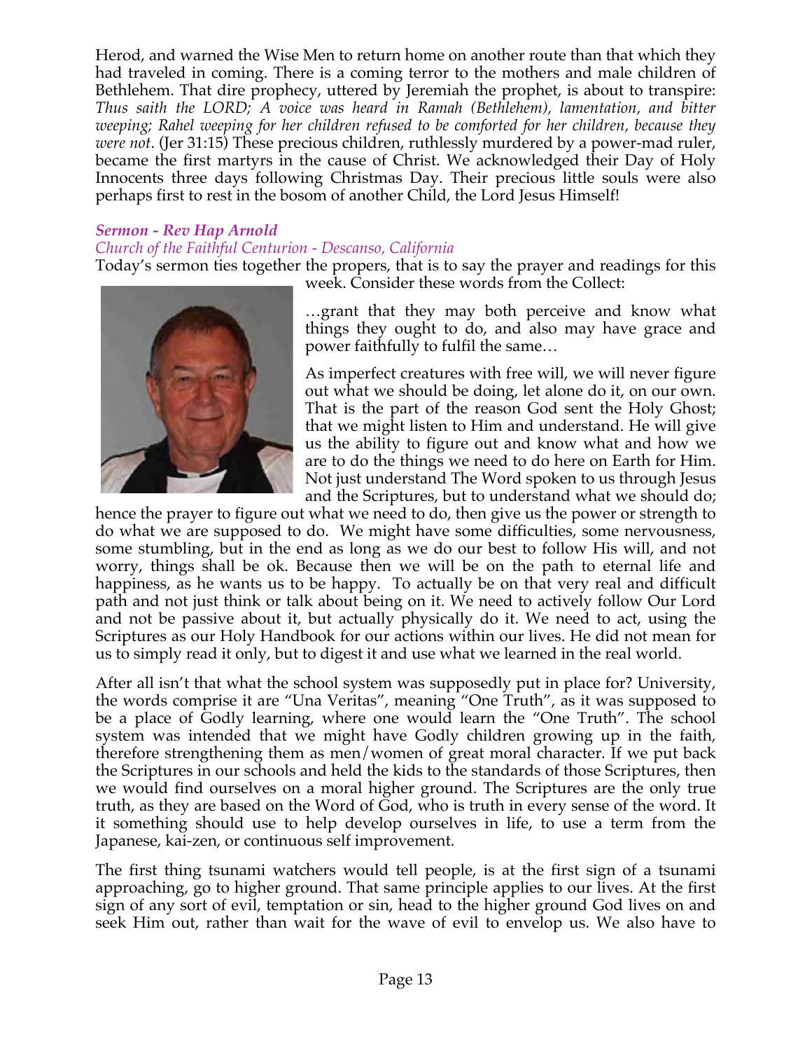Herod, and warned the Wise Men to return home on another route than that which they had traveled in coming. There is a coming terror to the mothers and male children of Bethlehem. That dire prophecy, uttered by Jeremiah the prophet, is about to transpire: *Thus saith the LORD; A voice was heard in Ramah (Bethlehem), lamentation, and bitter weeping; Rahel weeping for her children refused to be comforted for her children, because they were not*. (Jer 31:15) These precious children, ruthlessly murdered by a power-mad ruler, became the first martyrs in the cause of Christ. We acknowledged their Day of Holy Innocents three days following Christmas Day. Their precious little souls were also perhaps first to rest in the bosom of another Child, the Lord Jesus Himself!

***Sermon - Rev Hap Arnold***

*Church of the Faithful Centurion - Descanso, California*

Today's sermon ties together the propers, that is to say the prayer and readings for this week. Consider these words from the Collect:

…grant that they may both perceive and know what things they ought to do, and also may have grace and power faithfully to fulfil the same…

As imperfect creatures with free will, we will never figure out what we should be doing, let alone do it, on our own. That is the part of the reason God sent the Holy Ghost; that we might listen to Him and understand. He will give us the ability to figure out and know what and how we are to do the things we need to do here on Earth for Him. Not just understand The Word spoken to us through Jesus and the Scriptures, but to understand what we should do; hence the prayer to figure out what we need to do, then give us the power or strength to do what we are supposed to do. We might have some difficulties, some nervousness, some stumbling, but in the end as long as we do our best to follow His will, and not worry, things shall be ok. Because then we will be on the path to eternal life and happiness, as he wants us to be happy. To actually be on that very real and difficult path and not just think or talk about being on it. We need to actively follow Our Lord and not be passive about it, but actually physically do it. We need to act, using the Scriptures as our Holy Handbook for our actions within our lives. He did not mean for us to simply read it only, but to digest it and use what we learned in the real world.

After all isn't that what the school system was supposedly put in place for? University, the words comprise it are "Una Veritas", meaning "One Truth", as it was supposed to be a place of Godly learning, where one would learn the "One Truth". The school system was intended that we might have Godly children growing up in the faith, therefore strengthening them as men/women of great moral character. If we put back the Scriptures in our schools and held the kids to the standards of those Scriptures, then we would find ourselves on a moral higher ground. The Scriptures are the only true truth, as they are based on the Word of God, who is truth in every sense of the word. It it something should use to help develop ourselves in life, to use a term from the Japanese, kai-zen, or continuous self improvement.

The first thing tsunami watchers would tell people, is at the first sign of a tsunami approaching, go to higher ground. That same principle applies to our lives. At the first sign of any sort of evil, temptation or sin, head to the higher ground God lives on and seek Him out, rather than wait for the wave of evil to envelop us. We also have to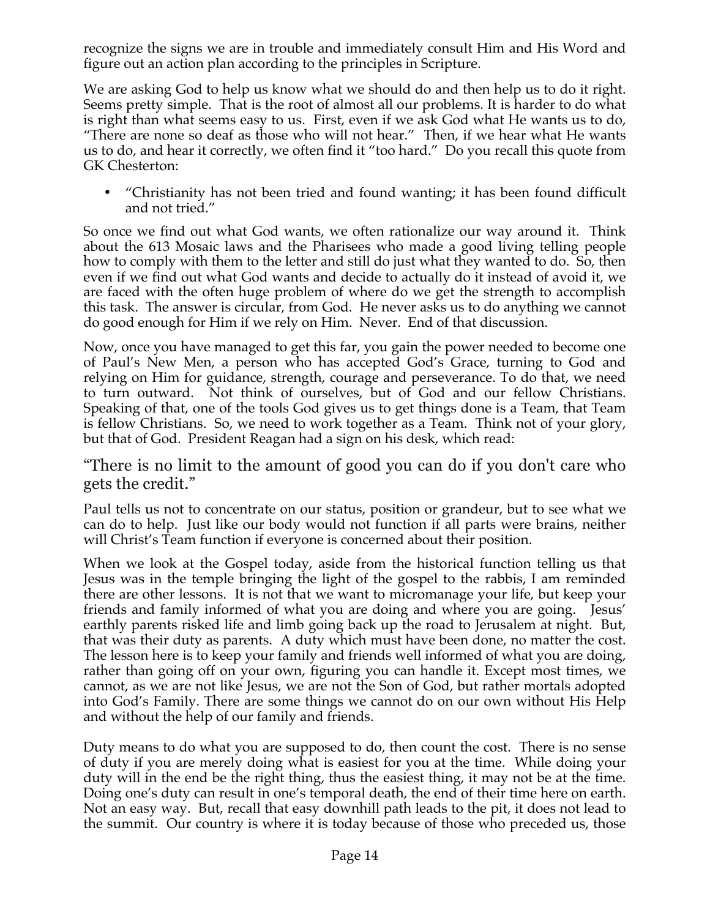recognize the signs we are in trouble and immediately consult Him and His Word and figure out an action plan according to the principles in Scripture.

We are asking God to help us know what we should do and then help us to do it right. Seems pretty simple. That is the root of almost all our problems. It is harder to do what is right than what seems easy to us. First, even if we ask God what He wants us to do, "There are none so deaf as those who will not hear." Then, if we hear what He wants us to do, and hear it correctly, we often find it "too hard." Do you recall this quote from GK Chesterton:

- "Christianity has not been tried and found wanting; it has been found difficult and not tried."

So once we find out what God wants, we often rationalize our way around it. Think about the 613 Mosaic laws and the Pharisees who made a good living telling people how to comply with them to the letter and still do just what they wanted to do. So, then even if we find out what God wants and decide to actually do it instead of avoid it, we are faced with the often huge problem of where do we get the strength to accomplish this task. The answer is circular, from God. He never asks us to do anything we cannot do good enough for Him if we rely on Him. Never. End of that discussion.

Now, once you have managed to get this far, you gain the power needed to become one of Paul's New Men, a person who has accepted God's Grace, turning to God and relying on Him for guidance, strength, courage and perseverance. To do that, we need to turn outward. Not think of ourselves, but of God and our fellow Christians. Speaking of that, one of the tools God gives us to get things done is a Team, that Team is fellow Christians. So, we need to work together as a Team. Think not of your glory, but that of God. President Reagan had a sign on his desk, which read:

"There is no limit to the amount of good you can do if you don't care who gets the credit."

Paul tells us not to concentrate on our status, position or grandeur, but to see what we can do to help. Just like our body would not function if all parts were brains, neither will Christ's Team function if everyone is concerned about their position.

When we look at the Gospel today, aside from the historical function telling us that Jesus was in the temple bringing the light of the gospel to the rabbis, I am reminded there are other lessons. It is not that we want to micromanage your life, but keep your friends and family informed of what you are doing and where you are going. Jesus' earthly parents risked life and limb going back up the road to Jerusalem at night. But, that was their duty as parents. A duty which must have been done, no matter the cost. The lesson here is to keep your family and friends well informed of what you are doing, rather than going off on your own, figuring you can handle it. Except most times, we cannot, as we are not like Jesus, we are not the Son of God, but rather mortals adopted into God's Family. There are some things we cannot do on our own without His Help and without the help of our family and friends.

Duty means to do what you are supposed to do, then count the cost. There is no sense of duty if you are merely doing what is easiest for you at the time. While doing your duty will in the end be the right thing, thus the easiest thing, it may not be at the time. Doing one's duty can result in one's temporal death, the end of their time here on earth. Not an easy way. But, recall that easy downhill path leads to the pit, it does not lead to the summit. Our country is where it is today because of those who preceded us, those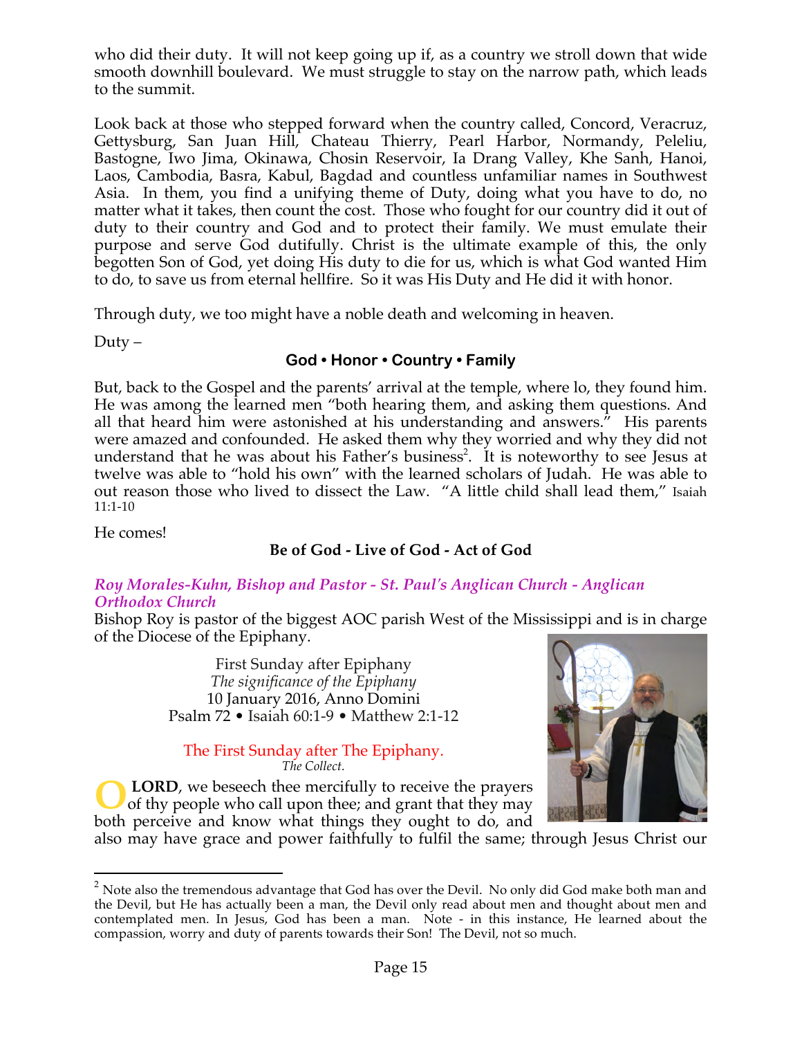who did their duty. It will not keep going up if, as a country we stroll down that wide smooth downhill boulevard. We must struggle to stay on the narrow path, which leads to the summit.

Look back at those who stepped forward when the country called, Concord, Veracruz, Gettysburg, San Juan Hill, Chateau Thierry, Pearl Harbor, Normandy, Peleliu, Bastogne, Iwo Jima, Okinawa, Chosin Reservoir, Ia Drang Valley, Khe Sanh, Hanoi, Laos, Cambodia, Basra, Kabul, Bagdad and countless unfamiliar names in Southwest Asia. In them, you find a unifying theme of Duty, doing what you have to do, no matter what it takes, then count the cost. Those who fought for our country did it out of duty to their country and God and to protect their family. We must emulate their purpose and serve God dutifully. Christ is the ultimate example of this, the only begotten Son of God, yet doing His duty to die for us, which is what God wanted Him to do, to save us from eternal hellfire. So it was His Duty and He did it with honor.

Through duty, we too might have a noble death and welcoming in heaven.

Duty –

**God • Honor • Country • Family**

But, back to the Gospel and the parents' arrival at the temple, where lo, they found him. He was among the learned men "both hearing them, and asking them questions. And all that heard him were astonished at his understanding and answers." His parents were amazed and confounded. He asked them why they worried and why they did not understand that he was about his Father's business[2]. It is noteworthy to see Jesus at twelve was able to "hold his own" with the learned scholars of Judah. He was able to out reason those who lived to dissect the Law. "A little child shall lead them," Isaiah 11:1-10

He comes!

**Be of God - Live of God - Act of God**

***Roy Morales-Kuhn, Bishop and Pastor - St. Paul's Anglican Church - Anglican Orthodox Church***

Bishop Roy is pastor of the biggest AOC parish West of the Mississippi and is in charge of the Diocese of the Epiphany.

First Sunday after Epiphany
*The significance of the Epiphany*
10 January 2016, Anno Domini
Psalm 72 • Isaiah 60:1-9 • Matthew 2:1-12

The First Sunday after The Epiphany.
*The Collect.*

**O LORD**, we beseech thee mercifully to receive the prayers of thy people who call upon thee; and grant that they may both perceive and know what things they ought to do, and also may have grace and power faithfully to fulfil the same; through Jesus Christ our

---

[2] Note also the tremendous advantage that God has over the Devil. No only did God make both man and the Devil, but He has actually been a man, the Devil only read about men and thought about men and contemplated men. In Jesus, God has been a man. Note - in this instance, He learned about the compassion, worry and duty of parents towards their Son! The Devil, not so much.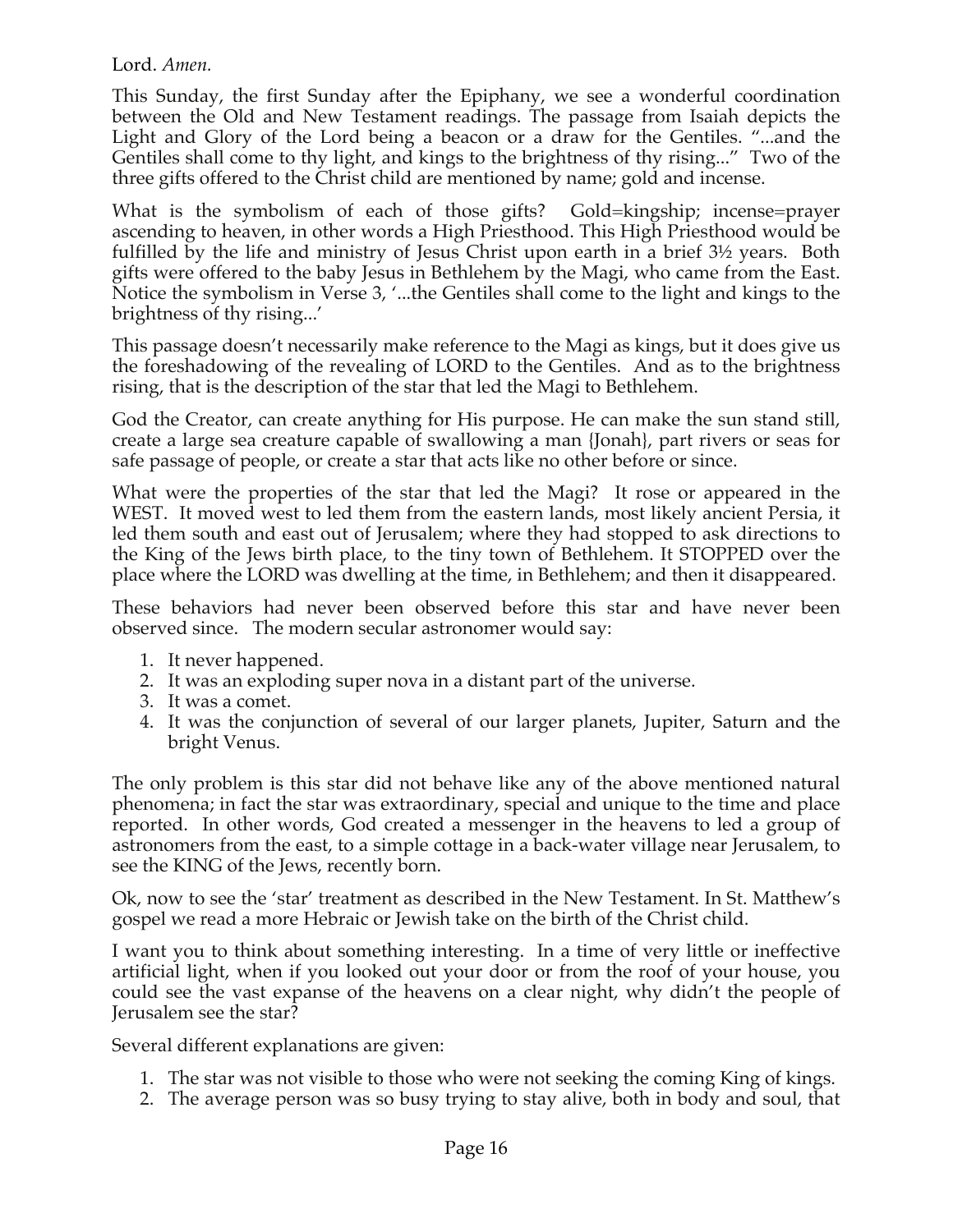Lord. *Amen.*

This Sunday, the first Sunday after the Epiphany, we see a wonderful coordination between the Old and New Testament readings. The passage from Isaiah depicts the Light and Glory of the Lord being a beacon or a draw for the Gentiles. "...and the Gentiles shall come to thy light, and kings to the brightness of thy rising..." Two of the three gifts offered to the Christ child are mentioned by name; gold and incense.

What is the symbolism of each of those gifts? Gold=kingship; incense=prayer ascending to heaven, in other words a High Priesthood. This High Priesthood would be fulfilled by the life and ministry of Jesus Christ upon earth in a brief 3½ years. Both gifts were offered to the baby Jesus in Bethlehem by the Magi, who came from the East. Notice the symbolism in Verse 3, '...the Gentiles shall come to the light and kings to the brightness of thy rising...'

This passage doesn't necessarily make reference to the Magi as kings, but it does give us the foreshadowing of the revealing of LORD to the Gentiles. And as to the brightness rising, that is the description of the star that led the Magi to Bethlehem.

God the Creator, can create anything for His purpose. He can make the sun stand still, create a large sea creature capable of swallowing a man {Jonah}, part rivers or seas for safe passage of people, or create a star that acts like no other before or since.

What were the properties of the star that led the Magi? It rose or appeared in the WEST. It moved west to led them from the eastern lands, most likely ancient Persia, it led them south and east out of Jerusalem; where they had stopped to ask directions to the King of the Jews birth place, to the tiny town of Bethlehem. It STOPPED over the place where the LORD was dwelling at the time, in Bethlehem; and then it disappeared.

These behaviors had never been observed before this star and have never been observed since. The modern secular astronomer would say:

1. It never happened.
2. It was an exploding super nova in a distant part of the universe.
3. It was a comet.
4. It was the conjunction of several of our larger planets, Jupiter, Saturn and the bright Venus.

The only problem is this star did not behave like any of the above mentioned natural phenomena; in fact the star was extraordinary, special and unique to the time and place reported. In other words, God created a messenger in the heavens to led a group of astronomers from the east, to a simple cottage in a back-water village near Jerusalem, to see the KING of the Jews, recently born.

Ok, now to see the 'star' treatment as described in the New Testament. In St. Matthew's gospel we read a more Hebraic or Jewish take on the birth of the Christ child.

I want you to think about something interesting. In a time of very little or ineffective artificial light, when if you looked out your door or from the roof of your house, you could see the vast expanse of the heavens on a clear night, why didn't the people of Jerusalem see the star?

Several different explanations are given:

1. The star was not visible to those who were not seeking the coming King of kings.
2. The average person was so busy trying to stay alive, both in body and soul, that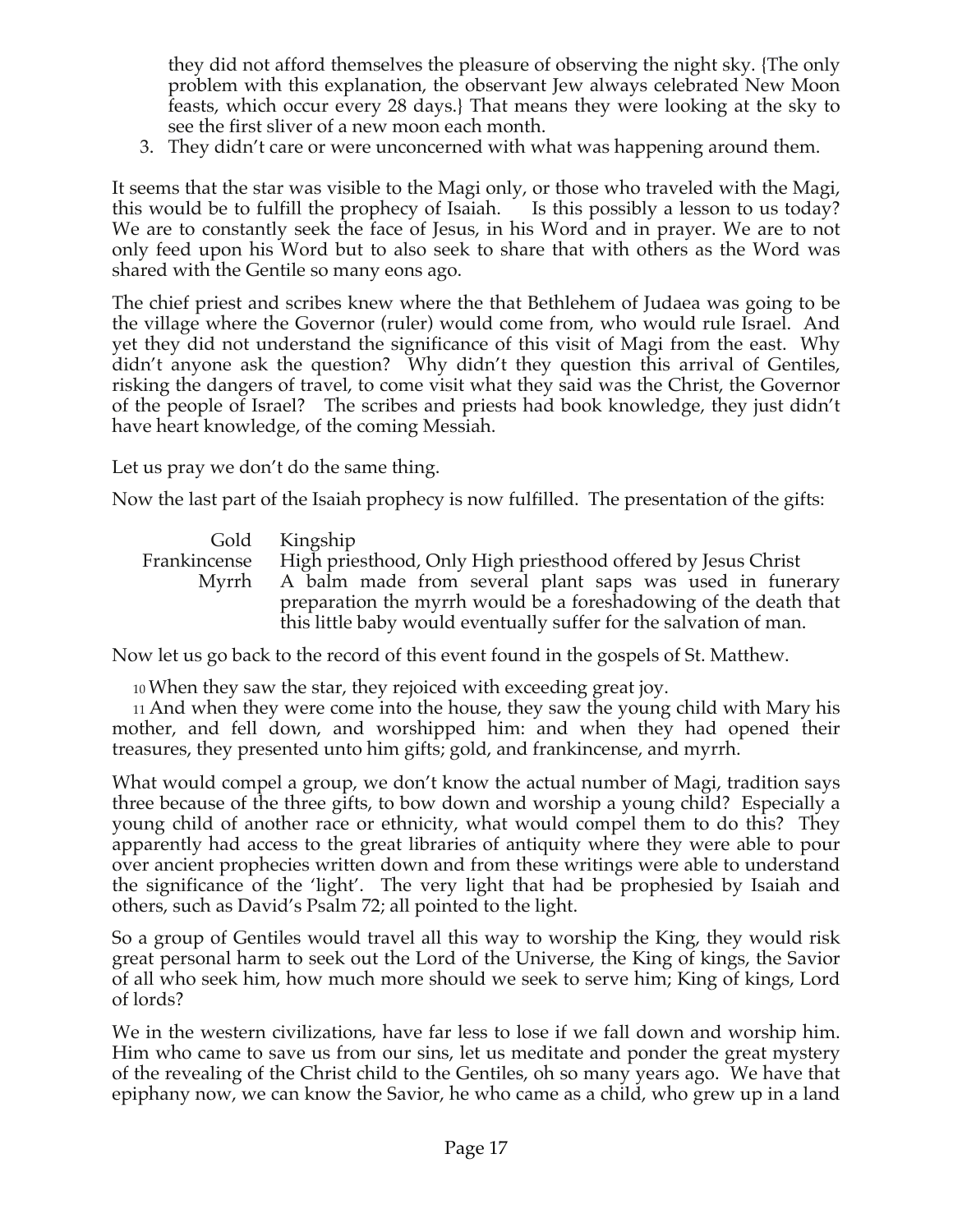they did not afford themselves the pleasure of observing the night sky. {The only problem with this explanation, the observant Jew always celebrated New Moon feasts, which occur every 28 days.} That means they were looking at the sky to see the first sliver of a new moon each month.

3. They didn't care or were unconcerned with what was happening around them.

It seems that the star was visible to the Magi only, or those who traveled with the Magi, this would be to fulfill the prophecy of Isaiah. Is this possibly a lesson to us today? We are to constantly seek the face of Jesus, in his Word and in prayer. We are to not only feed upon his Word but to also seek to share that with others as the Word was shared with the Gentile so many eons ago.

The chief priest and scribes knew where the that Bethlehem of Judaea was going to be the village where the Governor (ruler) would come from, who would rule Israel. And yet they did not understand the significance of this visit of Magi from the east. Why didn't anyone ask the question? Why didn't they question this arrival of Gentiles, risking the dangers of travel, to come visit what they said was the Christ, the Governor of the people of Israel? The scribes and priests had book knowledge, they just didn't have heart knowledge, of the coming Messiah.

Let us pray we don't do the same thing.

Now the last part of the Isaiah prophecy is now fulfilled. The presentation of the gifts:

| | |
|---|---|
| Gold | Kingship |
| Frankincense | High priesthood, Only High priesthood offered by Jesus Christ |
| Myrrh | A balm made from several plant saps was used in funerary preparation the myrrh would be a foreshadowing of the death that this little baby would eventually suffer for the salvation of man. |

Now let us go back to the record of this event found in the gospels of St. Matthew.

10 When they saw the star, they rejoiced with exceeding great joy.

11 And when they were come into the house, they saw the young child with Mary his mother, and fell down, and worshipped him: and when they had opened their treasures, they presented unto him gifts; gold, and frankincense, and myrrh.

What would compel a group, we don't know the actual number of Magi, tradition says three because of the three gifts, to bow down and worship a young child? Especially a young child of another race or ethnicity, what would compel them to do this? They apparently had access to the great libraries of antiquity where they were able to pour over ancient prophecies written down and from these writings were able to understand the significance of the 'light'. The very light that had be prophesied by Isaiah and others, such as David's Psalm 72; all pointed to the light.

So a group of Gentiles would travel all this way to worship the King, they would risk great personal harm to seek out the Lord of the Universe, the King of kings, the Savior of all who seek him, how much more should we seek to serve him; King of kings, Lord of lords?

We in the western civilizations, have far less to lose if we fall down and worship him. Him who came to save us from our sins, let us meditate and ponder the great mystery of the revealing of the Christ child to the Gentiles, oh so many years ago. We have that epiphany now, we can know the Savior, he who came as a child, who grew up in a land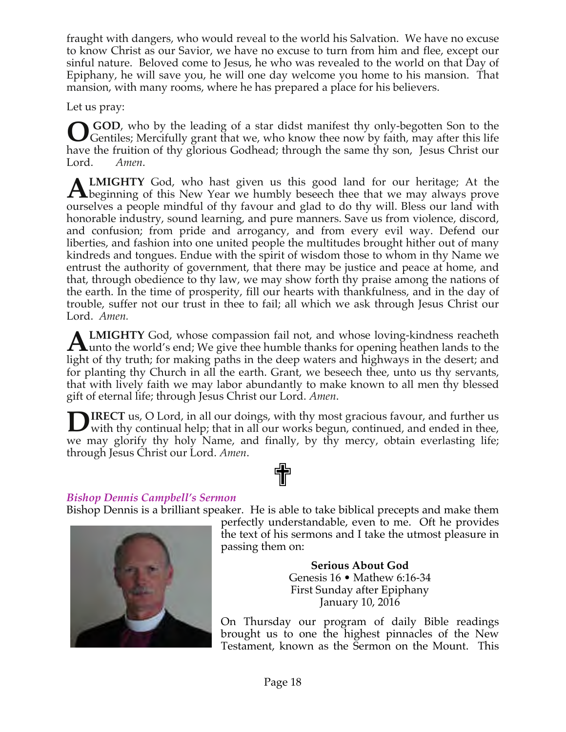fraught with dangers, who would reveal to the world his Salvation. We have no excuse to know Christ as our Savior, we have no excuse to turn from him and flee, except our sinful nature. Beloved come to Jesus, he who was revealed to the world on that Day of Epiphany, he will save you, he will one day welcome you home to his mansion. That mansion, with many rooms, where he has prepared a place for his believers.

Let us pray:

**O GOD**, who by the leading of a star didst manifest thy only-begotten Son to the Gentiles; Mercifully grant that we, who know thee now by faith, may after this life have the fruition of thy glorious Godhead; through the same thy son, Jesus Christ our Lord. *Amen*.

**ALMIGHTY** God, who hast given us this good land for our heritage; At the beginning of this New Year we humbly beseech thee that we may always prove ourselves a people mindful of thy favour and glad to do thy will. Bless our land with honorable industry, sound learning, and pure manners. Save us from violence, discord, and confusion; from pride and arrogancy, and from every evil way. Defend our liberties, and fashion into one united people the multitudes brought hither out of many kindreds and tongues. Endue with the spirit of wisdom those to whom in thy Name we entrust the authority of government, that there may be justice and peace at home, and that, through obedience to thy law, we may show forth thy praise among the nations of the earth. In the time of prosperity, fill our hearts with thankfulness, and in the day of trouble, suffer not our trust in thee to fail; all which we ask through Jesus Christ our Lord. *Amen.*

**ALMIGHTY** God, whose compassion fail not, and whose loving-kindness reacheth unto the world's end; We give thee humble thanks for opening heathen lands to the light of thy truth; for making paths in the deep waters and highways in the desert; and for planting thy Church in all the earth. Grant, we beseech thee, unto us thy servants, that with lively faith we may labor abundantly to make known to all men thy blessed gift of eternal life; through Jesus Christ our Lord. *Amen*.

**DIRECT** us, O Lord, in all our doings, with thy most gracious favour, and further us with thy continual help; that in all our works begun, continued, and ended in thee, we may glorify thy holy Name, and finally, by thy mercy, obtain everlasting life; through Jesus Christ our Lord. *Amen*.

✝

### *Bishop Dennis Campbell's Sermon*

Bishop Dennis is a brilliant speaker. He is able to take biblical precepts and make them perfectly understandable, even to me. Oft he provides the text of his sermons and I take the utmost pleasure in passing them on:

**Serious About God**
Genesis 16 • Mathew 6:16-34
First Sunday after Epiphany
January 10, 2016

On Thursday our program of daily Bible readings brought us to one the highest pinnacles of the New Testament, known as the Sermon on the Mount. This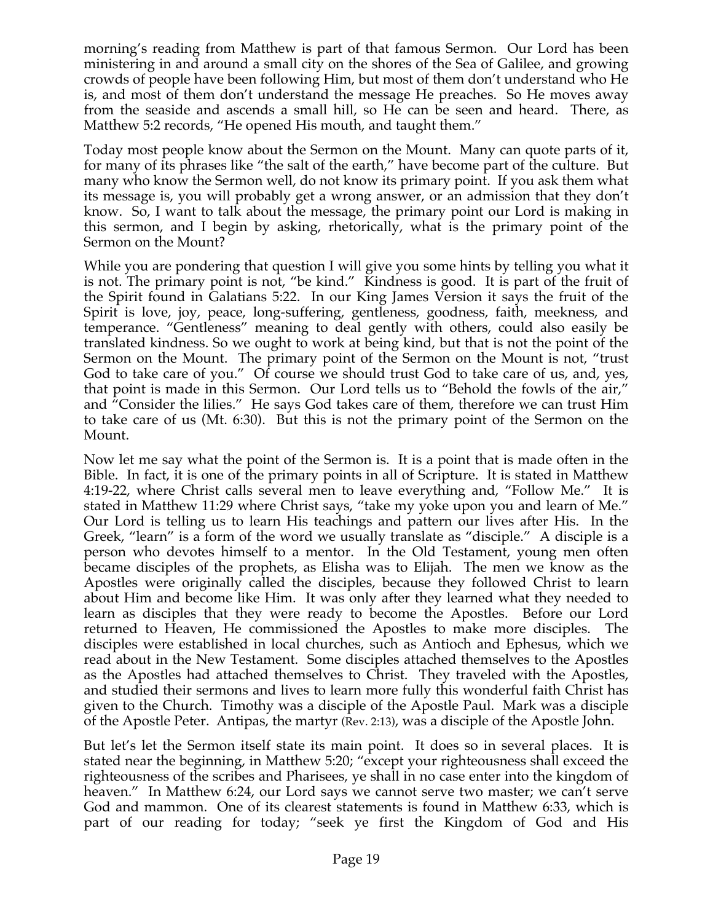morning's reading from Matthew is part of that famous Sermon. Our Lord has been ministering in and around a small city on the shores of the Sea of Galilee, and growing crowds of people have been following Him, but most of them don't understand who He is, and most of them don't understand the message He preaches. So He moves away from the seaside and ascends a small hill, so He can be seen and heard. There, as Matthew 5:2 records, "He opened His mouth, and taught them."

Today most people know about the Sermon on the Mount. Many can quote parts of it, for many of its phrases like "the salt of the earth," have become part of the culture. But many who know the Sermon well, do not know its primary point. If you ask them what its message is, you will probably get a wrong answer, or an admission that they don't know. So, I want to talk about the message, the primary point our Lord is making in this sermon, and I begin by asking, rhetorically, what is the primary point of the Sermon on the Mount?

While you are pondering that question I will give you some hints by telling you what it is not. The primary point is not, "be kind." Kindness is good. It is part of the fruit of the Spirit found in Galatians 5:22. In our King James Version it says the fruit of the Spirit is love, joy, peace, long-suffering, gentleness, goodness, faith, meekness, and temperance. "Gentleness" meaning to deal gently with others, could also easily be translated kindness. So we ought to work at being kind, but that is not the point of the Sermon on the Mount. The primary point of the Sermon on the Mount is not, "trust God to take care of you." Of course we should trust God to take care of us, and, yes, that point is made in this Sermon. Our Lord tells us to "Behold the fowls of the air," and "Consider the lilies." He says God takes care of them, therefore we can trust Him to take care of us (Mt. 6:30). But this is not the primary point of the Sermon on the Mount.

Now let me say what the point of the Sermon is. It is a point that is made often in the Bible. In fact, it is one of the primary points in all of Scripture. It is stated in Matthew 4:19-22, where Christ calls several men to leave everything and, "Follow Me." It is stated in Matthew 11:29 where Christ says, "take my yoke upon you and learn of Me." Our Lord is telling us to learn His teachings and pattern our lives after His. In the Greek, "learn" is a form of the word we usually translate as "disciple." A disciple is a person who devotes himself to a mentor. In the Old Testament, young men often became disciples of the prophets, as Elisha was to Elijah. The men we know as the Apostles were originally called the disciples, because they followed Christ to learn about Him and become like Him. It was only after they learned what they needed to learn as disciples that they were ready to become the Apostles. Before our Lord returned to Heaven, He commissioned the Apostles to make more disciples. The disciples were established in local churches, such as Antioch and Ephesus, which we read about in the New Testament. Some disciples attached themselves to the Apostles as the Apostles had attached themselves to Christ. They traveled with the Apostles, and studied their sermons and lives to learn more fully this wonderful faith Christ has given to the Church. Timothy was a disciple of the Apostle Paul. Mark was a disciple of the Apostle Peter. Antipas, the martyr (Rev. 2:13), was a disciple of the Apostle John.

But let's let the Sermon itself state its main point. It does so in several places. It is stated near the beginning, in Matthew 5:20; "except your righteousness shall exceed the righteousness of the scribes and Pharisees, ye shall in no case enter into the kingdom of heaven." In Matthew 6:24, our Lord says we cannot serve two master; we can't serve God and mammon. One of its clearest statements is found in Matthew 6:33, which is part of our reading for today; "seek ye first the Kingdom of God and His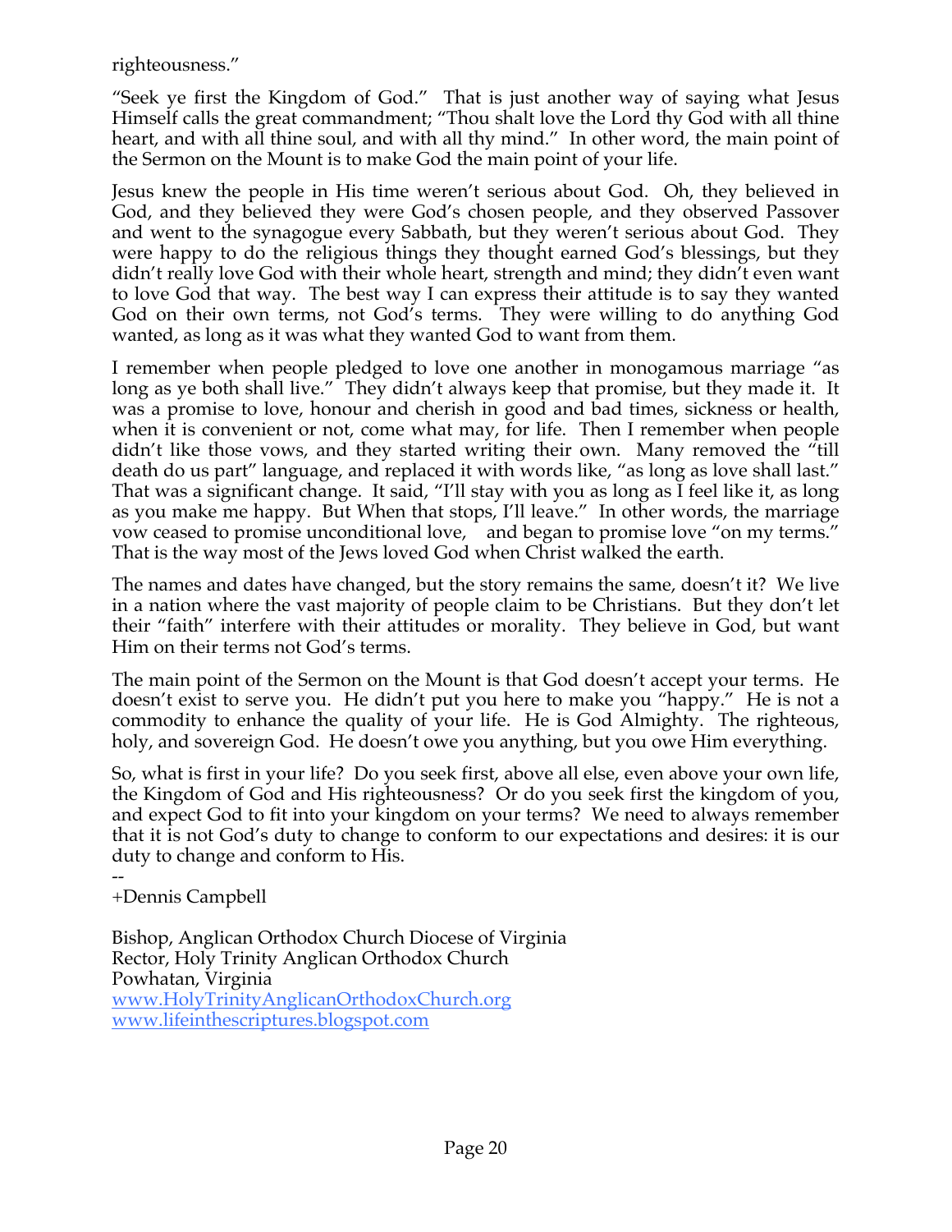righteousness."

"Seek ye first the Kingdom of God." That is just another way of saying what Jesus Himself calls the great commandment; "Thou shalt love the Lord thy God with all thine heart, and with all thine soul, and with all thy mind." In other word, the main point of the Sermon on the Mount is to make God the main point of your life.

Jesus knew the people in His time weren't serious about God. Oh, they believed in God, and they believed they were God's chosen people, and they observed Passover and went to the synagogue every Sabbath, but they weren't serious about God. They were happy to do the religious things they thought earned God's blessings, but they didn't really love God with their whole heart, strength and mind; they didn't even want to love God that way. The best way I can express their attitude is to say they wanted God on their own terms, not God's terms. They were willing to do anything God wanted, as long as it was what they wanted God to want from them.

I remember when people pledged to love one another in monogamous marriage "as long as ye both shall live." They didn't always keep that promise, but they made it. It was a promise to love, honour and cherish in good and bad times, sickness or health, when it is convenient or not, come what may, for life. Then I remember when people didn't like those vows, and they started writing their own. Many removed the "till death do us part" language, and replaced it with words like, "as long as love shall last." That was a significant change. It said, "I'll stay with you as long as I feel like it, as long as you make me happy. But When that stops, I'll leave." In other words, the marriage vow ceased to promise unconditional love, and began to promise love "on my terms." That is the way most of the Jews loved God when Christ walked the earth.

The names and dates have changed, but the story remains the same, doesn't it? We live in a nation where the vast majority of people claim to be Christians. But they don't let their "faith" interfere with their attitudes or morality. They believe in God, but want Him on their terms not God's terms.

The main point of the Sermon on the Mount is that God doesn't accept your terms. He doesn't exist to serve you. He didn't put you here to make you "happy." He is not a commodity to enhance the quality of your life. He is God Almighty. The righteous, holy, and sovereign God. He doesn't owe you anything, but you owe Him everything.

So, what is first in your life? Do you seek first, above all else, even above your own life, the Kingdom of God and His righteousness? Or do you seek first the kingdom of you, and expect God to fit into your kingdom on your terms? We need to always remember that it is not God's duty to change to conform to our expectations and desires: it is our duty to change and conform to His.

--
+Dennis Campbell

Bishop, Anglican Orthodox Church Diocese of Virginia
Rector, Holy Trinity Anglican Orthodox Church
Powhatan, Virginia
www.HolyTrinityAnglicanOrthodoxChurch.org
www.lifeinthescriptures.blogspot.com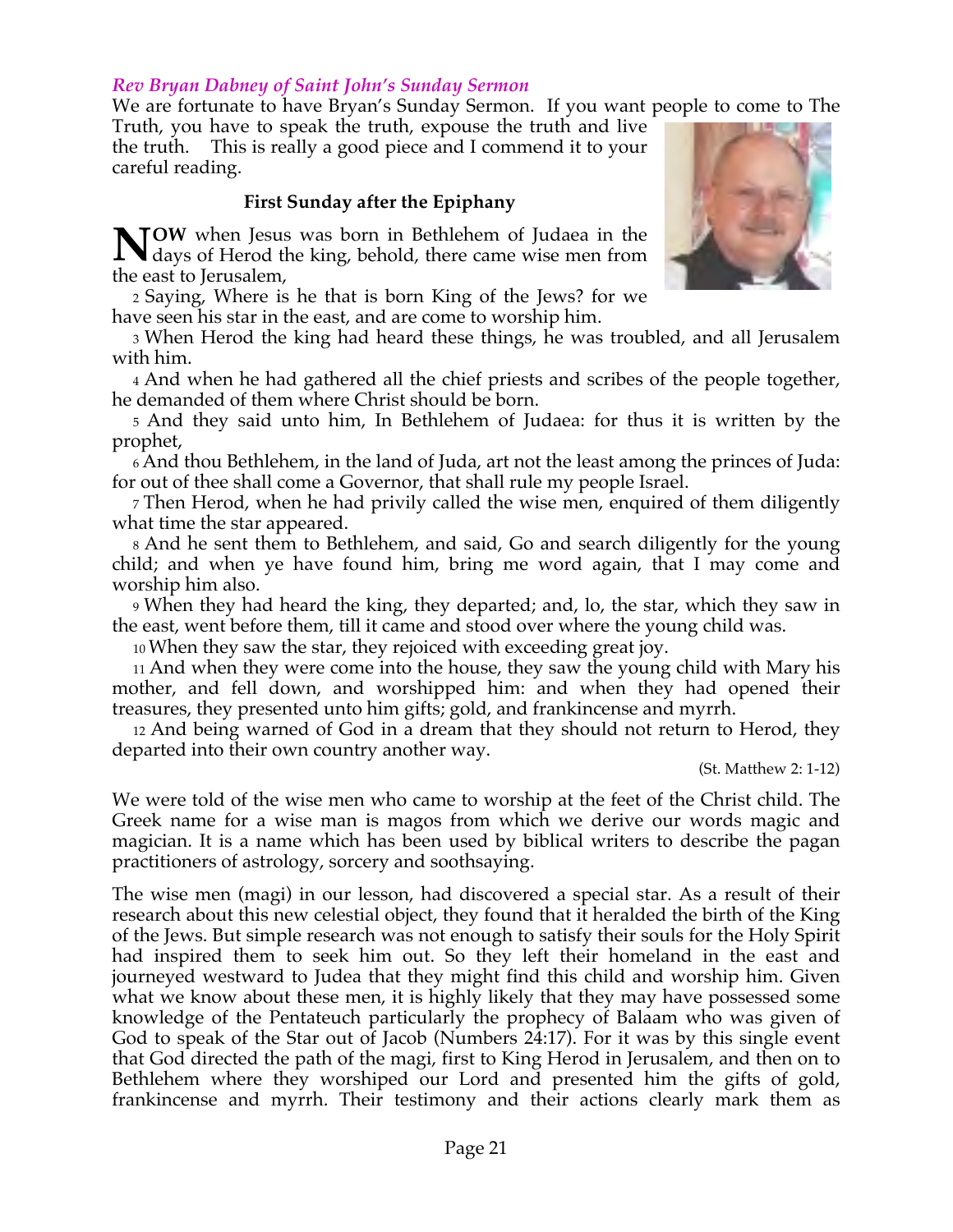*Rev Bryan Dabney of Saint John's Sunday Sermon*

We are fortunate to have Bryan's Sunday Sermon. If you want people to come to The Truth, you have to speak the truth, expose the truth and live the truth. This is really a good piece and I commend it to your careful reading.

**First Sunday after the Epiphany**

**NOW** when Jesus was born in Bethlehem of Judaea in the days of Herod the king, behold, there came wise men from the east to Jerusalem,

2 Saying, Where is he that is born King of the Jews? for we have seen his star in the east, and are come to worship him.

3 When Herod the king had heard these things, he was troubled, and all Jerusalem with him.

4 And when he had gathered all the chief priests and scribes of the people together, he demanded of them where Christ should be born.

5 And they said unto him, In Bethlehem of Judaea: for thus it is written by the prophet,

6 And thou Bethlehem, in the land of Juda, art not the least among the princes of Juda: for out of thee shall come a Governor, that shall rule my people Israel.

7 Then Herod, when he had privily called the wise men, enquired of them diligently what time the star appeared.

8 And he sent them to Bethlehem, and said, Go and search diligently for the young child; and when ye have found him, bring me word again, that I may come and worship him also.

9 When they had heard the king, they departed; and, lo, the star, which they saw in the east, went before them, till it came and stood over where the young child was.

10 When they saw the star, they rejoiced with exceeding great joy.

11 And when they were come into the house, they saw the young child with Mary his mother, and fell down, and worshipped him: and when they had opened their treasures, they presented unto him gifts; gold, and frankincense and myrrh.

12 And being warned of God in a dream that they should not return to Herod, they departed into their own country another way.

(St. Matthew 2: 1-12)

We were told of the wise men who came to worship at the feet of the Christ child. The Greek name for a wise man is magos from which we derive our words magic and magician. It is a name which has been used by biblical writers to describe the pagan practitioners of astrology, sorcery and soothsaying.

The wise men (magi) in our lesson, had discovered a special star. As a result of their research about this new celestial object, they found that it heralded the birth of the King of the Jews. But simple research was not enough to satisfy their souls for the Holy Spirit had inspired them to seek him out. So they left their homeland in the east and journeyed westward to Judea that they might find this child and worship him. Given what we know about these men, it is highly likely that they may have possessed some knowledge of the Pentateuch particularly the prophecy of Balaam who was given of God to speak of the Star out of Jacob (Numbers 24:17). For it was by this single event that God directed the path of the magi, first to King Herod in Jerusalem, and then on to Bethlehem where they worshiped our Lord and presented him the gifts of gold, frankincense and myrrh. Their testimony and their actions clearly mark them as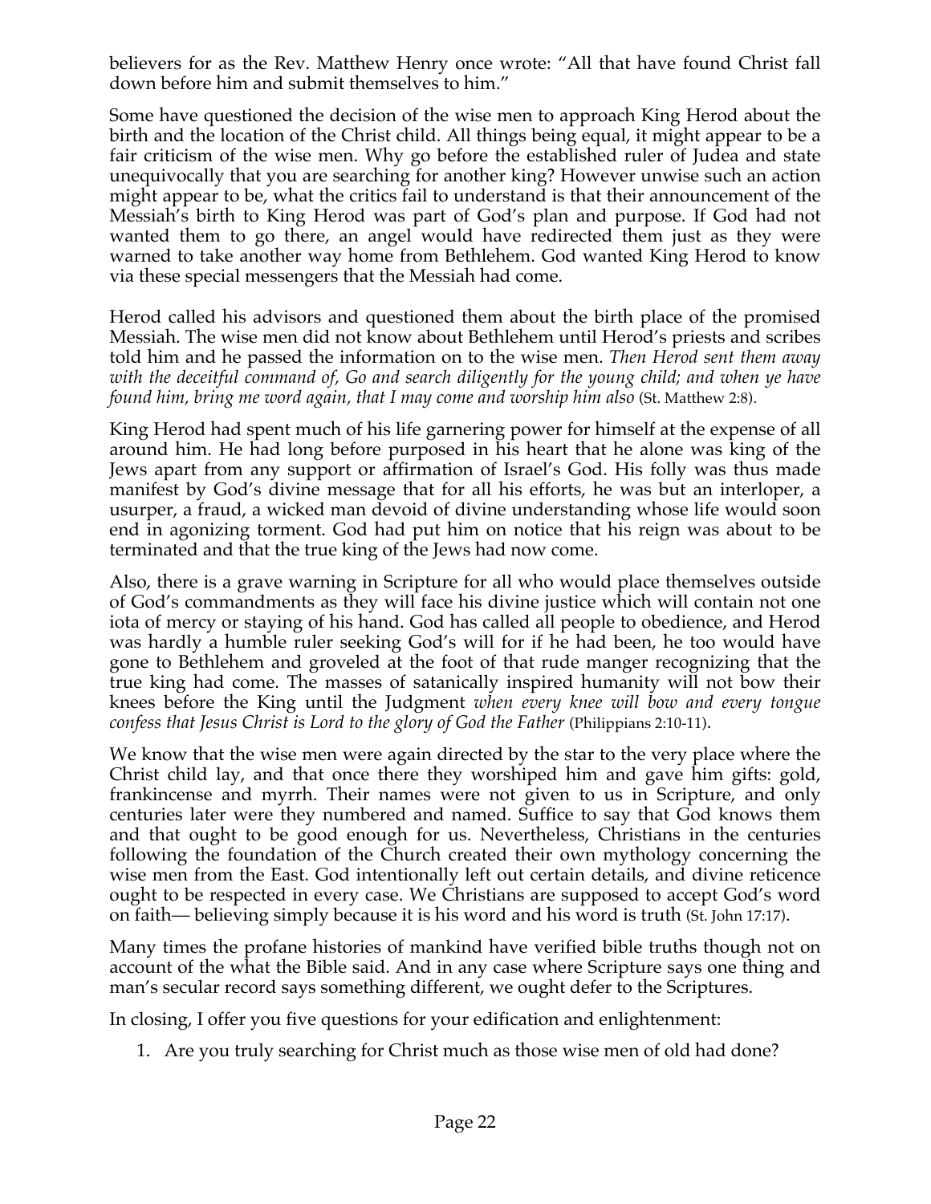believers for as the Rev. Matthew Henry once wrote: "All that have found Christ fall down before him and submit themselves to him."

Some have questioned the decision of the wise men to approach King Herod about the birth and the location of the Christ child. All things being equal, it might appear to be a fair criticism of the wise men. Why go before the established ruler of Judea and state unequivocally that you are searching for another king? However unwise such an action might appear to be, what the critics fail to understand is that their announcement of the Messiah's birth to King Herod was part of God's plan and purpose. If God had not wanted them to go there, an angel would have redirected them just as they were warned to take another way home from Bethlehem. God wanted King Herod to know via these special messengers that the Messiah had come.

Herod called his advisors and questioned them about the birth place of the promised Messiah. The wise men did not know about Bethlehem until Herod's priests and scribes told him and he passed the information on to the wise men. *Then Herod sent them away with the deceitful command of, Go and search diligently for the young child; and when ye have found him, bring me word again, that I may come and worship him also* (St. Matthew 2:8).

King Herod had spent much of his life garnering power for himself at the expense of all around him. He had long before purposed in his heart that he alone was king of the Jews apart from any support or affirmation of Israel's God. His folly was thus made manifest by God's divine message that for all his efforts, he was but an interloper, a usurper, a fraud, a wicked man devoid of divine understanding whose life would soon end in agonizing torment. God had put him on notice that his reign was about to be terminated and that the true king of the Jews had now come.

Also, there is a grave warning in Scripture for all who would place themselves outside of God's commandments as they will face his divine justice which will contain not one iota of mercy or staying of his hand. God has called all people to obedience, and Herod was hardly a humble ruler seeking God's will for if he had been, he too would have gone to Bethlehem and groveled at the foot of that rude manger recognizing that the true king had come. The masses of satanically inspired humanity will not bow their knees before the King until the Judgment *when every knee will bow and every tongue confess that Jesus Christ is Lord to the glory of God the Father* (Philippians 2:10-11).

We know that the wise men were again directed by the star to the very place where the Christ child lay, and that once there they worshiped him and gave him gifts: gold, frankincense and myrrh. Their names were not given to us in Scripture, and only centuries later were they numbered and named. Suffice to say that God knows them and that ought to be good enough for us. Nevertheless, Christians in the centuries following the foundation of the Church created their own mythology concerning the wise men from the East. God intentionally left out certain details, and divine reticence ought to be respected in every case. We Christians are supposed to accept God's word on faith— believing simply because it is his word and his word is truth (St. John 17:17).

Many times the profane histories of mankind have verified bible truths though not on account of the what the Bible said. And in any case where Scripture says one thing and man's secular record says something different, we ought defer to the Scriptures.

In closing, I offer you five questions for your edification and enlightenment:

1. Are you truly searching for Christ much as those wise men of old had done?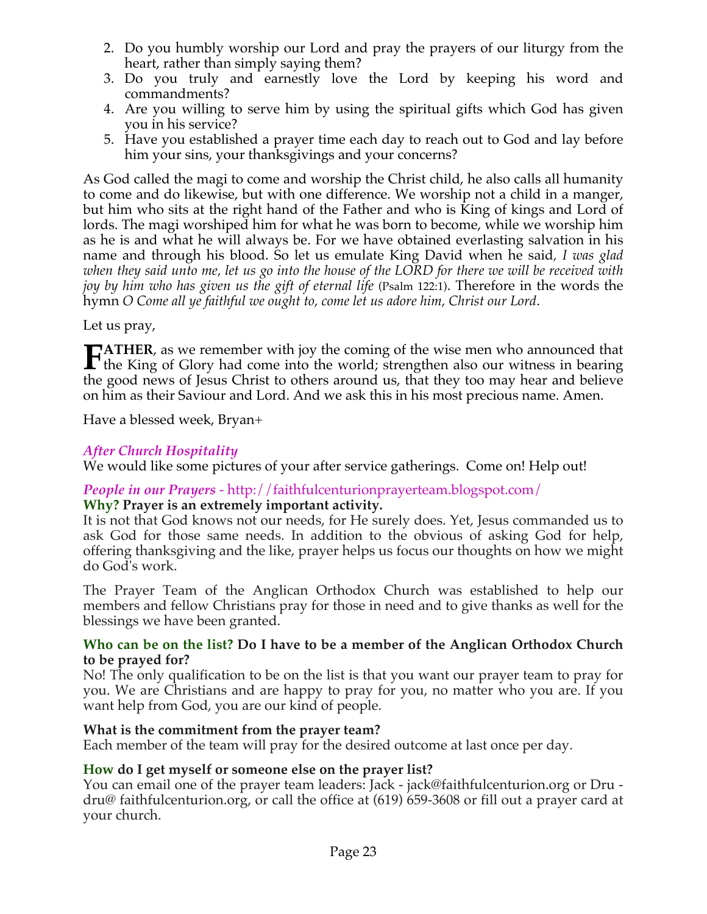2. Do you humbly worship our Lord and pray the prayers of our liturgy from the heart, rather than simply saying them?
3. Do you truly and earnestly love the Lord by keeping his word and commandments?
4. Are you willing to serve him by using the spiritual gifts which God has given you in his service?
5. Have you established a prayer time each day to reach out to God and lay before him your sins, your thanksgivings and your concerns?

As God called the magi to come and worship the Christ child, he also calls all humanity to come and do likewise, but with one difference. We worship not a child in a manger, but him who sits at the right hand of the Father and who is King of kings and Lord of lords. The magi worshiped him for what he was born to become, while we worship him as he is and what he will always be. For we have obtained everlasting salvation in his name and through his blood. So let us emulate King David when he said, *I was glad when they said unto me, let us go into the house of the LORD for there we will be received with joy by him who has given us the gift of eternal life* (Psalm 122:1). Therefore in the words the hymn *O Come all ye faithful we ought to, come let us adore him, Christ our Lord*.

Let us pray,

**FATHER**, as we remember with joy the coming of the wise men who announced that the King of Glory had come into the world; strengthen also our witness in bearing the good news of Jesus Christ to others around us, that they too may hear and believe on him as their Saviour and Lord. And we ask this in his most precious name. Amen.

Have a blessed week, Bryan+

### *After Church Hospitality*

We would like some pictures of your after service gatherings. Come on! Help out!

### *People in our Prayers* - http://faithfulcenturionprayerteam.blogspot.com/

**Why? Prayer is an extremely important activity.**

It is not that God knows not our needs, for He surely does. Yet, Jesus commanded us to ask God for those same needs. In addition to the obvious of asking God for help, offering thanksgiving and the like, prayer helps us focus our thoughts on how we might do God's work.

The Prayer Team of the Anglican Orthodox Church was established to help our members and fellow Christians pray for those in need and to give thanks as well for the blessings we have been granted.

**Who can be on the list? Do I have to be a member of the Anglican Orthodox Church to be prayed for?**

No! The only qualification to be on the list is that you want our prayer team to pray for you. We are Christians and are happy to pray for you, no matter who you are. If you want help from God, you are our kind of people.

**What is the commitment from the prayer team?**

Each member of the team will pray for the desired outcome at last once per day.

**How do I get myself or someone else on the prayer list?**

You can email one of the prayer team leaders: Jack - jack@faithfulcenturion.org or Dru - dru@ faithfulcenturion.org, or call the office at (619) 659-3608 or fill out a prayer card at your church.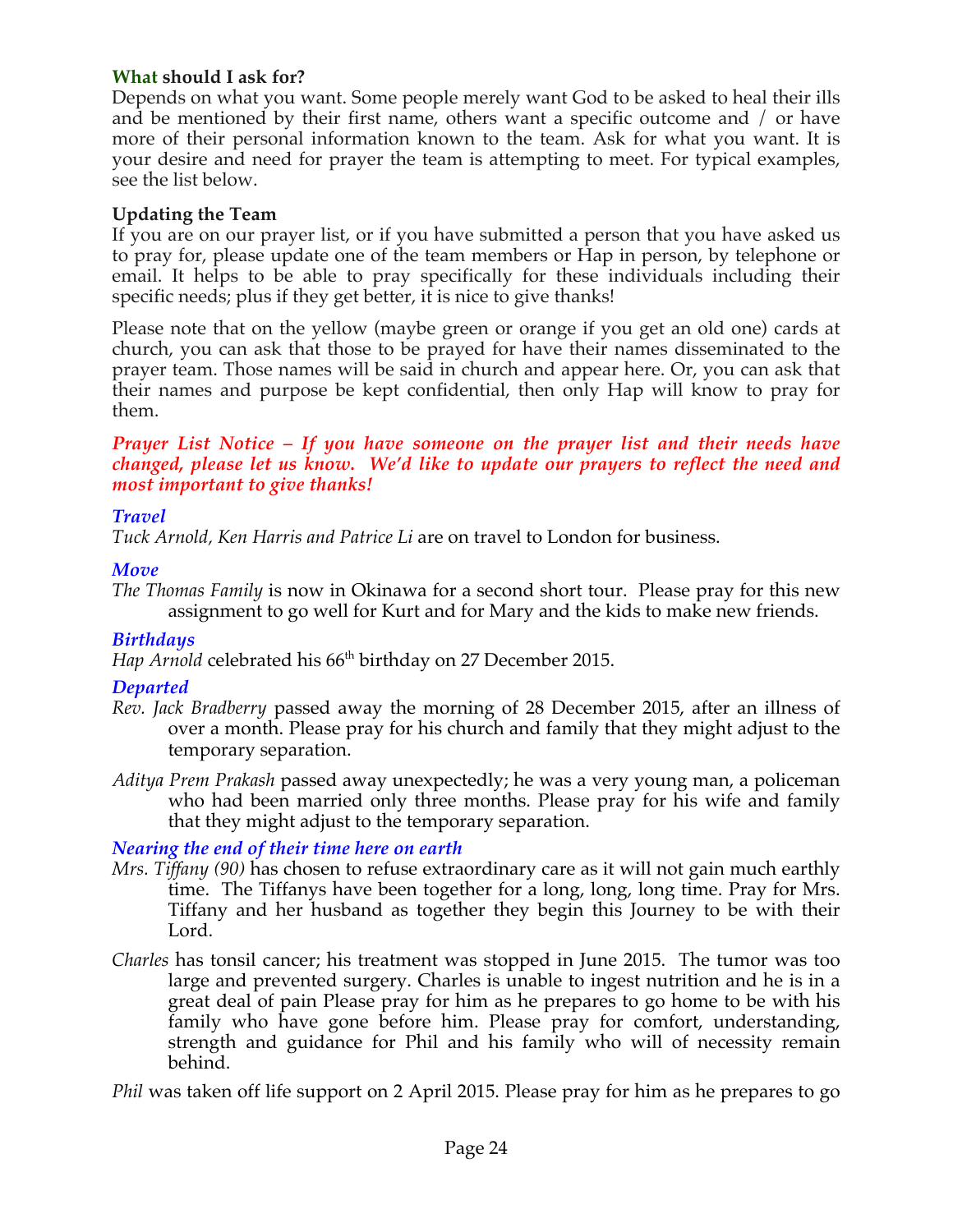### **What should I ask for?**

Depends on what you want. Some people merely want God to be asked to heal their ills and be mentioned by their first name, others want a specific outcome and / or have more of their personal information known to the team. Ask for what you want. It is your desire and need for prayer the team is attempting to meet. For typical examples, see the list below.

### **Updating the Team**

If you are on our prayer list, or if you have submitted a person that you have asked us to pray for, please update one of the team members or Hap in person, by telephone or email. It helps to be able to pray specifically for these individuals including their specific needs; plus if they get better, it is nice to give thanks!

Please note that on the yellow (maybe green or orange if you get an old one) cards at church, you can ask that those to be prayed for have their names disseminated to the prayer team. Those names will be said in church and appear here. Or, you can ask that their names and purpose be kept confidential, then only Hap will know to pray for them.

***Prayer List Notice – If you have someone on the prayer list and their needs have changed, please let us know. We'd like to update our prayers to reflect the need and most important to give thanks!***

#### ***Travel***

*Tuck Arnold, Ken Harris and Patrice Li* are on travel to London for business.

#### ***Move***

*The Thomas Family* is now in Okinawa for a second short tour. Please pray for this new assignment to go well for Kurt and for Mary and the kids to make new friends.

#### ***Birthdays***

*Hap Arnold* celebrated his 66th birthday on 27 December 2015.

#### ***Departed***

*Rev. Jack Bradberry* passed away the morning of 28 December 2015, after an illness of over a month. Please pray for his church and family that they might adjust to the temporary separation.

*Aditya Prem Prakash* passed away unexpectedly; he was a very young man, a policeman who had been married only three months. Please pray for his wife and family that they might adjust to the temporary separation.

#### ***Nearing the end of their time here on earth***

*Mrs. Tiffany (90)* has chosen to refuse extraordinary care as it will not gain much earthly time. The Tiffanys have been together for a long, long, long time. Pray for Mrs. Tiffany and her husband as together they begin this Journey to be with their Lord.

*Charles* has tonsil cancer; his treatment was stopped in June 2015. The tumor was too large and prevented surgery. Charles is unable to ingest nutrition and he is in a great deal of pain Please pray for him as he prepares to go home to be with his family who have gone before him. Please pray for comfort, understanding, strength and guidance for Phil and his family who will of necessity remain behind.

*Phil* was taken off life support on 2 April 2015. Please pray for him as he prepares to go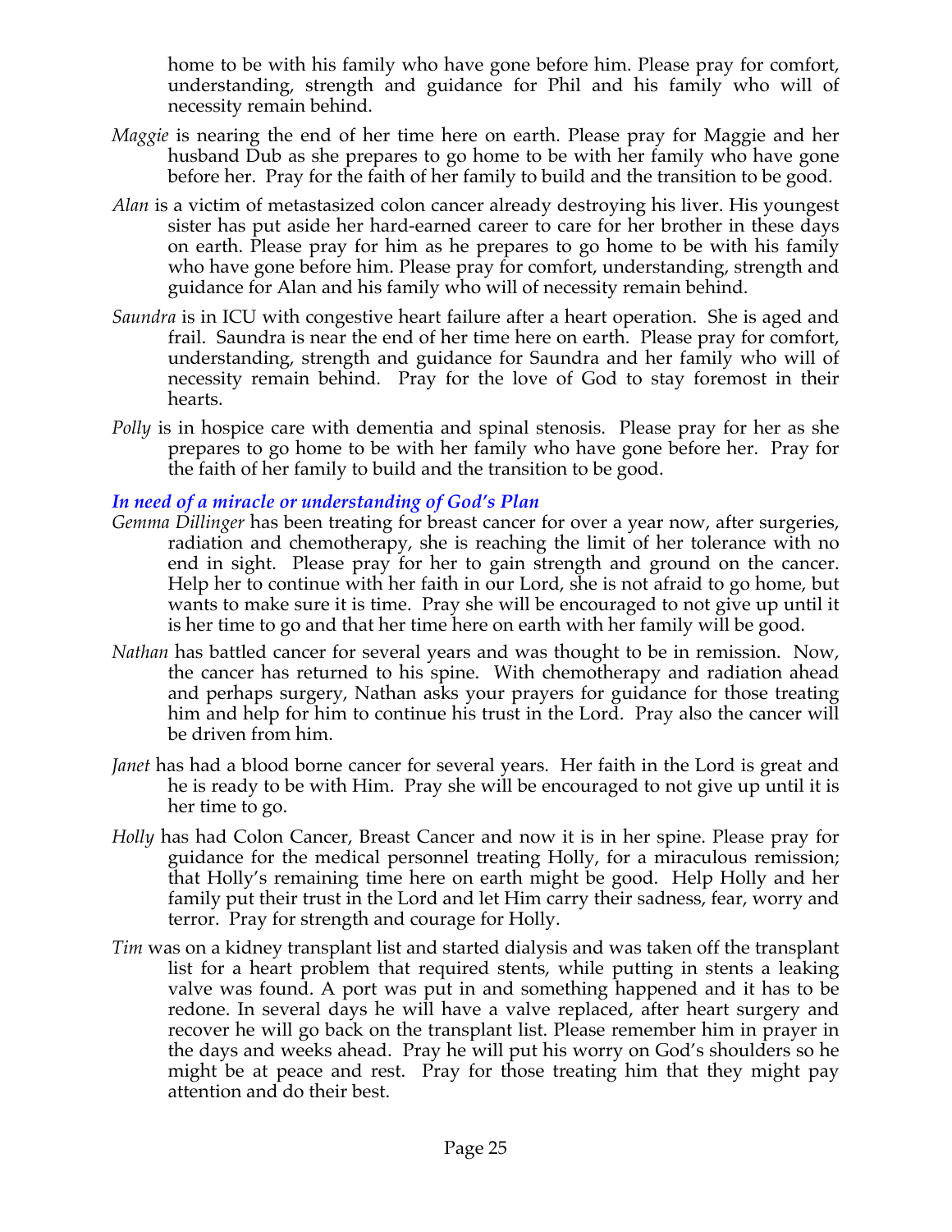home to be with his family who have gone before him. Please pray for comfort, understanding, strength and guidance for Phil and his family who will of necessity remain behind.

*Maggie* is nearing the end of her time here on earth. Please pray for Maggie and her husband Dub as she prepares to go home to be with her family who have gone before her. Pray for the faith of her family to build and the transition to be good.

*Alan* is a victim of metastasized colon cancer already destroying his liver. His youngest sister has put aside her hard-earned career to care for her brother in these days on earth. Please pray for him as he prepares to go home to be with his family who have gone before him. Please pray for comfort, understanding, strength and guidance for Alan and his family who will of necessity remain behind.

*Saundra* is in ICU with congestive heart failure after a heart operation. She is aged and frail. Saundra is near the end of her time here on earth. Please pray for comfort, understanding, strength and guidance for Saundra and her family who will of necessity remain behind. Pray for the love of God to stay foremost in their hearts.

*Polly* is in hospice care with dementia and spinal stenosis. Please pray for her as she prepares to go home to be with her family who have gone before her. Pray for the faith of her family to build and the transition to be good.

***In need of a miracle or understanding of God's Plan***

*Gemma Dillinger* has been treating for breast cancer for over a year now, after surgeries, radiation and chemotherapy, she is reaching the limit of her tolerance with no end in sight. Please pray for her to gain strength and ground on the cancer. Help her to continue with her faith in our Lord, she is not afraid to go home, but wants to make sure it is time. Pray she will be encouraged to not give up until it is her time to go and that her time here on earth with her family will be good.

*Nathan* has battled cancer for several years and was thought to be in remission. Now, the cancer has returned to his spine. With chemotherapy and radiation ahead and perhaps surgery, Nathan asks your prayers for guidance for those treating him and help for him to continue his trust in the Lord. Pray also the cancer will be driven from him.

*Janet* has had a blood borne cancer for several years. Her faith in the Lord is great and he is ready to be with Him. Pray she will be encouraged to not give up until it is her time to go.

*Holly* has had Colon Cancer, Breast Cancer and now it is in her spine. Please pray for guidance for the medical personnel treating Holly, for a miraculous remission; that Holly's remaining time here on earth might be good. Help Holly and her family put their trust in the Lord and let Him carry their sadness, fear, worry and terror. Pray for strength and courage for Holly.

*Tim* was on a kidney transplant list and started dialysis and was taken off the transplant list for a heart problem that required stents, while putting in stents a leaking valve was found. A port was put in and something happened and it has to be redone. In several days he will have a valve replaced, after heart surgery and recover he will go back on the transplant list. Please remember him in prayer in the days and weeks ahead. Pray he will put his worry on God's shoulders so he might be at peace and rest. Pray for those treating him that they might pay attention and do their best.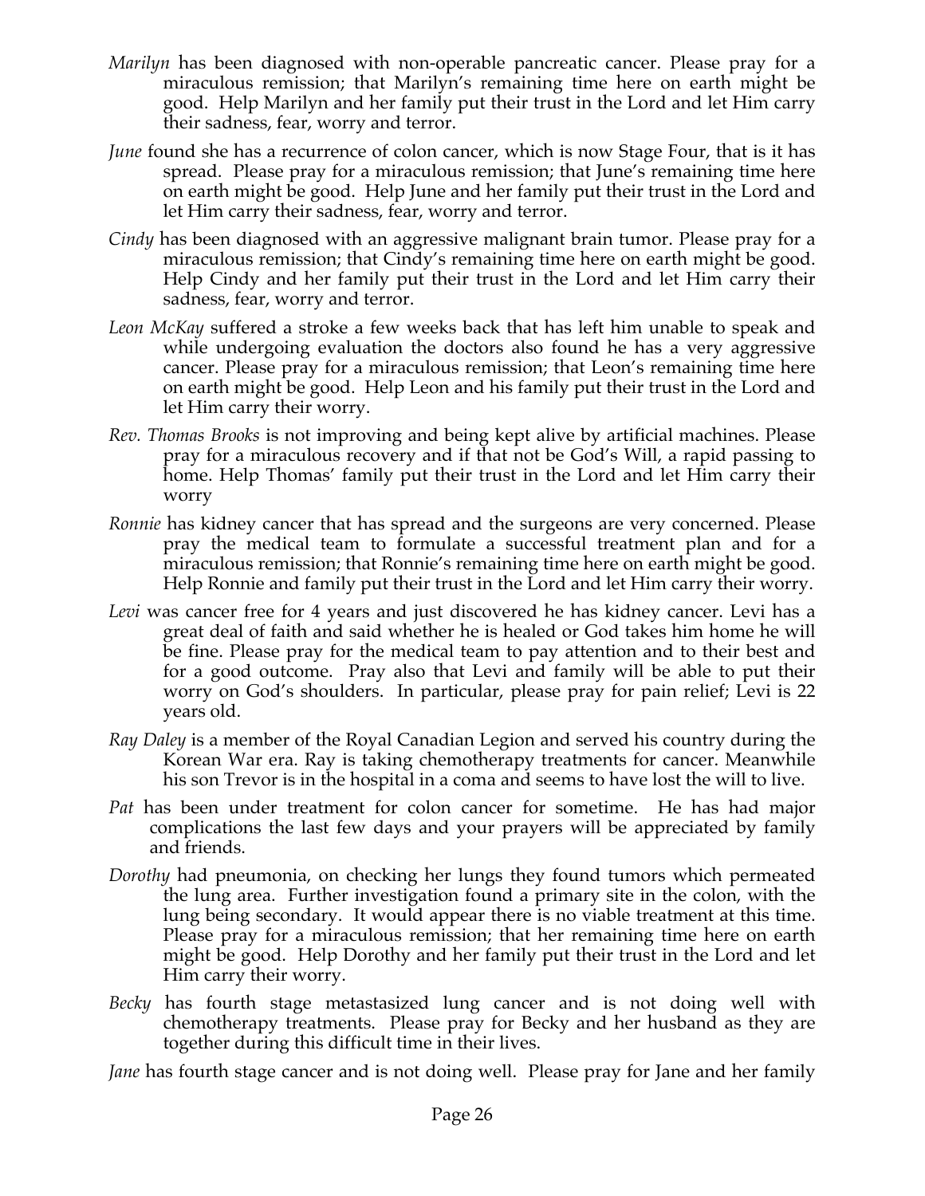*Marilyn* has been diagnosed with non-operable pancreatic cancer. Please pray for a miraculous remission; that Marilyn's remaining time here on earth might be good. Help Marilyn and her family put their trust in the Lord and let Him carry their sadness, fear, worry and terror.

*June* found she has a recurrence of colon cancer, which is now Stage Four, that is it has spread. Please pray for a miraculous remission; that June's remaining time here on earth might be good. Help June and her family put their trust in the Lord and let Him carry their sadness, fear, worry and terror.

*Cindy* has been diagnosed with an aggressive malignant brain tumor. Please pray for a miraculous remission; that Cindy's remaining time here on earth might be good. Help Cindy and her family put their trust in the Lord and let Him carry their sadness, fear, worry and terror.

*Leon McKay* suffered a stroke a few weeks back that has left him unable to speak and while undergoing evaluation the doctors also found he has a very aggressive cancer. Please pray for a miraculous remission; that Leon's remaining time here on earth might be good. Help Leon and his family put their trust in the Lord and let Him carry their worry.

*Rev. Thomas Brooks* is not improving and being kept alive by artificial machines. Please pray for a miraculous recovery and if that not be God's Will, a rapid passing to home. Help Thomas' family put their trust in the Lord and let Him carry their worry

*Ronnie* has kidney cancer that has spread and the surgeons are very concerned. Please pray the medical team to formulate a successful treatment plan and for a miraculous remission; that Ronnie's remaining time here on earth might be good. Help Ronnie and family put their trust in the Lord and let Him carry their worry.

*Levi* was cancer free for 4 years and just discovered he has kidney cancer. Levi has a great deal of faith and said whether he is healed or God takes him home he will be fine. Please pray for the medical team to pay attention and to their best and for a good outcome. Pray also that Levi and family will be able to put their worry on God's shoulders. In particular, please pray for pain relief; Levi is 22 years old.

*Ray Daley* is a member of the Royal Canadian Legion and served his country during the Korean War era. Ray is taking chemotherapy treatments for cancer. Meanwhile his son Trevor is in the hospital in a coma and seems to have lost the will to live.

*Pat* has been under treatment for colon cancer for sometime. He has had major complications the last few days and your prayers will be appreciated by family and friends.

*Dorothy* had pneumonia, on checking her lungs they found tumors which permeated the lung area. Further investigation found a primary site in the colon, with the lung being secondary. It would appear there is no viable treatment at this time. Please pray for a miraculous remission; that her remaining time here on earth might be good. Help Dorothy and her family put their trust in the Lord and let Him carry their worry.

*Becky* has fourth stage metastasized lung cancer and is not doing well with chemotherapy treatments. Please pray for Becky and her husband as they are together during this difficult time in their lives.

*Jane* has fourth stage cancer and is not doing well. Please pray for Jane and her family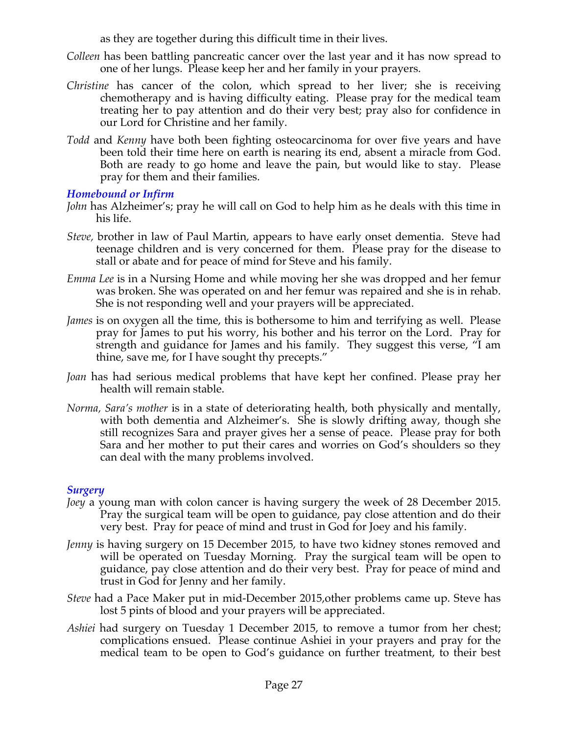as they are together during this difficult time in their lives.

*Colleen* has been battling pancreatic cancer over the last year and it has now spread to one of her lungs. Please keep her and her family in your prayers.

*Christine* has cancer of the colon, which spread to her liver; she is receiving chemotherapy and is having difficulty eating. Please pray for the medical team treating her to pay attention and do their very best; pray also for confidence in our Lord for Christine and her family.

*Todd* and *Kenny* have both been fighting osteocarcinoma for over five years and have been told their time here on earth is nearing its end, absent a miracle from God. Both are ready to go home and leave the pain, but would like to stay. Please pray for them and their families.

### *Homebound or Infirm*

*John* has Alzheimer's; pray he will call on God to help him as he deals with this time in his life.

*Steve,* brother in law of Paul Martin, appears to have early onset dementia. Steve had teenage children and is very concerned for them. Please pray for the disease to stall or abate and for peace of mind for Steve and his family.

*Emma Lee* is in a Nursing Home and while moving her she was dropped and her femur was broken. She was operated on and her femur was repaired and she is in rehab. She is not responding well and your prayers will be appreciated.

*James* is on oxygen all the time, this is bothersome to him and terrifying as well. Please pray for James to put his worry, his bother and his terror on the Lord. Pray for strength and guidance for James and his family. They suggest this verse, "I am thine, save me, for I have sought thy precepts."

*Joan* has had serious medical problems that have kept her confined. Please pray her health will remain stable.

*Norma, Sara's mother* is in a state of deteriorating health, both physically and mentally, with both dementia and Alzheimer's. She is slowly drifting away, though she still recognizes Sara and prayer gives her a sense of peace. Please pray for both Sara and her mother to put their cares and worries on God's shoulders so they can deal with the many problems involved.

### *Surgery*

*Joey* a young man with colon cancer is having surgery the week of 28 December 2015. Pray the surgical team will be open to guidance, pay close attention and do their very best. Pray for peace of mind and trust in God for Joey and his family.

*Jenny* is having surgery on 15 December 2015, to have two kidney stones removed and will be operated on Tuesday Morning. Pray the surgical team will be open to guidance, pay close attention and do their very best. Pray for peace of mind and trust in God for Jenny and her family.

*Steve* had a Pace Maker put in mid-December 2015,other problems came up. Steve has lost 5 pints of blood and your prayers will be appreciated.

*Ashiei* had surgery on Tuesday 1 December 2015, to remove a tumor from her chest; complications ensued. Please continue Ashiei in your prayers and pray for the medical team to be open to God's guidance on further treatment, to their best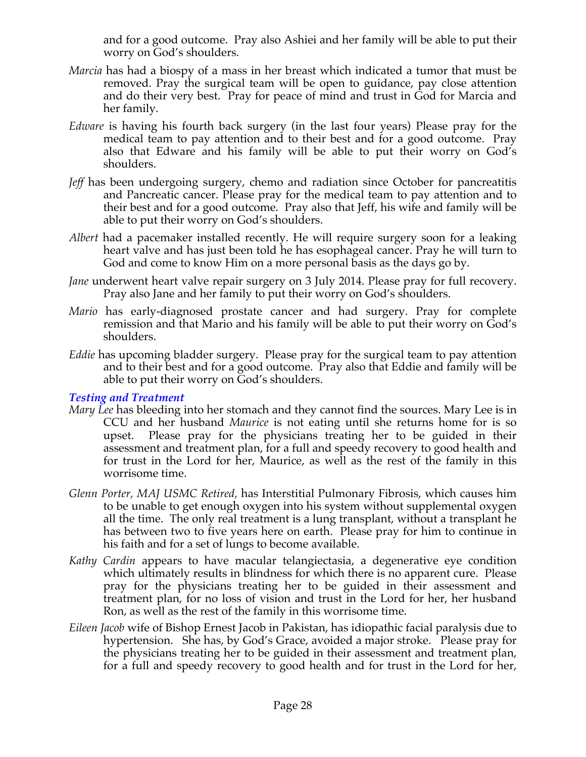and for a good outcome. Pray also Ashiei and her family will be able to put their worry on God's shoulders.

*Marcia* has had a biospy of a mass in her breast which indicated a tumor that must be removed. Pray the surgical team will be open to guidance, pay close attention and do their very best. Pray for peace of mind and trust in God for Marcia and her family.

*Edware* is having his fourth back surgery (in the last four years) Please pray for the medical team to pay attention and to their best and for a good outcome. Pray also that Edware and his family will be able to put their worry on God's shoulders.

*Jeff* has been undergoing surgery, chemo and radiation since October for pancreatitis and Pancreatic cancer. Please pray for the medical team to pay attention and to their best and for a good outcome. Pray also that Jeff, his wife and family will be able to put their worry on God's shoulders.

*Albert* had a pacemaker installed recently. He will require surgery soon for a leaking heart valve and has just been told he has esophageal cancer. Pray he will turn to God and come to know Him on a more personal basis as the days go by.

*Jane* underwent heart valve repair surgery on 3 July 2014. Please pray for full recovery. Pray also Jane and her family to put their worry on God's shoulders.

*Mario* has early-diagnosed prostate cancer and had surgery. Pray for complete remission and that Mario and his family will be able to put their worry on God's shoulders.

*Eddie* has upcoming bladder surgery. Please pray for the surgical team to pay attention and to their best and for a good outcome. Pray also that Eddie and family will be able to put their worry on God's shoulders.

### *Testing and Treatment*

*Mary Lee* has bleeding into her stomach and they cannot find the sources. Mary Lee is in CCU and her husband *Maurice* is not eating until she returns home for is so upset. Please pray for the physicians treating her to be guided in their assessment and treatment plan, for a full and speedy recovery to good health and for trust in the Lord for her, Maurice, as well as the rest of the family in this worrisome time.

*Glenn Porter, MAJ USMC Retired,* has Interstitial Pulmonary Fibrosis, which causes him to be unable to get enough oxygen into his system without supplemental oxygen all the time. The only real treatment is a lung transplant, without a transplant he has between two to five years here on earth. Please pray for him to continue in his faith and for a set of lungs to become available.

*Kathy Cardin* appears to have macular telangiectasia, a degenerative eye condition which ultimately results in blindness for which there is no apparent cure. Please pray for the physicians treating her to be guided in their assessment and treatment plan, for no loss of vision and trust in the Lord for her, her husband Ron, as well as the rest of the family in this worrisome time.

*Eileen Jacob* wife of Bishop Ernest Jacob in Pakistan, has idiopathic facial paralysis due to hypertension. She has, by God's Grace, avoided a major stroke. Please pray for the physicians treating her to be guided in their assessment and treatment plan, for a full and speedy recovery to good health and for trust in the Lord for her,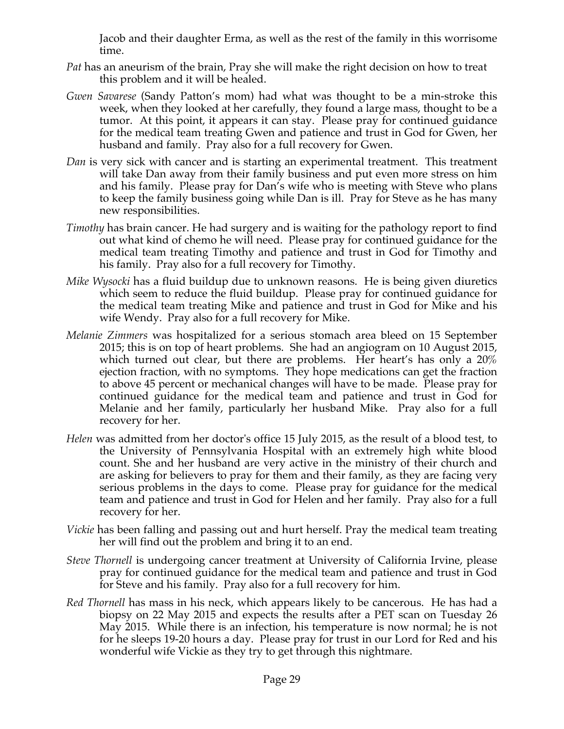Jacob and their daughter Erma, as well as the rest of the family in this worrisome time.

*Pat* has an aneurism of the brain, Pray she will make the right decision on how to treat this problem and it will be healed.

*Gwen Savarese* (Sandy Patton's mom) had what was thought to be a min-stroke this week, when they looked at her carefully, they found a large mass, thought to be a tumor. At this point, it appears it can stay. Please pray for continued guidance for the medical team treating Gwen and patience and trust in God for Gwen, her husband and family. Pray also for a full recovery for Gwen.

*Dan* is very sick with cancer and is starting an experimental treatment. This treatment will take Dan away from their family business and put even more stress on him and his family. Please pray for Dan's wife who is meeting with Steve who plans to keep the family business going while Dan is ill. Pray for Steve as he has many new responsibilities.

*Timothy* has brain cancer. He had surgery and is waiting for the pathology report to find out what kind of chemo he will need. Please pray for continued guidance for the medical team treating Timothy and patience and trust in God for Timothy and his family. Pray also for a full recovery for Timothy.

*Mike Wysocki* has a fluid buildup due to unknown reasons. He is being given diuretics which seem to reduce the fluid buildup. Please pray for continued guidance for the medical team treating Mike and patience and trust in God for Mike and his wife Wendy. Pray also for a full recovery for Mike.

*Melanie Zimmers* was hospitalized for a serious stomach area bleed on 15 September 2015; this is on top of heart problems. She had an angiogram on 10 August 2015, which turned out clear, but there are problems. Her heart's has only a 20% ejection fraction, with no symptoms. They hope medications can get the fraction to above 45 percent or mechanical changes will have to be made. Please pray for continued guidance for the medical team and patience and trust in God for Melanie and her family, particularly her husband Mike. Pray also for a full recovery for her.

*Helen* was admitted from her doctor's office 15 July 2015, as the result of a blood test, to the University of Pennsylvania Hospital with an extremely high white blood count. She and her husband are very active in the ministry of their church and are asking for believers to pray for them and their family, as they are facing very serious problems in the days to come. Please pray for guidance for the medical team and patience and trust in God for Helen and her family. Pray also for a full recovery for her.

*Vickie* has been falling and passing out and hurt herself. Pray the medical team treating her will find out the problem and bring it to an end.

*Steve Thornell* is undergoing cancer treatment at University of California Irvine, please pray for continued guidance for the medical team and patience and trust in God for Steve and his family. Pray also for a full recovery for him.

*Red Thornell* has mass in his neck, which appears likely to be cancerous. He has had a biopsy on 22 May 2015 and expects the results after a PET scan on Tuesday 26 May 2015. While there is an infection, his temperature is now normal; he is not for he sleeps 19-20 hours a day. Please pray for trust in our Lord for Red and his wonderful wife Vickie as they try to get through this nightmare.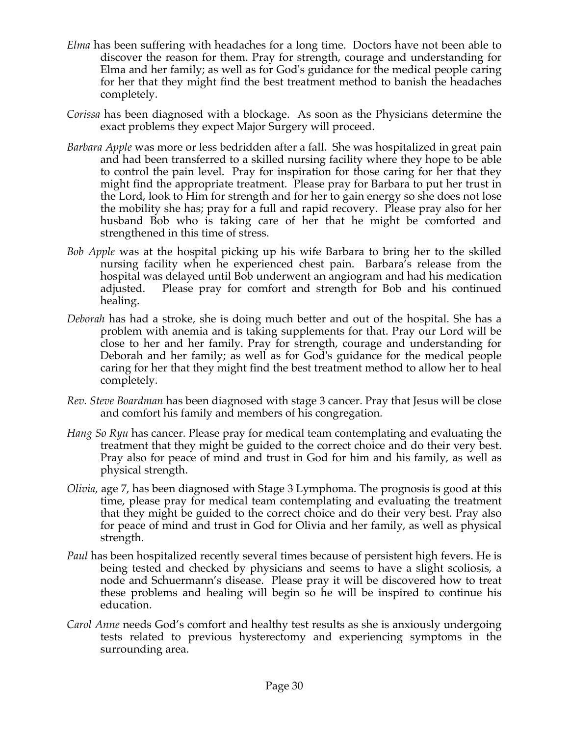*Elma* has been suffering with headaches for a long time. Doctors have not been able to discover the reason for them. Pray for strength, courage and understanding for Elma and her family; as well as for God's guidance for the medical people caring for her that they might find the best treatment method to banish the headaches completely.

*Corissa* has been diagnosed with a blockage. As soon as the Physicians determine the exact problems they expect Major Surgery will proceed.

*Barbara Apple* was more or less bedridden after a fall. She was hospitalized in great pain and had been transferred to a skilled nursing facility where they hope to be able to control the pain level. Pray for inspiration for those caring for her that they might find the appropriate treatment. Please pray for Barbara to put her trust in the Lord, look to Him for strength and for her to gain energy so she does not lose the mobility she has; pray for a full and rapid recovery. Please pray also for her husband Bob who is taking care of her that he might be comforted and strengthened in this time of stress.

*Bob Apple* was at the hospital picking up his wife Barbara to bring her to the skilled nursing facility when he experienced chest pain. Barbara's release from the hospital was delayed until Bob underwent an angiogram and had his medication adjusted. Please pray for comfort and strength for Bob and his continued healing.

*Deborah* has had a stroke, she is doing much better and out of the hospital. She has a problem with anemia and is taking supplements for that. Pray our Lord will be close to her and her family. Pray for strength, courage and understanding for Deborah and her family; as well as for God's guidance for the medical people caring for her that they might find the best treatment method to allow her to heal completely.

*Rev. Steve Boardman* has been diagnosed with stage 3 cancer. Pray that Jesus will be close and comfort his family and members of his congregation.

*Hang So Ryu* has cancer. Please pray for medical team contemplating and evaluating the treatment that they might be guided to the correct choice and do their very best. Pray also for peace of mind and trust in God for him and his family, as well as physical strength.

*Olivia,* age 7, has been diagnosed with Stage 3 Lymphoma. The prognosis is good at this time, please pray for medical team contemplating and evaluating the treatment that they might be guided to the correct choice and do their very best. Pray also for peace of mind and trust in God for Olivia and her family, as well as physical strength.

*Paul* has been hospitalized recently several times because of persistent high fevers. He is being tested and checked by physicians and seems to have a slight scoliosis, a node and Schuermann's disease. Please pray it will be discovered how to treat these problems and healing will begin so he will be inspired to continue his education.

*Carol Anne* needs God's comfort and healthy test results as she is anxiously undergoing tests related to previous hysterectomy and experiencing symptoms in the surrounding area.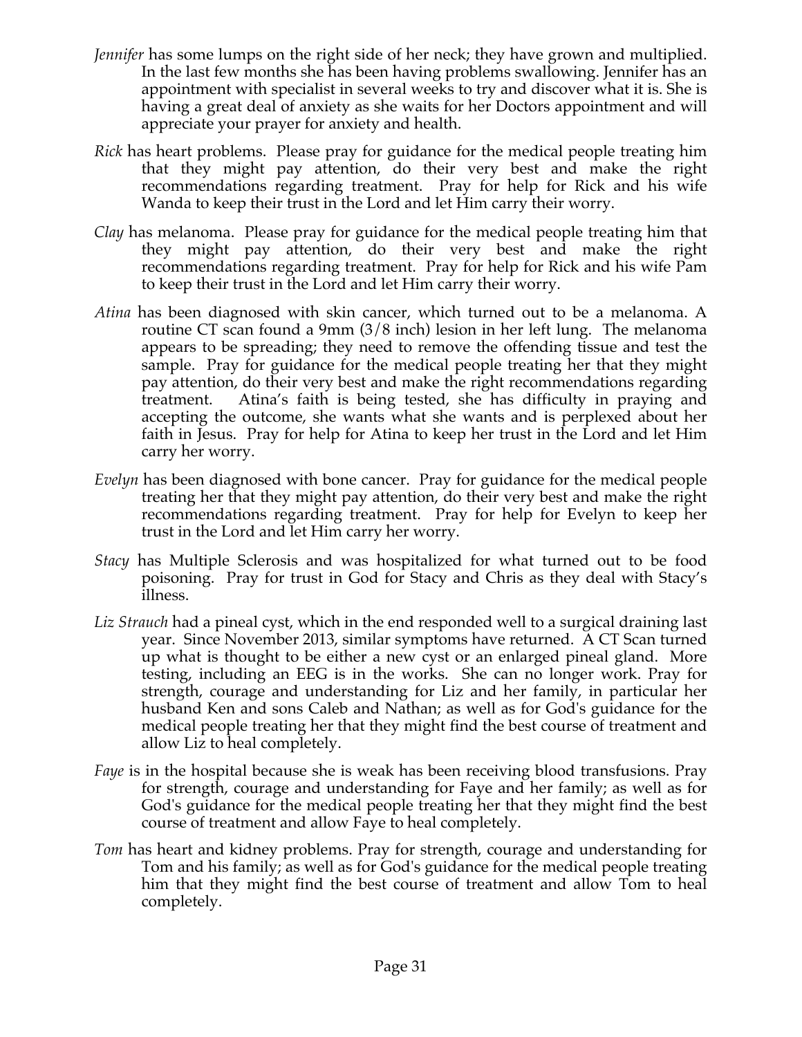*Jennifer* has some lumps on the right side of her neck; they have grown and multiplied. In the last few months she has been having problems swallowing. Jennifer has an appointment with specialist in several weeks to try and discover what it is. She is having a great deal of anxiety as she waits for her Doctors appointment and will appreciate your prayer for anxiety and health.

*Rick* has heart problems. Please pray for guidance for the medical people treating him that they might pay attention, do their very best and make the right recommendations regarding treatment. Pray for help for Rick and his wife Wanda to keep their trust in the Lord and let Him carry their worry.

*Clay* has melanoma. Please pray for guidance for the medical people treating him that they might pay attention, do their very best and make the right recommendations regarding treatment. Pray for help for Rick and his wife Pam to keep their trust in the Lord and let Him carry their worry.

*Atina* has been diagnosed with skin cancer, which turned out to be a melanoma. A routine CT scan found a 9mm (3/8 inch) lesion in her left lung. The melanoma appears to be spreading; they need to remove the offending tissue and test the sample. Pray for guidance for the medical people treating her that they might pay attention, do their very best and make the right recommendations regarding treatment. Atina's faith is being tested, she has difficulty in praying and accepting the outcome, she wants what she wants and is perplexed about her faith in Jesus. Pray for help for Atina to keep her trust in the Lord and let Him carry her worry.

*Evelyn* has been diagnosed with bone cancer. Pray for guidance for the medical people treating her that they might pay attention, do their very best and make the right recommendations regarding treatment. Pray for help for Evelyn to keep her trust in the Lord and let Him carry her worry.

*Stacy* has Multiple Sclerosis and was hospitalized for what turned out to be food poisoning. Pray for trust in God for Stacy and Chris as they deal with Stacy's illness.

*Liz Strauch* had a pineal cyst, which in the end responded well to a surgical draining last year. Since November 2013, similar symptoms have returned. A CT Scan turned up what is thought to be either a new cyst or an enlarged pineal gland. More testing, including an EEG is in the works. She can no longer work. Pray for strength, courage and understanding for Liz and her family, in particular her husband Ken and sons Caleb and Nathan; as well as for God's guidance for the medical people treating her that they might find the best course of treatment and allow Liz to heal completely.

*Faye* is in the hospital because she is weak has been receiving blood transfusions. Pray for strength, courage and understanding for Faye and her family; as well as for God's guidance for the medical people treating her that they might find the best course of treatment and allow Faye to heal completely.

*Tom* has heart and kidney problems. Pray for strength, courage and understanding for Tom and his family; as well as for God's guidance for the medical people treating him that they might find the best course of treatment and allow Tom to heal completely.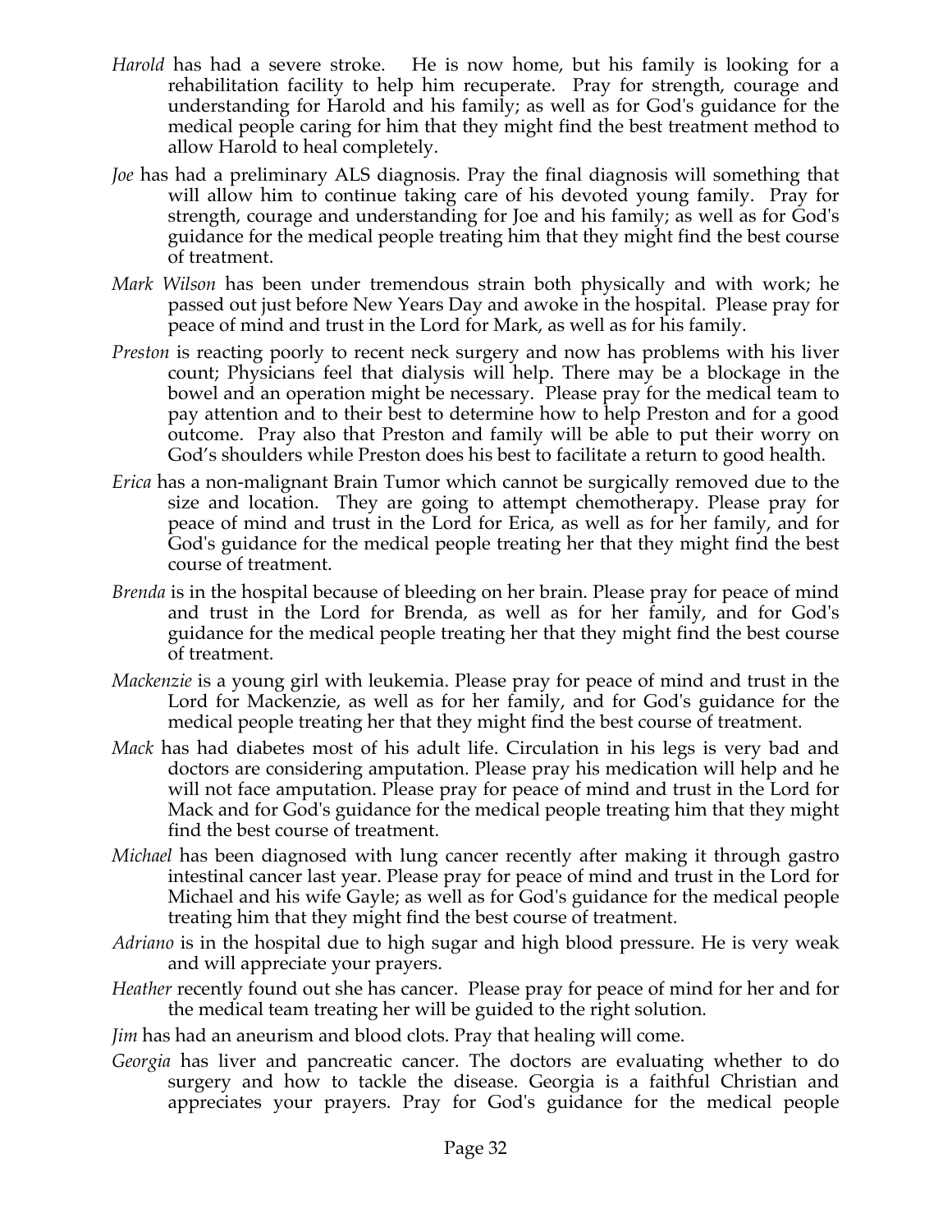*Harold* has had a severe stroke. He is now home, but his family is looking for a rehabilitation facility to help him recuperate. Pray for strength, courage and understanding for Harold and his family; as well as for God's guidance for the medical people caring for him that they might find the best treatment method to allow Harold to heal completely.

*Joe* has had a preliminary ALS diagnosis. Pray the final diagnosis will something that will allow him to continue taking care of his devoted young family. Pray for strength, courage and understanding for Joe and his family; as well as for God's guidance for the medical people treating him that they might find the best course of treatment.

*Mark Wilson* has been under tremendous strain both physically and with work; he passed out just before New Years Day and awoke in the hospital. Please pray for peace of mind and trust in the Lord for Mark, as well as for his family.

*Preston* is reacting poorly to recent neck surgery and now has problems with his liver count; Physicians feel that dialysis will help. There may be a blockage in the bowel and an operation might be necessary. Please pray for the medical team to pay attention and to their best to determine how to help Preston and for a good outcome. Pray also that Preston and family will be able to put their worry on God's shoulders while Preston does his best to facilitate a return to good health.

*Erica* has a non-malignant Brain Tumor which cannot be surgically removed due to the size and location. They are going to attempt chemotherapy. Please pray for peace of mind and trust in the Lord for Erica, as well as for her family, and for God's guidance for the medical people treating her that they might find the best course of treatment.

*Brenda* is in the hospital because of bleeding on her brain. Please pray for peace of mind and trust in the Lord for Brenda, as well as for her family, and for God's guidance for the medical people treating her that they might find the best course of treatment.

*Mackenzie* is a young girl with leukemia. Please pray for peace of mind and trust in the Lord for Mackenzie, as well as for her family, and for God's guidance for the medical people treating her that they might find the best course of treatment.

*Mack* has had diabetes most of his adult life. Circulation in his legs is very bad and doctors are considering amputation. Please pray his medication will help and he will not face amputation. Please pray for peace of mind and trust in the Lord for Mack and for God's guidance for the medical people treating him that they might find the best course of treatment.

*Michael* has been diagnosed with lung cancer recently after making it through gastro intestinal cancer last year. Please pray for peace of mind and trust in the Lord for Michael and his wife Gayle; as well as for God's guidance for the medical people treating him that they might find the best course of treatment.

*Adriano* is in the hospital due to high sugar and high blood pressure. He is very weak and will appreciate your prayers.

*Heather* recently found out she has cancer. Please pray for peace of mind for her and for the medical team treating her will be guided to the right solution.

*Jim* has had an aneurism and blood clots. Pray that healing will come.

*Georgia* has liver and pancreatic cancer. The doctors are evaluating whether to do surgery and how to tackle the disease. Georgia is a faithful Christian and appreciates your prayers. Pray for God's guidance for the medical people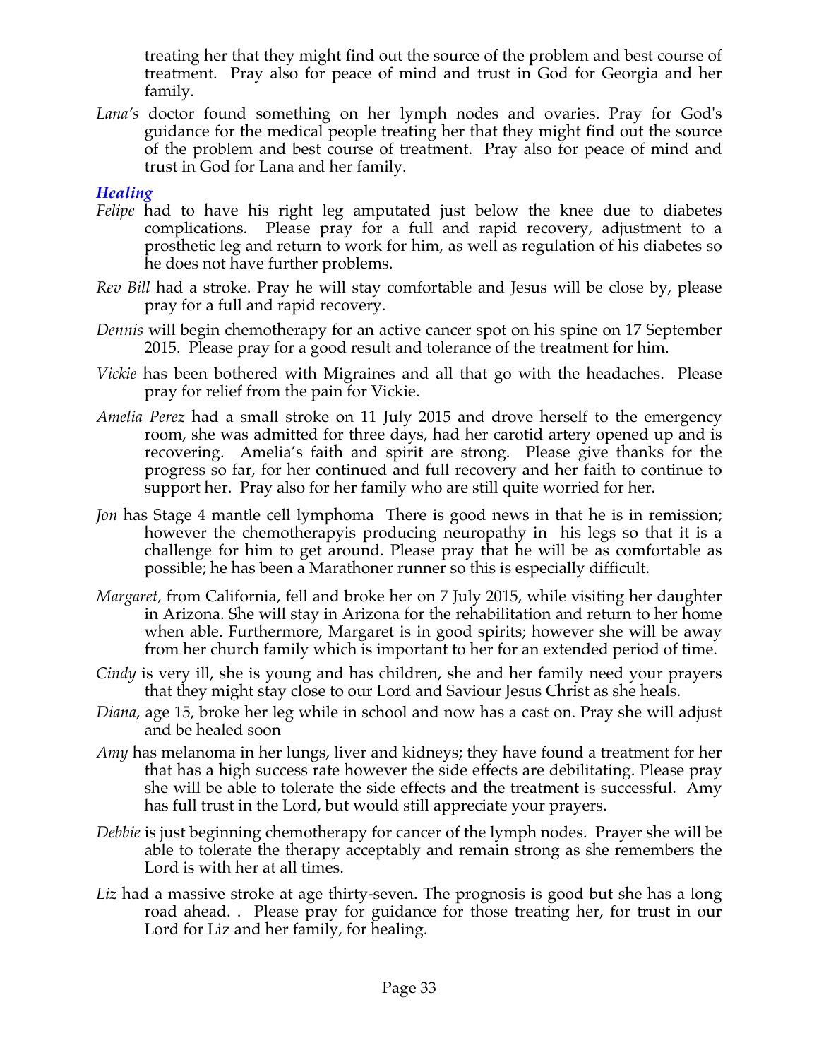treating her that they might find out the source of the problem and best course of treatment. Pray also for peace of mind and trust in God for Georgia and her family.

*Lana's* doctor found something on her lymph nodes and ovaries. Pray for God's guidance for the medical people treating her that they might find out the source of the problem and best course of treatment. Pray also for peace of mind and trust in God for Lana and her family.

### *Healing*

*Felipe* had to have his right leg amputated just below the knee due to diabetes complications. Please pray for a full and rapid recovery, adjustment to a prosthetic leg and return to work for him, as well as regulation of his diabetes so he does not have further problems.

*Rev Bill* had a stroke. Pray he will stay comfortable and Jesus will be close by, please pray for a full and rapid recovery.

*Dennis* will begin chemotherapy for an active cancer spot on his spine on 17 September 2015. Please pray for a good result and tolerance of the treatment for him.

*Vickie* has been bothered with Migraines and all that go with the headaches. Please pray for relief from the pain for Vickie.

*Amelia Perez* had a small stroke on 11 July 2015 and drove herself to the emergency room, she was admitted for three days, had her carotid artery opened up and is recovering. Amelia's faith and spirit are strong. Please give thanks for the progress so far, for her continued and full recovery and her faith to continue to support her. Pray also for her family who are still quite worried for her.

*Jon* has Stage 4 mantle cell lymphoma There is good news in that he is in remission; however the chemotherapyis producing neuropathy in his legs so that it is a challenge for him to get around. Please pray that he will be as comfortable as possible; he has been a Marathoner runner so this is especially difficult.

*Margaret,* from California, fell and broke her on 7 July 2015, while visiting her daughter in Arizona. She will stay in Arizona for the rehabilitation and return to her home when able. Furthermore, Margaret is in good spirits; however she will be away from her church family which is important to her for an extended period of time.

*Cindy* is very ill, she is young and has children, she and her family need your prayers that they might stay close to our Lord and Saviour Jesus Christ as she heals.

*Diana*, age 15, broke her leg while in school and now has a cast on. Pray she will adjust and be healed soon

*Amy* has melanoma in her lungs, liver and kidneys; they have found a treatment for her that has a high success rate however the side effects are debilitating. Please pray she will be able to tolerate the side effects and the treatment is successful. Amy has full trust in the Lord, but would still appreciate your prayers.

*Debbie* is just beginning chemotherapy for cancer of the lymph nodes. Prayer she will be able to tolerate the therapy acceptably and remain strong as she remembers the Lord is with her at all times.

*Liz* had a massive stroke at age thirty-seven. The prognosis is good but she has a long road ahead. . Please pray for guidance for those treating her, for trust in our Lord for Liz and her family, for healing.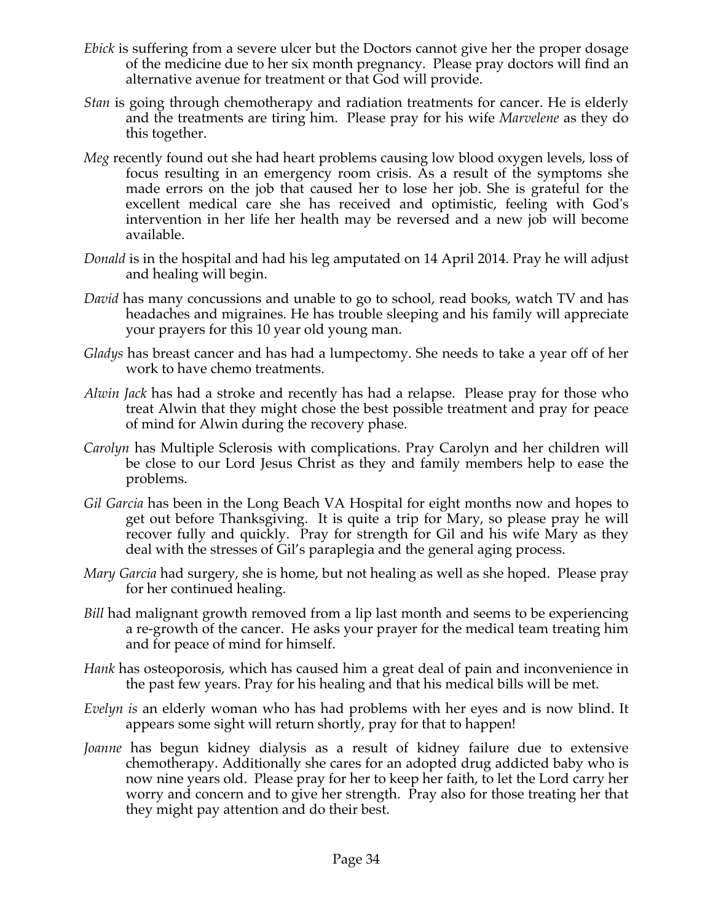*Ebick* is suffering from a severe ulcer but the Doctors cannot give her the proper dosage of the medicine due to her six month pregnancy. Please pray doctors will find an alternative avenue for treatment or that God will provide.

*Stan* is going through chemotherapy and radiation treatments for cancer. He is elderly and the treatments are tiring him. Please pray for his wife *Marvelene* as they do this together.

*Meg* recently found out she had heart problems causing low blood oxygen levels, loss of focus resulting in an emergency room crisis. As a result of the symptoms she made errors on the job that caused her to lose her job. She is grateful for the excellent medical care she has received and optimistic, feeling with God's intervention in her life her health may be reversed and a new job will become available.

*Donald* is in the hospital and had his leg amputated on 14 April 2014. Pray he will adjust and healing will begin.

*David* has many concussions and unable to go to school, read books, watch TV and has headaches and migraines. He has trouble sleeping and his family will appreciate your prayers for this 10 year old young man.

*Gladys* has breast cancer and has had a lumpectomy. She needs to take a year off of her work to have chemo treatments.

*Alwin Jack* has had a stroke and recently has had a relapse. Please pray for those who treat Alwin that they might chose the best possible treatment and pray for peace of mind for Alwin during the recovery phase.

*Carolyn* has Multiple Sclerosis with complications. Pray Carolyn and her children will be close to our Lord Jesus Christ as they and family members help to ease the problems.

*Gil Garcia* has been in the Long Beach VA Hospital for eight months now and hopes to get out before Thanksgiving. It is quite a trip for Mary, so please pray he will recover fully and quickly. Pray for strength for Gil and his wife Mary as they deal with the stresses of Gil's paraplegia and the general aging process.

*Mary Garcia* had surgery, she is home, but not healing as well as she hoped. Please pray for her continued healing.

*Bill* had malignant growth removed from a lip last month and seems to be experiencing a re-growth of the cancer. He asks your prayer for the medical team treating him and for peace of mind for himself.

*Hank* has osteoporosis, which has caused him a great deal of pain and inconvenience in the past few years. Pray for his healing and that his medical bills will be met.

*Evelyn is* an elderly woman who has had problems with her eyes and is now blind. It appears some sight will return shortly, pray for that to happen!

*Joanne* has begun kidney dialysis as a result of kidney failure due to extensive chemotherapy. Additionally she cares for an adopted drug addicted baby who is now nine years old. Please pray for her to keep her faith, to let the Lord carry her worry and concern and to give her strength. Pray also for those treating her that they might pay attention and do their best.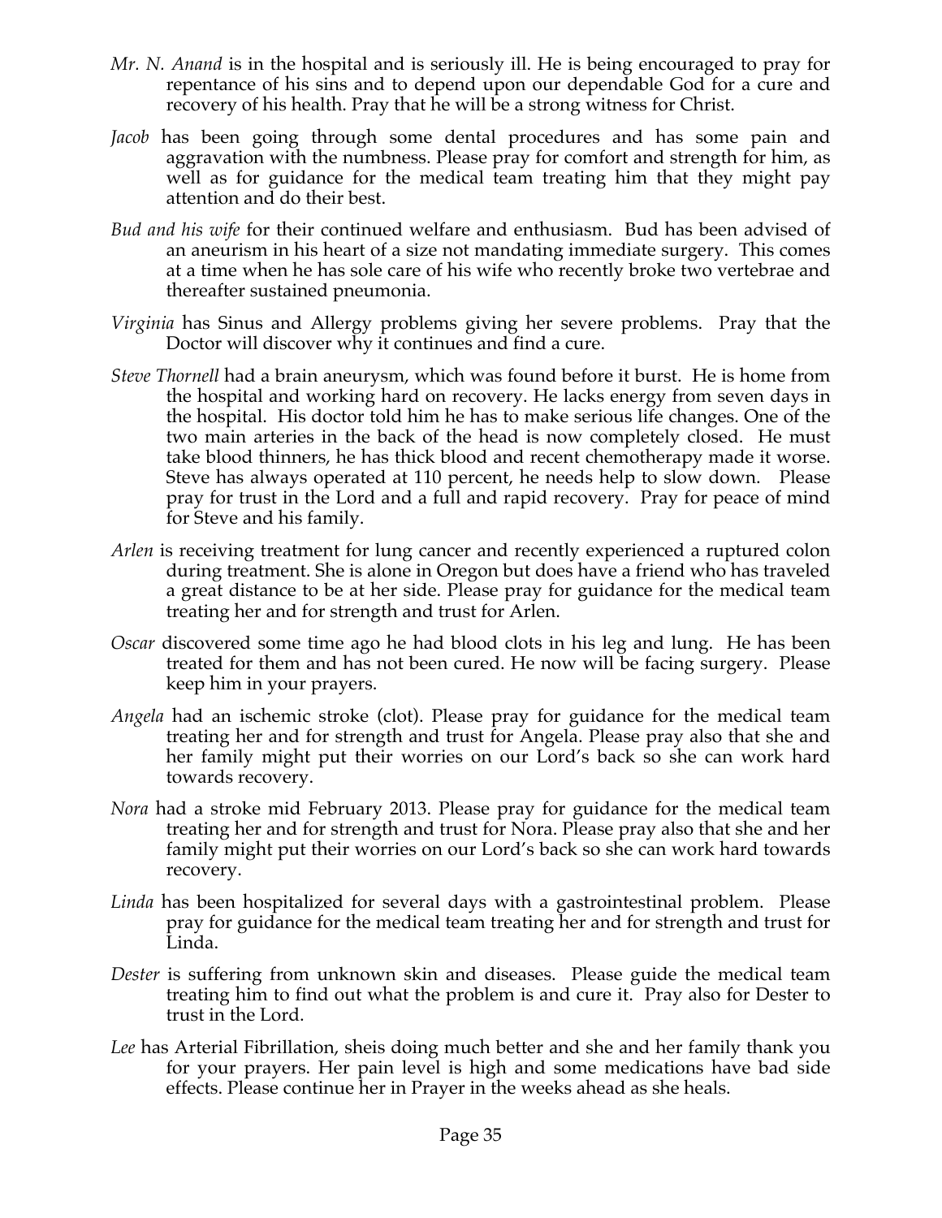*Mr. N. Anand* is in the hospital and is seriously ill. He is being encouraged to pray for repentance of his sins and to depend upon our dependable God for a cure and recovery of his health. Pray that he will be a strong witness for Christ.

*Jacob* has been going through some dental procedures and has some pain and aggravation with the numbness. Please pray for comfort and strength for him, as well as for guidance for the medical team treating him that they might pay attention and do their best.

*Bud and his wife* for their continued welfare and enthusiasm. Bud has been advised of an aneurism in his heart of a size not mandating immediate surgery. This comes at a time when he has sole care of his wife who recently broke two vertebrae and thereafter sustained pneumonia.

*Virginia* has Sinus and Allergy problems giving her severe problems. Pray that the Doctor will discover why it continues and find a cure.

*Steve Thornell* had a brain aneurysm, which was found before it burst. He is home from the hospital and working hard on recovery. He lacks energy from seven days in the hospital. His doctor told him he has to make serious life changes. One of the two main arteries in the back of the head is now completely closed. He must take blood thinners, he has thick blood and recent chemotherapy made it worse. Steve has always operated at 110 percent, he needs help to slow down. Please pray for trust in the Lord and a full and rapid recovery. Pray for peace of mind for Steve and his family.

*Arlen* is receiving treatment for lung cancer and recently experienced a ruptured colon during treatment. She is alone in Oregon but does have a friend who has traveled a great distance to be at her side. Please pray for guidance for the medical team treating her and for strength and trust for Arlen.

*Oscar* discovered some time ago he had blood clots in his leg and lung. He has been treated for them and has not been cured. He now will be facing surgery. Please keep him in your prayers.

*Angela* had an ischemic stroke (clot). Please pray for guidance for the medical team treating her and for strength and trust for Angela. Please pray also that she and her family might put their worries on our Lord's back so she can work hard towards recovery.

*Nora* had a stroke mid February 2013. Please pray for guidance for the medical team treating her and for strength and trust for Nora. Please pray also that she and her family might put their worries on our Lord's back so she can work hard towards recovery.

*Linda* has been hospitalized for several days with a gastrointestinal problem. Please pray for guidance for the medical team treating her and for strength and trust for Linda.

*Dester* is suffering from unknown skin and diseases. Please guide the medical team treating him to find out what the problem is and cure it. Pray also for Dester to trust in the Lord.

*Lee* has Arterial Fibrillation, sheis doing much better and she and her family thank you for your prayers. Her pain level is high and some medications have bad side effects. Please continue her in Prayer in the weeks ahead as she heals.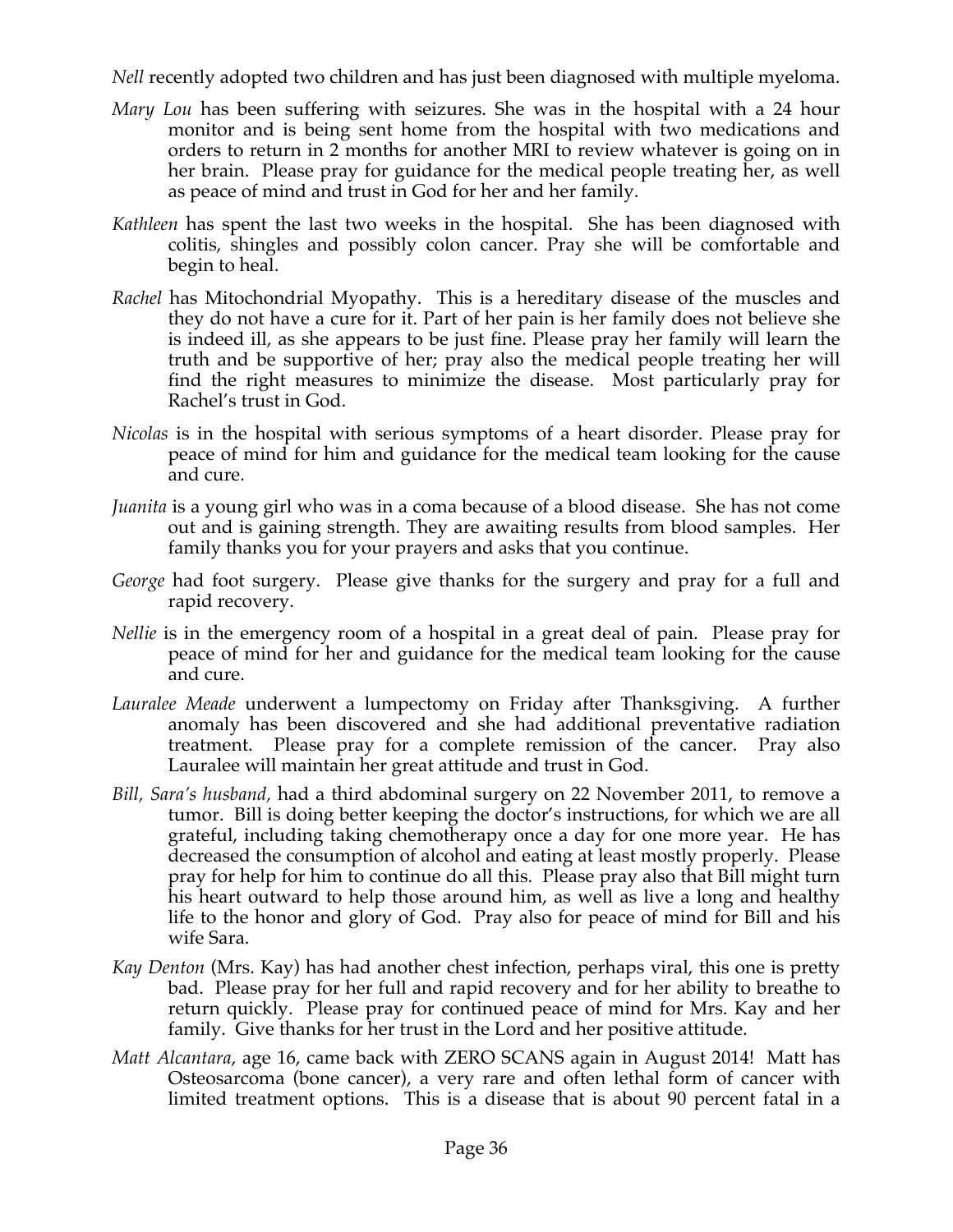*Nell* recently adopted two children and has just been diagnosed with multiple myeloma.

*Mary Lou* has been suffering with seizures. She was in the hospital with a 24 hour monitor and is being sent home from the hospital with two medications and orders to return in 2 months for another MRI to review whatever is going on in her brain. Please pray for guidance for the medical people treating her, as well as peace of mind and trust in God for her and her family.

*Kathleen* has spent the last two weeks in the hospital. She has been diagnosed with colitis, shingles and possibly colon cancer. Pray she will be comfortable and begin to heal.

*Rachel* has Mitochondrial Myopathy. This is a hereditary disease of the muscles and they do not have a cure for it. Part of her pain is her family does not believe she is indeed ill, as she appears to be just fine. Please pray her family will learn the truth and be supportive of her; pray also the medical people treating her will find the right measures to minimize the disease. Most particularly pray for Rachel's trust in God.

*Nicolas* is in the hospital with serious symptoms of a heart disorder. Please pray for peace of mind for him and guidance for the medical team looking for the cause and cure.

*Juanita* is a young girl who was in a coma because of a blood disease. She has not come out and is gaining strength. They are awaiting results from blood samples. Her family thanks you for your prayers and asks that you continue.

*George* had foot surgery. Please give thanks for the surgery and pray for a full and rapid recovery.

*Nellie* is in the emergency room of a hospital in a great deal of pain. Please pray for peace of mind for her and guidance for the medical team looking for the cause and cure.

*Lauralee Meade* underwent a lumpectomy on Friday after Thanksgiving. A further anomaly has been discovered and she had additional preventative radiation treatment. Please pray for a complete remission of the cancer. Pray also Lauralee will maintain her great attitude and trust in God.

*Bill, Sara's husband,* had a third abdominal surgery on 22 November 2011, to remove a tumor. Bill is doing better keeping the doctor's instructions, for which we are all grateful, including taking chemotherapy once a day for one more year. He has decreased the consumption of alcohol and eating at least mostly properly. Please pray for help for him to continue do all this. Please pray also that Bill might turn his heart outward to help those around him, as well as live a long and healthy life to the honor and glory of God. Pray also for peace of mind for Bill and his wife Sara.

*Kay Denton* (Mrs. Kay) has had another chest infection, perhaps viral, this one is pretty bad. Please pray for her full and rapid recovery and for her ability to breathe to return quickly. Please pray for continued peace of mind for Mrs. Kay and her family. Give thanks for her trust in the Lord and her positive attitude.

*Matt Alcantara*, age 16, came back with ZERO SCANS again in August 2014! Matt has Osteosarcoma (bone cancer), a very rare and often lethal form of cancer with limited treatment options. This is a disease that is about 90 percent fatal in a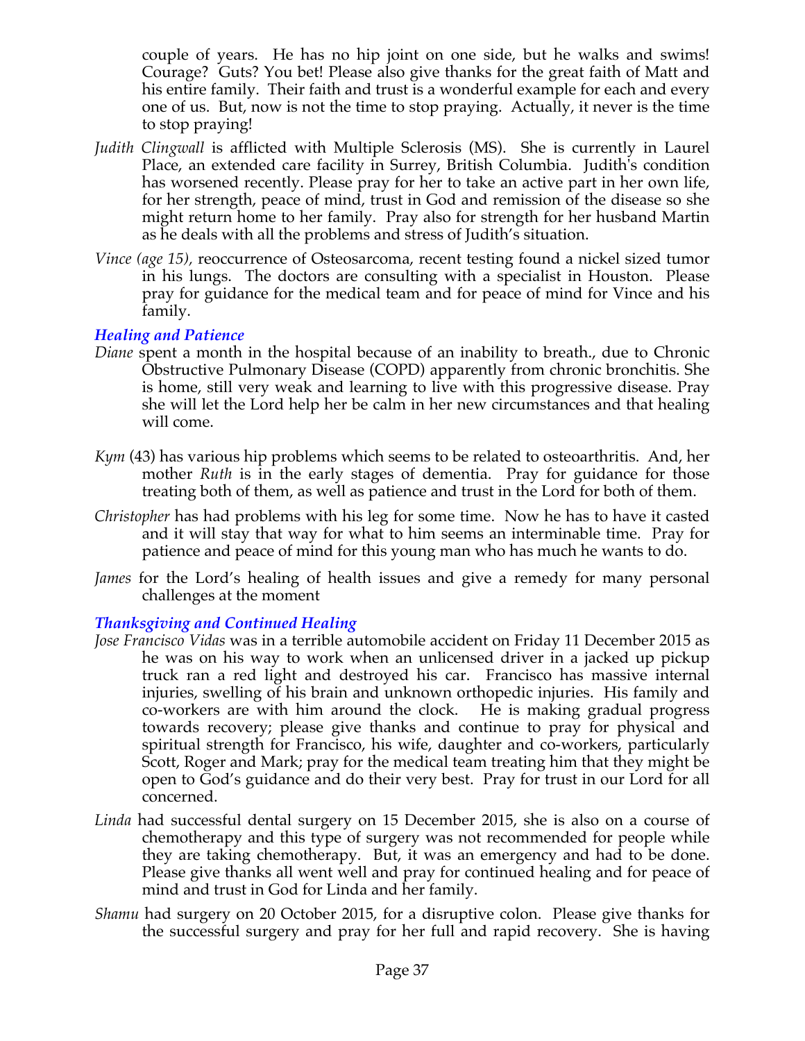couple of years. He has no hip joint on one side, but he walks and swims! Courage? Guts? You bet! Please also give thanks for the great faith of Matt and his entire family. Their faith and trust is a wonderful example for each and every one of us. But, now is not the time to stop praying. Actually, it never is the time to stop praying!

*Judith Clingwall* is afflicted with Multiple Sclerosis (MS). She is currently in Laurel Place, an extended care facility in Surrey, British Columbia. Judith's condition has worsened recently. Please pray for her to take an active part in her own life, for her strength, peace of mind, trust in God and remission of the disease so she might return home to her family. Pray also for strength for her husband Martin as he deals with all the problems and stress of Judith's situation.

*Vince (age 15),* reoccurrence of Osteosarcoma, recent testing found a nickel sized tumor in his lungs. The doctors are consulting with a specialist in Houston. Please pray for guidance for the medical team and for peace of mind for Vince and his family.

### *Healing and Patience*

*Diane* spent a month in the hospital because of an inability to breath., due to Chronic Obstructive Pulmonary Disease (COPD) apparently from chronic bronchitis. She is home, still very weak and learning to live with this progressive disease. Pray she will let the Lord help her be calm in her new circumstances and that healing will come.

*Kym* (43) has various hip problems which seems to be related to osteoarthritis. And, her mother *Ruth* is in the early stages of dementia. Pray for guidance for those treating both of them, as well as patience and trust in the Lord for both of them.

*Christopher* has had problems with his leg for some time. Now he has to have it casted and it will stay that way for what to him seems an interminable time. Pray for patience and peace of mind for this young man who has much he wants to do.

*James* for the Lord's healing of health issues and give a remedy for many personal challenges at the moment

### *Thanksgiving and Continued Healing*

*Jose Francisco Vidas* was in a terrible automobile accident on Friday 11 December 2015 as he was on his way to work when an unlicensed driver in a jacked up pickup truck ran a red light and destroyed his car. Francisco has massive internal injuries, swelling of his brain and unknown orthopedic injuries. His family and co-workers are with him around the clock. He is making gradual progress towards recovery; please give thanks and continue to pray for physical and spiritual strength for Francisco, his wife, daughter and co-workers, particularly Scott, Roger and Mark; pray for the medical team treating him that they might be open to God's guidance and do their very best. Pray for trust in our Lord for all concerned.

*Linda* had successful dental surgery on 15 December 2015, she is also on a course of chemotherapy and this type of surgery was not recommended for people while they are taking chemotherapy. But, it was an emergency and had to be done. Please give thanks all went well and pray for continued healing and for peace of mind and trust in God for Linda and her family.

*Shamu* had surgery on 20 October 2015, for a disruptive colon. Please give thanks for the successful surgery and pray for her full and rapid recovery. She is having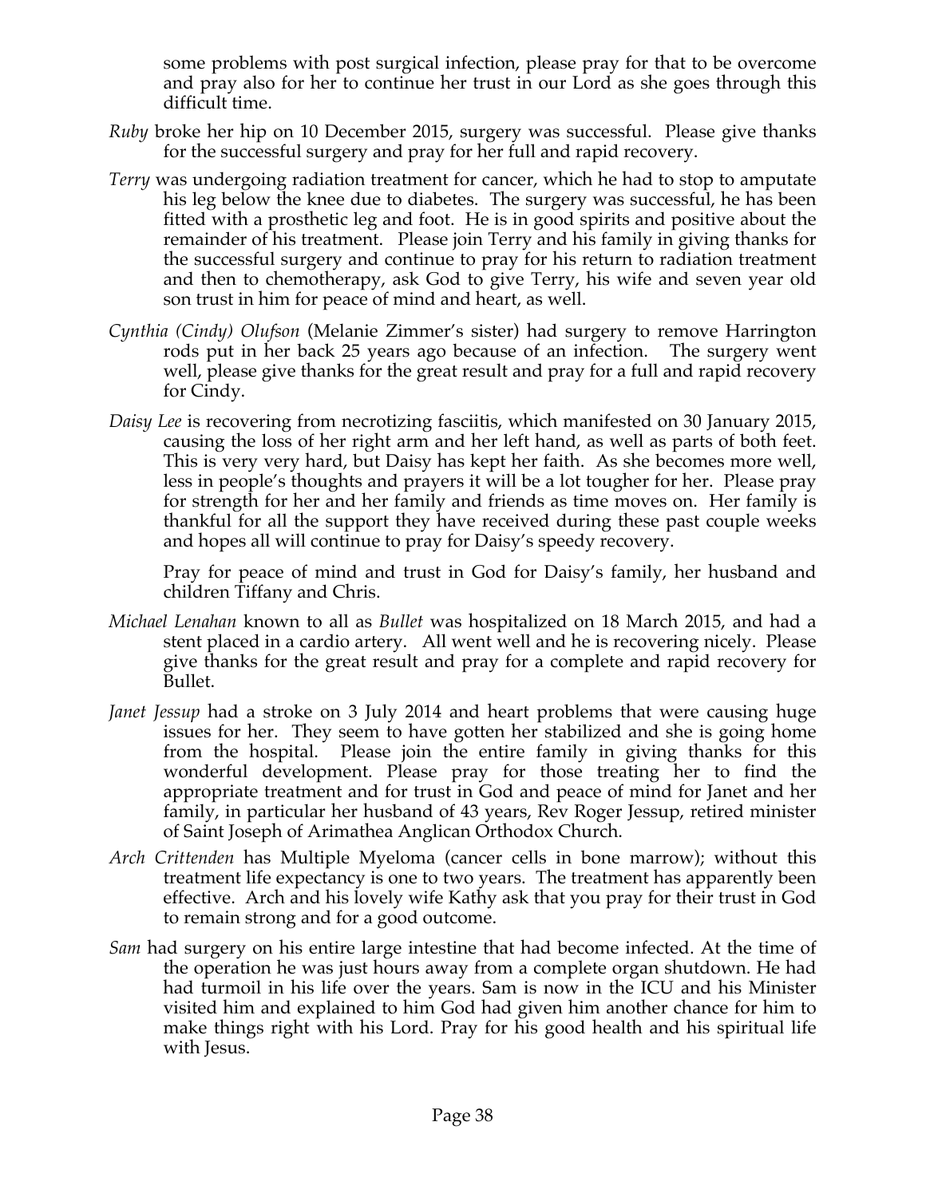some problems with post surgical infection, please pray for that to be overcome and pray also for her to continue her trust in our Lord as she goes through this difficult time.

*Ruby* broke her hip on 10 December 2015, surgery was successful. Please give thanks for the successful surgery and pray for her full and rapid recovery.

*Terry* was undergoing radiation treatment for cancer, which he had to stop to amputate his leg below the knee due to diabetes. The surgery was successful, he has been fitted with a prosthetic leg and foot. He is in good spirits and positive about the remainder of his treatment. Please join Terry and his family in giving thanks for the successful surgery and continue to pray for his return to radiation treatment and then to chemotherapy, ask God to give Terry, his wife and seven year old son trust in him for peace of mind and heart, as well.

*Cynthia (Cindy) Olufson* (Melanie Zimmer's sister) had surgery to remove Harrington rods put in her back 25 years ago because of an infection. The surgery went well, please give thanks for the great result and pray for a full and rapid recovery for Cindy.

*Daisy Lee* is recovering from necrotizing fasciitis, which manifested on 30 January 2015, causing the loss of her right arm and her left hand, as well as parts of both feet. This is very very hard, but Daisy has kept her faith. As she becomes more well, less in people's thoughts and prayers it will be a lot tougher for her. Please pray for strength for her and her family and friends as time moves on. Her family is thankful for all the support they have received during these past couple weeks and hopes all will continue to pray for Daisy's speedy recovery.

Pray for peace of mind and trust in God for Daisy's family, her husband and children Tiffany and Chris.

*Michael Lenahan* known to all as *Bullet* was hospitalized on 18 March 2015, and had a stent placed in a cardio artery. All went well and he is recovering nicely. Please give thanks for the great result and pray for a complete and rapid recovery for Bullet.

*Janet Jessup* had a stroke on 3 July 2014 and heart problems that were causing huge issues for her. They seem to have gotten her stabilized and she is going home from the hospital. Please join the entire family in giving thanks for this wonderful development. Please pray for those treating her to find the appropriate treatment and for trust in God and peace of mind for Janet and her family, in particular her husband of 43 years, Rev Roger Jessup, retired minister of Saint Joseph of Arimathea Anglican Orthodox Church.

*Arch Crittenden* has Multiple Myeloma (cancer cells in bone marrow); without this treatment life expectancy is one to two years. The treatment has apparently been effective. Arch and his lovely wife Kathy ask that you pray for their trust in God to remain strong and for a good outcome.

*Sam* had surgery on his entire large intestine that had become infected. At the time of the operation he was just hours away from a complete organ shutdown. He had had turmoil in his life over the years. Sam is now in the ICU and his Minister visited him and explained to him God had given him another chance for him to make things right with his Lord. Pray for his good health and his spiritual life with Jesus.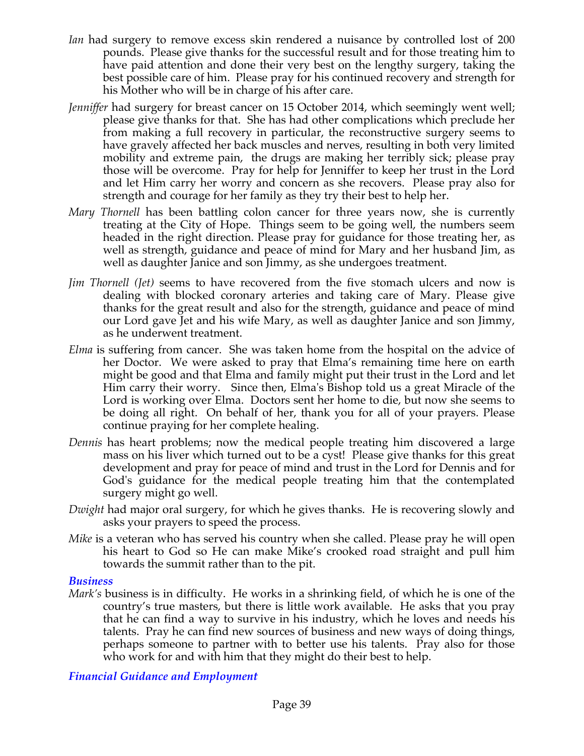*Ian* had surgery to remove excess skin rendered a nuisance by controlled lost of 200 pounds. Please give thanks for the successful result and for those treating him to have paid attention and done their very best on the lengthy surgery, taking the best possible care of him. Please pray for his continued recovery and strength for his Mother who will be in charge of his after care.

*Jenniffer* had surgery for breast cancer on 15 October 2014, which seemingly went well; please give thanks for that. She has had other complications which preclude her from making a full recovery in particular, the reconstructive surgery seems to have gravely affected her back muscles and nerves, resulting in both very limited mobility and extreme pain, the drugs are making her terribly sick; please pray those will be overcome. Pray for help for Jenniffer to keep her trust in the Lord and let Him carry her worry and concern as she recovers. Please pray also for strength and courage for her family as they try their best to help her.

*Mary Thornell* has been battling colon cancer for three years now, she is currently treating at the City of Hope. Things seem to be going well, the numbers seem headed in the right direction. Please pray for guidance for those treating her, as well as strength, guidance and peace of mind for Mary and her husband Jim, as well as daughter Janice and son Jimmy, as she undergoes treatment.

*Jim Thornell (Jet)* seems to have recovered from the five stomach ulcers and now is dealing with blocked coronary arteries and taking care of Mary. Please give thanks for the great result and also for the strength, guidance and peace of mind our Lord gave Jet and his wife Mary, as well as daughter Janice and son Jimmy, as he underwent treatment.

*Elma* is suffering from cancer. She was taken home from the hospital on the advice of her Doctor. We were asked to pray that Elma's remaining time here on earth might be good and that Elma and family might put their trust in the Lord and let Him carry their worry. Since then, Elma's Bishop told us a great Miracle of the Lord is working over Elma. Doctors sent her home to die, but now she seems to be doing all right. On behalf of her, thank you for all of your prayers. Please continue praying for her complete healing.

*Dennis* has heart problems; now the medical people treating him discovered a large mass on his liver which turned out to be a cyst! Please give thanks for this great development and pray for peace of mind and trust in the Lord for Dennis and for God's guidance for the medical people treating him that the contemplated surgery might go well.

*Dwight* had major oral surgery, for which he gives thanks. He is recovering slowly and asks your prayers to speed the process.

*Mike* is a veteran who has served his country when she called. Please pray he will open his heart to God so He can make Mike's crooked road straight and pull him towards the summit rather than to the pit.

### *Business*

*Mark's* business is in difficulty. He works in a shrinking field, of which he is one of the country's true masters, but there is little work available. He asks that you pray that he can find a way to survive in his industry, which he loves and needs his talents. Pray he can find new sources of business and new ways of doing things, perhaps someone to partner with to better use his talents. Pray also for those who work for and with him that they might do their best to help.

### *Financial Guidance and Employment*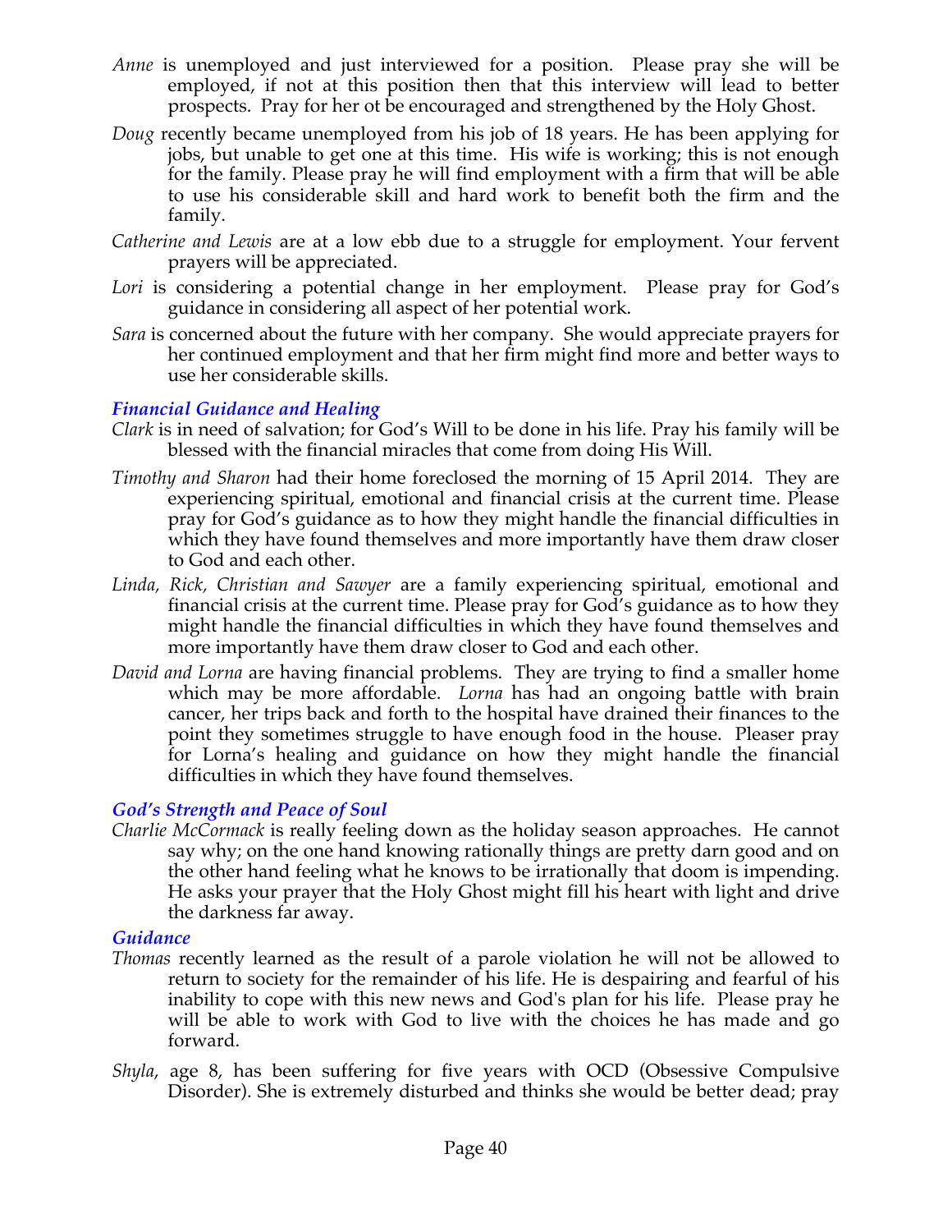*Anne* is unemployed and just interviewed for a position. Please pray she will be employed, if not at this position then that this interview will lead to better prospects. Pray for her ot be encouraged and strengthened by the Holy Ghost.

*Doug* recently became unemployed from his job of 18 years. He has been applying for jobs, but unable to get one at this time. His wife is working; this is not enough for the family. Please pray he will find employment with a firm that will be able to use his considerable skill and hard work to benefit both the firm and the family.

*Catherine and Lewis* are at a low ebb due to a struggle for employment. Your fervent prayers will be appreciated.

*Lori* is considering a potential change in her employment. Please pray for God's guidance in considering all aspect of her potential work.

*Sara* is concerned about the future with her company. She would appreciate prayers for her continued employment and that her firm might find more and better ways to use her considerable skills.

### *Financial Guidance and Healing*

*Clark* is in need of salvation; for God's Will to be done in his life. Pray his family will be blessed with the financial miracles that come from doing His Will.

*Timothy and Sharon* had their home foreclosed the morning of 15 April 2014. They are experiencing spiritual, emotional and financial crisis at the current time. Please pray for God's guidance as to how they might handle the financial difficulties in which they have found themselves and more importantly have them draw closer to God and each other.

*Linda, Rick, Christian and Sawyer* are a family experiencing spiritual, emotional and financial crisis at the current time. Please pray for God's guidance as to how they might handle the financial difficulties in which they have found themselves and more importantly have them draw closer to God and each other.

*David and Lorna* are having financial problems. They are trying to find a smaller home which may be more affordable. *Lorna* has had an ongoing battle with brain cancer, her trips back and forth to the hospital have drained their finances to the point they sometimes struggle to have enough food in the house. Pleaser pray for Lorna's healing and guidance on how they might handle the financial difficulties in which they have found themselves.

### *God's Strength and Peace of Soul*

*Charlie McCormack* is really feeling down as the holiday season approaches. He cannot say why; on the one hand knowing rationally things are pretty darn good and on the other hand feeling what he knows to be irrationally that doom is impending. He asks your prayer that the Holy Ghost might fill his heart with light and drive the darkness far away.

### *Guidance*

*Thomas* recently learned as the result of a parole violation he will not be allowed to return to society for the remainder of his life. He is despairing and fearful of his inability to cope with this new news and God's plan for his life. Please pray he will be able to work with God to live with the choices he has made and go forward.

*Shyla*, age 8, has been suffering for five years with OCD (Obsessive Compulsive Disorder). She is extremely disturbed and thinks she would be better dead; pray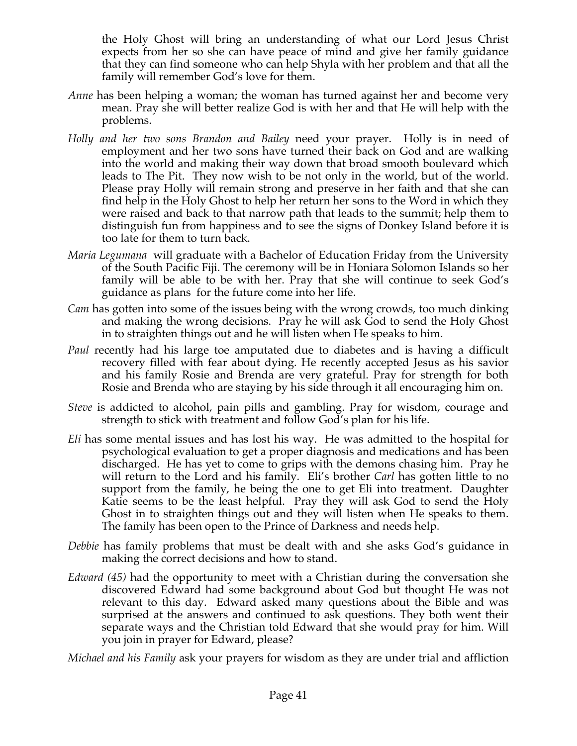the Holy Ghost will bring an understanding of what our Lord Jesus Christ expects from her so she can have peace of mind and give her family guidance that they can find someone who can help Shyla with her problem and that all the family will remember God's love for them.

*Anne* has been helping a woman; the woman has turned against her and become very mean. Pray she will better realize God is with her and that He will help with the problems.

*Holly and her two sons Brandon and Bailey* need your prayer. Holly is in need of employment and her two sons have turned their back on God and are walking into the world and making their way down that broad smooth boulevard which leads to The Pit. They now wish to be not only in the world, but of the world. Please pray Holly will remain strong and preserve in her faith and that she can find help in the Holy Ghost to help her return her sons to the Word in which they were raised and back to that narrow path that leads to the summit; help them to distinguish fun from happiness and to see the signs of Donkey Island before it is too late for them to turn back.

*Maria Legumana* will graduate with a Bachelor of Education Friday from the University of the South Pacific Fiji. The ceremony will be in Honiara Solomon Islands so her family will be able to be with her. Pray that she will continue to seek God's guidance as plans for the future come into her life.

*Cam* has gotten into some of the issues being with the wrong crowds, too much dinking and making the wrong decisions. Pray he will ask God to send the Holy Ghost in to straighten things out and he will listen when He speaks to him.

*Paul* recently had his large toe amputated due to diabetes and is having a difficult recovery filled with fear about dying. He recently accepted Jesus as his savior and his family Rosie and Brenda are very grateful. Pray for strength for both Rosie and Brenda who are staying by his side through it all encouraging him on.

*Steve* is addicted to alcohol, pain pills and gambling. Pray for wisdom, courage and strength to stick with treatment and follow God's plan for his life.

*Eli* has some mental issues and has lost his way. He was admitted to the hospital for psychological evaluation to get a proper diagnosis and medications and has been discharged. He has yet to come to grips with the demons chasing him. Pray he will return to the Lord and his family. Eli's brother *Carl* has gotten little to no support from the family, he being the one to get Eli into treatment. Daughter Katie seems to be the least helpful. Pray they will ask God to send the Holy Ghost in to straighten things out and they will listen when He speaks to them. The family has been open to the Prince of Darkness and needs help.

*Debbie* has family problems that must be dealt with and she asks God's guidance in making the correct decisions and how to stand.

*Edward (45)* had the opportunity to meet with a Christian during the conversation she discovered Edward had some background about God but thought He was not relevant to this day. Edward asked many questions about the Bible and was surprised at the answers and continued to ask questions. They both went their separate ways and the Christian told Edward that she would pray for him. Will you join in prayer for Edward, please?

*Michael and his Family* ask your prayers for wisdom as they are under trial and affliction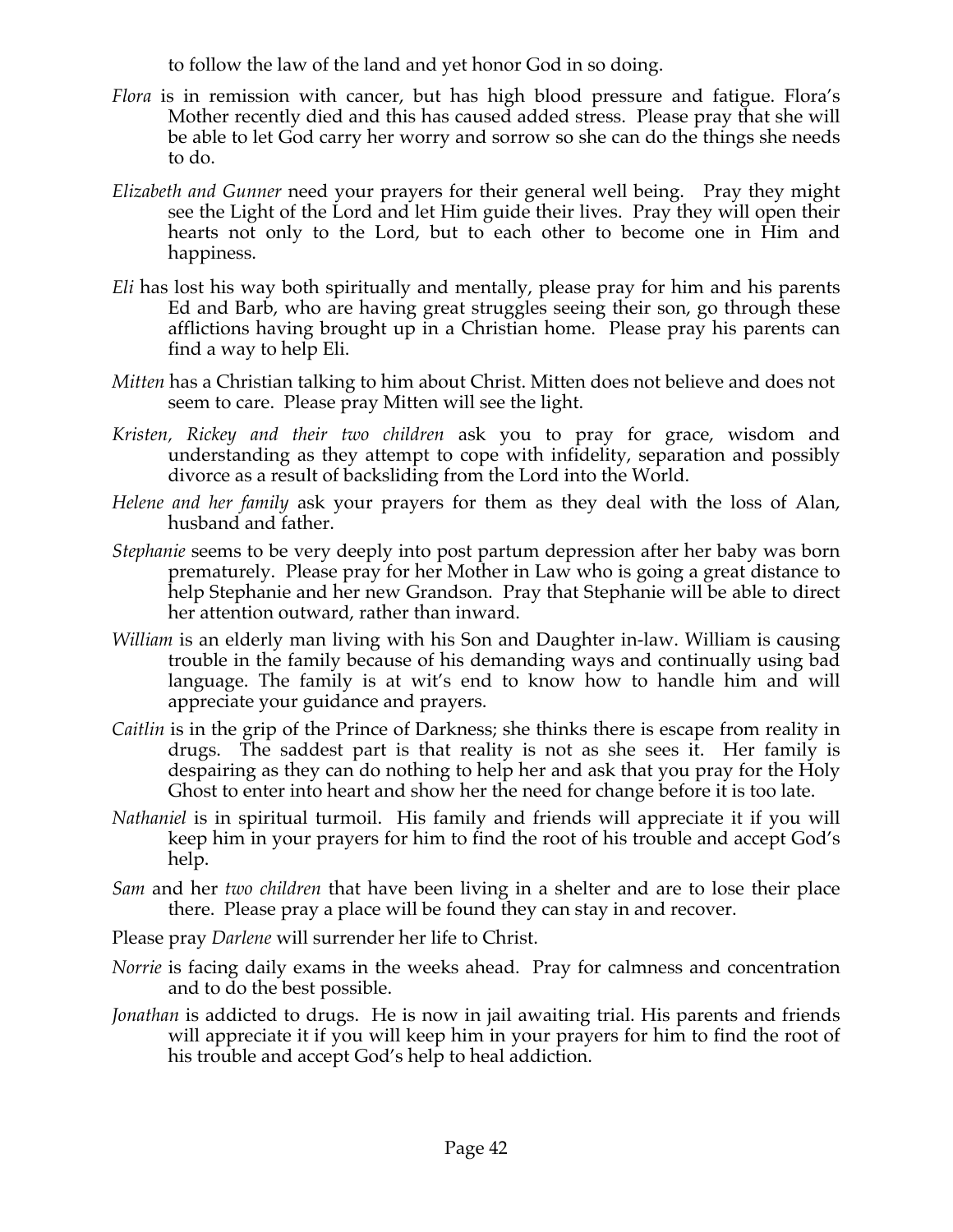to follow the law of the land and yet honor God in so doing.

*Flora* is in remission with cancer, but has high blood pressure and fatigue. Flora's Mother recently died and this has caused added stress. Please pray that she will be able to let God carry her worry and sorrow so she can do the things she needs to do.

*Elizabeth and Gunner* need your prayers for their general well being. Pray they might see the Light of the Lord and let Him guide their lives. Pray they will open their hearts not only to the Lord, but to each other to become one in Him and happiness.

*Eli* has lost his way both spiritually and mentally, please pray for him and his parents Ed and Barb, who are having great struggles seeing their son, go through these afflictions having brought up in a Christian home. Please pray his parents can find a way to help Eli.

*Mitten* has a Christian talking to him about Christ. Mitten does not believe and does not seem to care. Please pray Mitten will see the light.

*Kristen, Rickey and their two children* ask you to pray for grace, wisdom and understanding as they attempt to cope with infidelity, separation and possibly divorce as a result of backsliding from the Lord into the World.

*Helene and her family* ask your prayers for them as they deal with the loss of Alan, husband and father.

*Stephanie* seems to be very deeply into post partum depression after her baby was born prematurely. Please pray for her Mother in Law who is going a great distance to help Stephanie and her new Grandson. Pray that Stephanie will be able to direct her attention outward, rather than inward.

*William* is an elderly man living with his Son and Daughter in-law. William is causing trouble in the family because of his demanding ways and continually using bad language. The family is at wit's end to know how to handle him and will appreciate your guidance and prayers.

*Caitlin* is in the grip of the Prince of Darkness; she thinks there is escape from reality in drugs. The saddest part is that reality is not as she sees it. Her family is despairing as they can do nothing to help her and ask that you pray for the Holy Ghost to enter into heart and show her the need for change before it is too late.

*Nathaniel* is in spiritual turmoil. His family and friends will appreciate it if you will keep him in your prayers for him to find the root of his trouble and accept God's help.

*Sam* and her *two children* that have been living in a shelter and are to lose their place there. Please pray a place will be found they can stay in and recover.

Please pray *Darlene* will surrender her life to Christ.

*Norrie* is facing daily exams in the weeks ahead. Pray for calmness and concentration and to do the best possible.

*Jonathan* is addicted to drugs. He is now in jail awaiting trial. His parents and friends will appreciate it if you will keep him in your prayers for him to find the root of his trouble and accept God's help to heal addiction.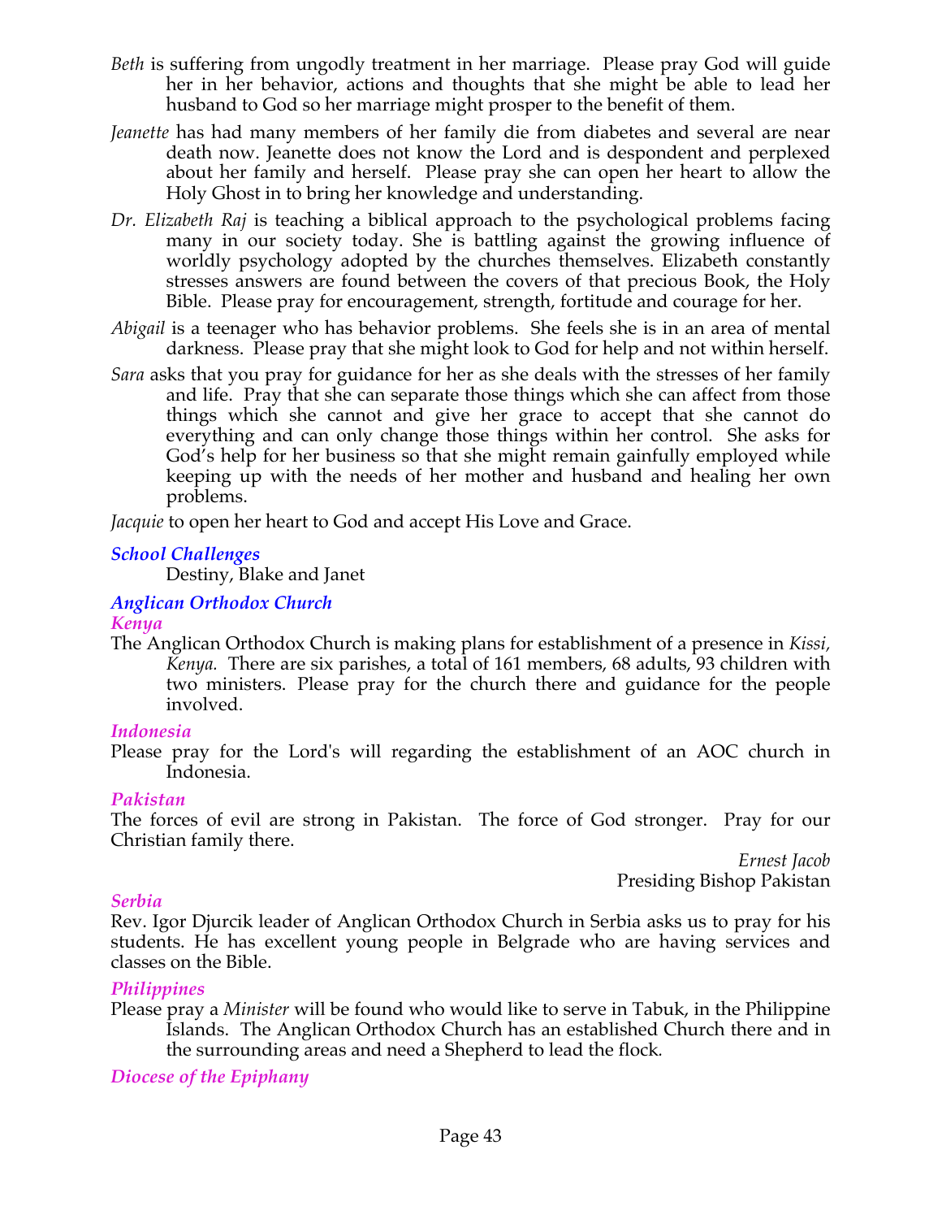*Beth* is suffering from ungodly treatment in her marriage. Please pray God will guide her in her behavior, actions and thoughts that she might be able to lead her husband to God so her marriage might prosper to the benefit of them.

*Jeanette* has had many members of her family die from diabetes and several are near death now. Jeanette does not know the Lord and is despondent and perplexed about her family and herself. Please pray she can open her heart to allow the Holy Ghost in to bring her knowledge and understanding.

*Dr. Elizabeth Raj* is teaching a biblical approach to the psychological problems facing many in our society today. She is battling against the growing influence of worldly psychology adopted by the churches themselves. Elizabeth constantly stresses answers are found between the covers of that precious Book, the Holy Bible. Please pray for encouragement, strength, fortitude and courage for her.

*Abigail* is a teenager who has behavior problems. She feels she is in an area of mental darkness. Please pray that she might look to God for help and not within herself.

*Sara* asks that you pray for guidance for her as she deals with the stresses of her family and life. Pray that she can separate those things which she can affect from those things which she cannot and give her grace to accept that she cannot do everything and can only change those things within her control. She asks for God's help for her business so that she might remain gainfully employed while keeping up with the needs of her mother and husband and healing her own problems.

*Jacquie* to open her heart to God and accept His Love and Grace.

### *School Challenges*

Destiny, Blake and Janet

## *Anglican Orthodox Church*

### *Kenya*

The Anglican Orthodox Church is making plans for establishment of a presence in *Kissi, Kenya.* There are six parishes, a total of 161 members, 68 adults, 93 children with two ministers. Please pray for the church there and guidance for the people involved.

### *Indonesia*

Please pray for the Lord's will regarding the establishment of an AOC church in Indonesia.

### *Pakistan*

The forces of evil are strong in Pakistan. The force of God stronger. Pray for our Christian family there.

*Ernest Jacob*
Presiding Bishop Pakistan

### *Serbia*

Rev. Igor Djurcik leader of Anglican Orthodox Church in Serbia asks us to pray for his students. He has excellent young people in Belgrade who are having services and classes on the Bible.

### *Philippines*

Please pray a *Minister* will be found who would like to serve in Tabuk, in the Philippine Islands. The Anglican Orthodox Church has an established Church there and in the surrounding areas and need a Shepherd to lead the flock.

### *Diocese of the Epiphany*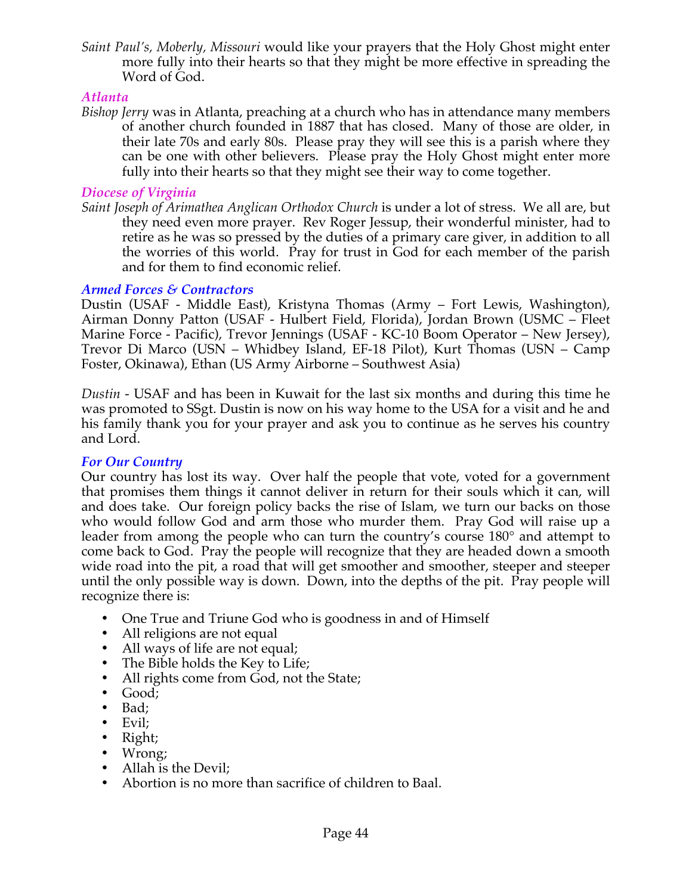*Saint Paul's, Moberly, Missouri* would like your prayers that the Holy Ghost might enter more fully into their hearts so that they might be more effective in spreading the Word of God.

### *Atlanta*

*Bishop Jerry* was in Atlanta, preaching at a church who has in attendance many members of another church founded in 1887 that has closed. Many of those are older, in their late 70s and early 80s. Please pray they will see this is a parish where they can be one with other believers. Please pray the Holy Ghost might enter more fully into their hearts so that they might see their way to come together.

### *Diocese of Virginia*

*Saint Joseph of Arimathea Anglican Orthodox Church* is under a lot of stress. We all are, but they need even more prayer. Rev Roger Jessup, their wonderful minister, had to retire as he was so pressed by the duties of a primary care giver, in addition to all the worries of this world. Pray for trust in God for each member of the parish and for them to find economic relief.

### *Armed Forces & Contractors*

Dustin (USAF - Middle East), Kristyna Thomas (Army – Fort Lewis, Washington), Airman Donny Patton (USAF - Hulbert Field, Florida), Jordan Brown (USMC – Fleet Marine Force - Pacific), Trevor Jennings (USAF - KC-10 Boom Operator – New Jersey), Trevor Di Marco (USN – Whidbey Island, EF-18 Pilot), Kurt Thomas (USN – Camp Foster, Okinawa), Ethan (US Army Airborne – Southwest Asia)

*Dustin* - USAF and has been in Kuwait for the last six months and during this time he was promoted to SSgt. Dustin is now on his way home to the USA for a visit and he and his family thank you for your prayer and ask you to continue as he serves his country and Lord.

### *For Our Country*

Our country has lost its way. Over half the people that vote, voted for a government that promises them things it cannot deliver in return for their souls which it can, will and does take. Our foreign policy backs the rise of Islam, we turn our backs on those who would follow God and arm those who murder them. Pray God will raise up a leader from among the people who can turn the country's course 180° and attempt to come back to God. Pray the people will recognize that they are headed down a smooth wide road into the pit, a road that will get smoother and smoother, steeper and steeper until the only possible way is down. Down, into the depths of the pit. Pray people will recognize there is:

- One True and Triune God who is goodness in and of Himself
- All religions are not equal
- All ways of life are not equal;
- The Bible holds the Key to Life;
- All rights come from God, not the State;
- Good;
- Bad;
- Evil;
- Right;
- Wrong;
- Allah is the Devil;
- Abortion is no more than sacrifice of children to Baal.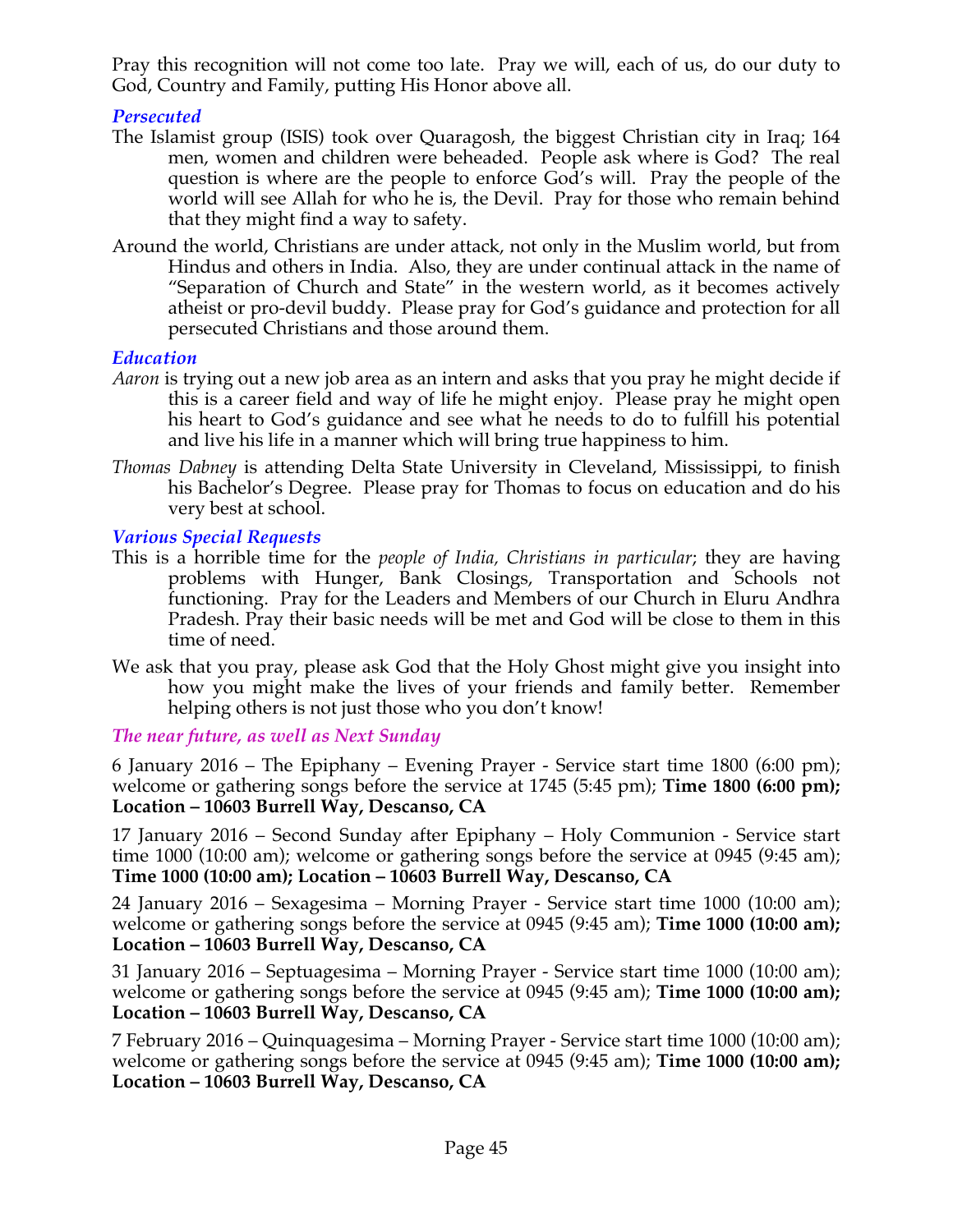Pray this recognition will not come too late. Pray we will, each of us, do our duty to God, Country and Family, putting His Honor above all.

### *Persecuted*

The Islamist group (ISIS) took over Quaragosh, the biggest Christian city in Iraq; 164 men, women and children were beheaded. People ask where is God? The real question is where are the people to enforce God's will. Pray the people of the world will see Allah for who he is, the Devil. Pray for those who remain behind that they might find a way to safety.

Around the world, Christians are under attack, not only in the Muslim world, but from Hindus and others in India. Also, they are under continual attack in the name of "Separation of Church and State" in the western world, as it becomes actively atheist or pro-devil buddy. Please pray for God's guidance and protection for all persecuted Christians and those around them.

### *Education*

*Aaron* is trying out a new job area as an intern and asks that you pray he might decide if this is a career field and way of life he might enjoy. Please pray he might open his heart to God's guidance and see what he needs to do to fulfill his potential and live his life in a manner which will bring true happiness to him.

*Thomas Dabney* is attending Delta State University in Cleveland, Mississippi, to finish his Bachelor's Degree. Please pray for Thomas to focus on education and do his very best at school.

### *Various Special Requests*

This is a horrible time for the *people of India, Christians in particular*; they are having problems with Hunger, Bank Closings, Transportation and Schools not functioning. Pray for the Leaders and Members of our Church in Eluru Andhra Pradesh. Pray their basic needs will be met and God will be close to them in this time of need.

We ask that you pray, please ask God that the Holy Ghost might give you insight into how you might make the lives of your friends and family better. Remember helping others is not just those who you don't know!

### *The near future, as well as Next Sunday*

6 January 2016 – The Epiphany – Evening Prayer - Service start time 1800 (6:00 pm); welcome or gathering songs before the service at 1745 (5:45 pm); **Time 1800 (6:00 pm); Location – 10603 Burrell Way, Descanso, CA**

17 January 2016 – Second Sunday after Epiphany – Holy Communion - Service start time 1000 (10:00 am); welcome or gathering songs before the service at 0945 (9:45 am); **Time 1000 (10:00 am); Location – 10603 Burrell Way, Descanso, CA**

24 January 2016 – Sexagesima – Morning Prayer - Service start time 1000 (10:00 am); welcome or gathering songs before the service at 0945 (9:45 am); **Time 1000 (10:00 am); Location – 10603 Burrell Way, Descanso, CA**

31 January 2016 – Septuagesima – Morning Prayer - Service start time 1000 (10:00 am); welcome or gathering songs before the service at 0945 (9:45 am); **Time 1000 (10:00 am); Location – 10603 Burrell Way, Descanso, CA**

7 February 2016 – Quinquagesima – Morning Prayer - Service start time 1000 (10:00 am); welcome or gathering songs before the service at 0945 (9:45 am); **Time 1000 (10:00 am); Location – 10603 Burrell Way, Descanso, CA**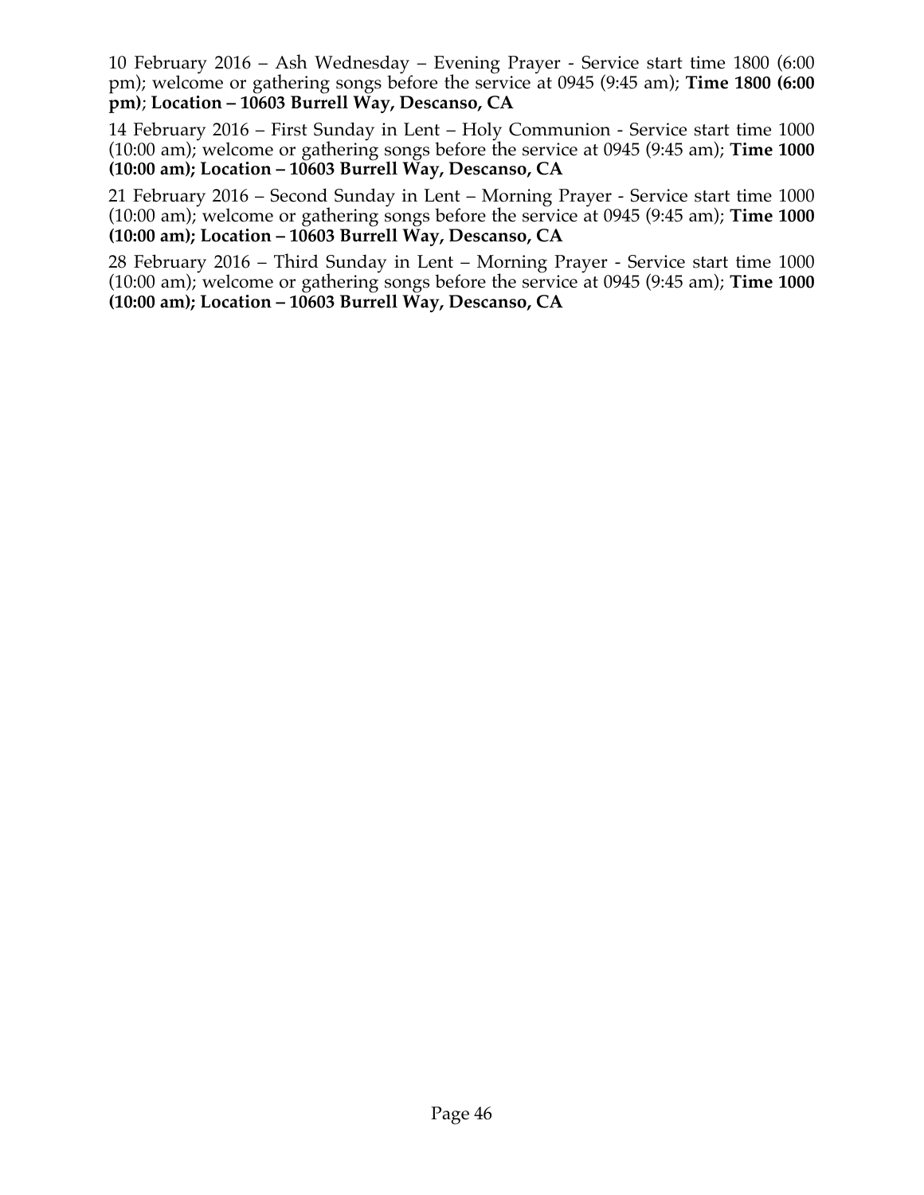10 February 2016 – Ash Wednesday – Evening Prayer - Service start time 1800 (6:00 pm); welcome or gathering songs before the service at 0945 (9:45 am); **Time 1800 (6:00 pm)**; **Location – 10603 Burrell Way, Descanso, CA**

14 February 2016 – First Sunday in Lent – Holy Communion - Service start time 1000 (10:00 am); welcome or gathering songs before the service at 0945 (9:45 am); **Time 1000 (10:00 am); Location – 10603 Burrell Way, Descanso, CA**

21 February 2016 – Second Sunday in Lent – Morning Prayer - Service start time 1000 (10:00 am); welcome or gathering songs before the service at 0945 (9:45 am); **Time 1000 (10:00 am); Location – 10603 Burrell Way, Descanso, CA**

28 February 2016 – Third Sunday in Lent – Morning Prayer - Service start time 1000 (10:00 am); welcome or gathering songs before the service at 0945 (9:45 am); **Time 1000 (10:00 am); Location – 10603 Burrell Way, Descanso, CA**